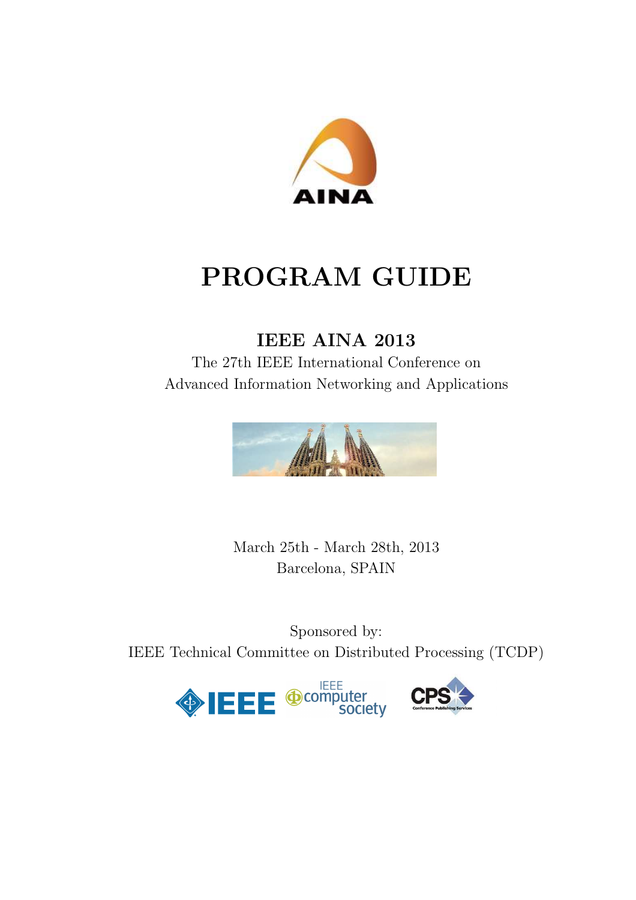AINA

# PROGRAM GUIDE

## IEEE AINA 2013

The 27th IEEE International Conference on
Advanced Information Networking and Applications

March 25th - March 28th, 2013
Barcelona, SPAIN

Sponsored by:
IEEE Technical Committee on Distributed Processing (TCDP)

IEEE · IEEE computer society · CPS Conference Publishing Services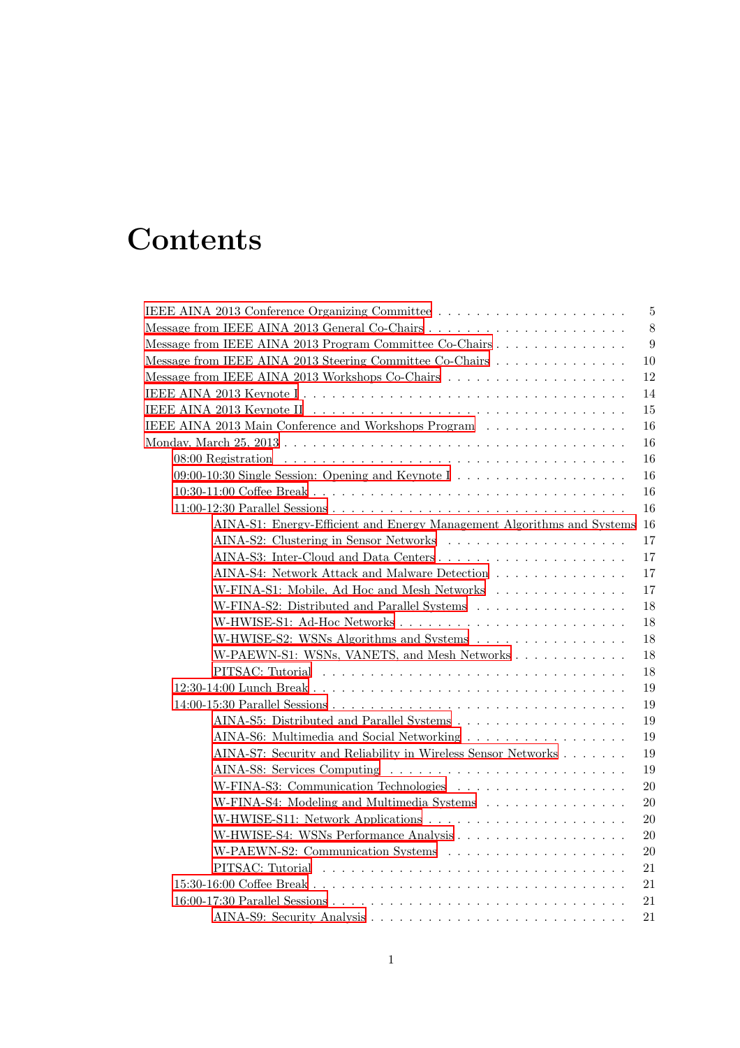# Contents

- IEEE AINA 2013 Conference Organizing Committee . . . . . 5
- Message from IEEE AINA 2013 General Co-Chairs . . . . . 8
- Message from IEEE AINA 2013 Program Committee Co-Chairs . . . . . 9
- Message from IEEE AINA 2013 Steering Committee Co-Chairs . . . . . 10
- Message from IEEE AINA 2013 Workshops Co-Chairs . . . . . 12
- IEEE AINA 2013 Keynote I . . . . . 14
- IEEE AINA 2013 Keynote II . . . . . 15
- IEEE AINA 2013 Main Conference and Workshops Program . . . . . 16
- Monday, March 25, 2013 . . . . . 16
  - 08:00 Registration . . . . . 16
  - 09:00-10:30 Single Session: Opening and Keynote I . . . . . 16
  - 10:30-11:00 Coffee Break . . . . . 16
  - 11:00-12:30 Parallel Sessions . . . . . 16
    - AINA-S1: Energy-Efficient and Energy Management Algorithms and Systems 16
    - AINA-S2: Clustering in Sensor Networks . . . . . 17
    - AINA-S3: Inter-Cloud and Data Centers . . . . . 17
    - AINA-S4: Network Attack and Malware Detection . . . . . 17
    - W-FINA-S1: Mobile, Ad Hoc and Mesh Networks . . . . . 17
    - W-FINA-S2: Distributed and Parallel Systems . . . . . 18
    - W-HWISE-S1: Ad-Hoc Networks . . . . . 18
    - W-HWISE-S2: WSNs Algorithms and Systems . . . . . 18
    - W-PAEWN-S1: WSNs, VANETS, and Mesh Networks . . . . . 18
    - PITSAC: Tutorial . . . . . 18
  - 12:30-14:00 Lunch Break . . . . . 19
  - 14:00-15:30 Parallel Sessions . . . . . 19
    - AINA-S5: Distributed and Parallel Systems . . . . . 19
    - AINA-S6: Multimedia and Social Networking . . . . . 19
    - AINA-S7: Security and Reliability in Wireless Sensor Networks . . . . . 19
    - AINA-S8: Services Computing . . . . . 19
    - W-FINA-S3: Communication Technologies . . . . . 20
    - W-FINA-S4: Modeling and Multimedia Systems . . . . . 20
    - W-HWISE-S11: Network Applications . . . . . 20
    - W-HWISE-S4: WSNs Performance Analysis . . . . . 20
    - W-PAEWN-S2: Communication Systems . . . . . 20
    - PITSAC: Tutorial . . . . . 21
  - 15:30-16:00 Coffee Break . . . . . 21
  - 16:00-17:30 Parallel Sessions . . . . . 21
    - AINA-S9: Security Analysis . . . . . 21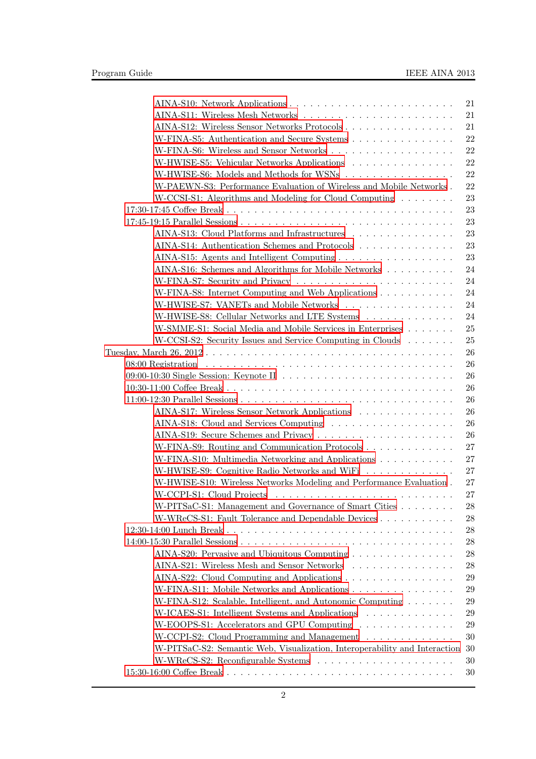- AINA-S10: Network Applications . . . . . . . . . . . . . . . . . . . . . . . . 21
- AINA-S11: Wireless Mesh Networks . . . . . . . . . . . . . . . . . . . . . . . 21
- AINA-S12: Wireless Sensor Networks Protocols . . . . . . . . . . . . . . . . . 21
- W-FINA-S5: Authentication and Secure Systems . . . . . . . . . . . . . . . . 22
- W-FINA-S6: Wireless and Sensor Networks . . . . . . . . . . . . . . . . . . . 22
- W-HWISE-S5: Vehicular Networks Applications . . . . . . . . . . . . . . . . 22
- W-HWISE-S6: Models and Methods for WSNs . . . . . . . . . . . . . . . . . 22
- W-PAEWN-S3: Performance Evaluation of Wireless and Mobile Networks . 22
- W-CCSI-S1: Algorithms and Modeling for Cloud Computing . . . . . . . . 23

17:30-17:45 Coffee Break . . . . . . . . . . . . . . . . . . . . . . . . . . . . . . 23

17:45-19:15 Parallel Sessions . . . . . . . . . . . . . . . . . . . . . . . . . . . . 23

- AINA-S13: Cloud Platforms and Infrastructures . . . . . . . . . . . . . . . 23
- AINA-S14: Authentication Schemes and Protocols . . . . . . . . . . . . . . 23
- AINA-S15: Agents and Intelligent Computing . . . . . . . . . . . . . . . . . 23
- AINA-S16: Schemes and Algorithms for Mobile Networks . . . . . . . . . . 24
- W-FINA-S7: Security and Privacy . . . . . . . . . . . . . . . . . . . . . . . 24
- W-FINA-S8: Internet Computing and Web Applications . . . . . . . . . . . 24
- W-HWISE-S7: VANETs and Mobile Networks . . . . . . . . . . . . . . . . . 24
- W-HWISE-S8: Cellular Networks and LTE Systems . . . . . . . . . . . . . 24
- W-SMME-S1: Social Media and Mobile Services in Enterprises . . . . . . . 25
- W-CCSI-S2: Security Issues and Service Computing in Clouds . . . . . . . 25

Tuesday, March 26, 2012 . . . . . . . . . . . . . . . . . . . . . . . . . . . . . . 26

08:00 Registration . . . . . . . . . . . . . . . . . . . . . . . . . . . . . . . . 26

09:00-10:30 Single Session: Keynote II . . . . . . . . . . . . . . . . . . . . . . 26

10:30-11:00 Coffee Break . . . . . . . . . . . . . . . . . . . . . . . . . . . . . . 26

11:00-12:30 Parallel Sessions . . . . . . . . . . . . . . . . . . . . . . . . . . . . 26

- AINA-S17: Wireless Sensor Network Applications . . . . . . . . . . . . . . 26
- AINA-S18: Cloud and Services Computing . . . . . . . . . . . . . . . . . . 26
- AINA-S19: Secure Schemes and Privacy . . . . . . . . . . . . . . . . . . . . 26
- W-FINA-S9: Routing and Communication Protocols . . . . . . . . . . . . . 27
- W-FINA-S10: Multimedia Networking and Applications . . . . . . . . . . . 27
- W-HWISE-S9: Cognitive Radio Networks and WiFi . . . . . . . . . . . . . 27
- W-HWISE-S10: Wireless Networks Modeling and Performance Evaluation . 27
- W-CCPI-S1: Cloud Projects . . . . . . . . . . . . . . . . . . . . . . . . . . 27
- W-PITSaC-S1: Management and Governance of Smart Cities . . . . . . . . 28
- W-WReCS-S1: Fault Tolerance and Dependable Devices . . . . . . . . . . . 28

12:30-14:00 Lunch Break . . . . . . . . . . . . . . . . . . . . . . . . . . . . . . 28

14:00-15:30 Parallel Sessions . . . . . . . . . . . . . . . . . . . . . . . . . . . . 28

- AINA-S20: Pervasive and Ubiquitous Computing . . . . . . . . . . . . . . . 28
- AINA-S21: Wireless Mesh and Sensor Networks . . . . . . . . . . . . . . . 28
- AINA-S22: Cloud Computing and Applications . . . . . . . . . . . . . . . . 29
- W-FINA-S11: Mobile Networks and Applications . . . . . . . . . . . . . . . 29
- W-FINA-S12: Scalable, Intelligent, and Autonomic Computing . . . . . . . 29
- W-ICAES-S1: Intelligent Systems and Applications . . . . . . . . . . . . . 29
- W-EOOPS-S1: Accelerators and GPU Computing . . . . . . . . . . . . . . 29
- W-CCPI-S2: Cloud Programming and Management . . . . . . . . . . . . . 30
- W-PITSaC-S2: Semantic Web, Visualization, Interoperability and Interaction 30
- W-WReCS-S2: Reconfigurable Systems . . . . . . . . . . . . . . . . . . . . 30

15:30-16:00 Coffee Break . . . . . . . . . . . . . . . . . . . . . . . . . . . . . . 30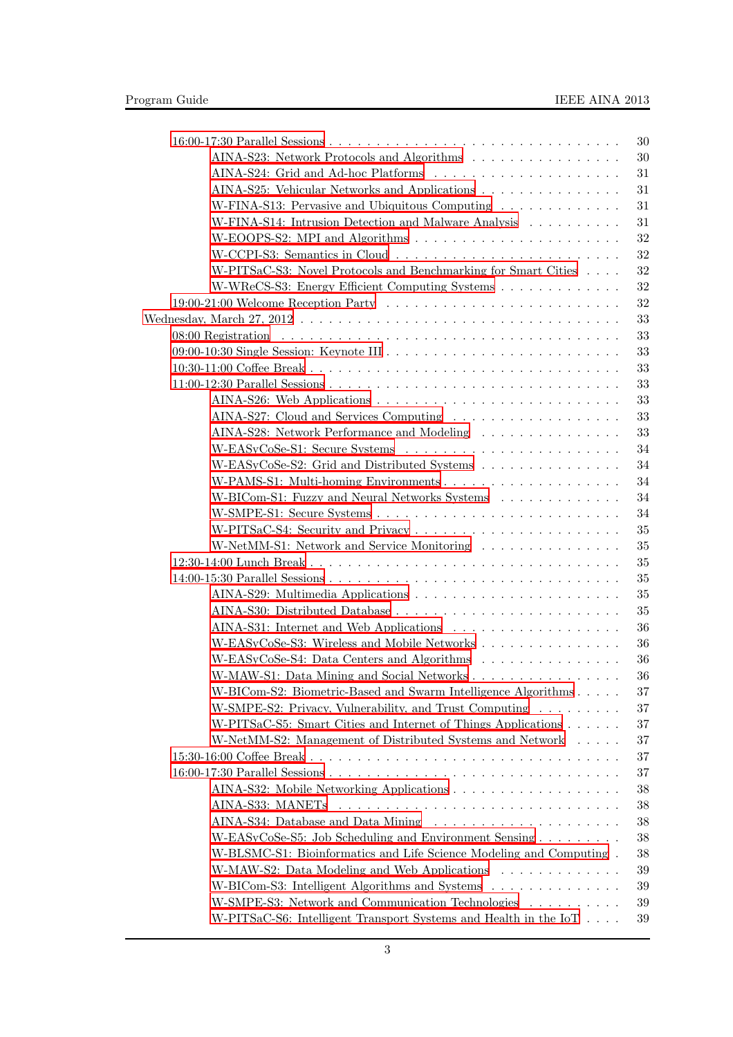- 16:00-17:30 Parallel Sessions . . . . . . . . . . . . . . . . . . . . . . . . . . . . . . . . 30
  - AINA-S23: Network Protocols and Algorithms . . . . . . . . . . . . . . . . . 30
  - AINA-S24: Grid and Ad-hoc Platforms . . . . . . . . . . . . . . . . . . . . 31
  - AINA-S25: Vehicular Networks and Applications . . . . . . . . . . . . . . . 31
  - W-FINA-S13: Pervasive and Ubiquitous Computing . . . . . . . . . . . . . 31
  - W-FINA-S14: Intrusion Detection and Malware Analysis . . . . . . . . . . . 31
  - W-EOOPS-S2: MPI and Algorithms . . . . . . . . . . . . . . . . . . . . . . 32
  - W-CCPI-S3: Semantics in Cloud . . . . . . . . . . . . . . . . . . . . . . . . 32
  - W-PITSaC-S3: Novel Protocols and Benchmarking for Smart Cities . . . . 32
  - W-WReCS-S3: Energy Efficient Computing Systems . . . . . . . . . . . . . 32
- 19:00-21:00 Welcome Reception Party . . . . . . . . . . . . . . . . . . . . . . . . . 32

Wednesday, March 27, 2012 . . . . . . . . . . . . . . . . . . . . . . . . . . . . . . . . . . 33

- 08:00 Registration . . . . . . . . . . . . . . . . . . . . . . . . . . . . . . . . . . . . 33
- 09:00-10:30 Single Session: Keynote III . . . . . . . . . . . . . . . . . . . . . . . . 33
- 10:30-11:00 Coffee Break . . . . . . . . . . . . . . . . . . . . . . . . . . . . . . . . 33
- 11:00-12:30 Parallel Sessions . . . . . . . . . . . . . . . . . . . . . . . . . . . . . . 33
  - AINA-S26: Web Applications . . . . . . . . . . . . . . . . . . . . . . . . . . 33
  - AINA-S27: Cloud and Services Computing . . . . . . . . . . . . . . . . . . . 33
  - AINA-S28: Network Performance and Modeling . . . . . . . . . . . . . . . . 33
  - W-EASyCoSe-S1: Secure Systems . . . . . . . . . . . . . . . . . . . . . . . 34
  - W-EASyCoSe-S2: Grid and Distributed Systems . . . . . . . . . . . . . . . . 34
  - W-PAMS-S1: Multi-homing Environments . . . . . . . . . . . . . . . . . . . 34
  - W-BICom-S1: Fuzzy and Neural Networks Systems . . . . . . . . . . . . . . 34
  - W-SMPE-S1: Secure Systems . . . . . . . . . . . . . . . . . . . . . . . . . . 34
  - W-PITSaC-S4: Security and Privacy . . . . . . . . . . . . . . . . . . . . . . 35
  - W-NetMM-S1: Network and Service Monitoring . . . . . . . . . . . . . . . . 35
- 12:30-14:00 Lunch Break . . . . . . . . . . . . . . . . . . . . . . . . . . . . . . . . 35
- 14:00-15:30 Parallel Sessions . . . . . . . . . . . . . . . . . . . . . . . . . . . . . . 35
  - AINA-S29: Multimedia Applications . . . . . . . . . . . . . . . . . . . . . . . 35
  - AINA-S30: Distributed Database . . . . . . . . . . . . . . . . . . . . . . . . . 35
  - AINA-S31: Internet and Web Applications . . . . . . . . . . . . . . . . . . . 36
  - W-EASyCoSe-S3: Wireless and Mobile Networks . . . . . . . . . . . . . . . 36
  - W-EASyCoSe-S4: Data Centers and Algorithms . . . . . . . . . . . . . . . . 36
  - W-MAW-S1: Data Mining and Social Networks . . . . . . . . . . . . . . . . 36
  - W-BICom-S2: Biometric-Based and Swarm Intelligence Algorithms . . . . . 37
  - W-SMPE-S2: Privacy, Vulnerability, and Trust Computing . . . . . . . . . 37
  - W-PITSaC-S5: Smart Cities and Internet of Things Applications . . . . . . 37
  - W-NetMM-S2: Management of Distributed Systems and Network . . . . . 37
- 15:30-16:00 Coffee Break . . . . . . . . . . . . . . . . . . . . . . . . . . . . . . . . 37
- 16:00-17:30 Parallel Sessions . . . . . . . . . . . . . . . . . . . . . . . . . . . . . . 37
  - AINA-S32: Mobile Networking Applications . . . . . . . . . . . . . . . . . . 38
  - AINA-S33: MANETs . . . . . . . . . . . . . . . . . . . . . . . . . . . . . . . 38
  - AINA-S34: Database and Data Mining . . . . . . . . . . . . . . . . . . . . . 38
  - W-EASyCoSe-S5: Job Scheduling and Environment Sensing . . . . . . . . . 38
  - W-BLSMC-S1: Bioinformatics and Life Science Modeling and Computing . 38
  - W-MAW-S2: Data Modeling and Web Applications . . . . . . . . . . . . . . 39
  - W-BICom-S3: Intelligent Algorithms and Systems . . . . . . . . . . . . . . 39
  - W-SMPE-S3: Network and Communication Technologies . . . . . . . . . . 39
  - W-PITSaC-S6: Intelligent Transport Systems and Health in the IoT . . . . 39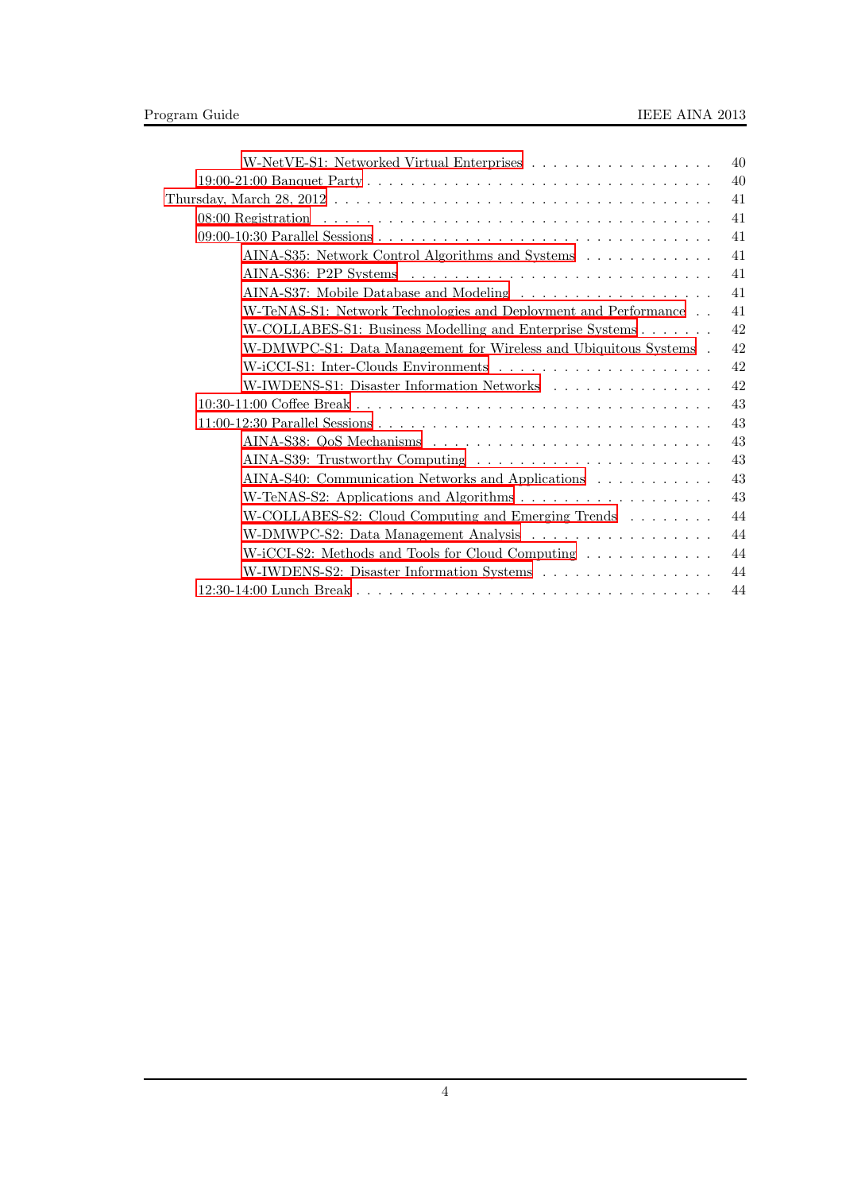- W-NetVE-S1: Networked Virtual Enterprises . . . . . . . . . . . . . . . . . . 40
- 19:00-21:00 Banquet Party . . . . . . . . . . . . . . . . . . . . . . . . . . . . . . 40

Thursday, March 28, 2012 . . . . . . . . . . . . . . . . . . . . . . . . . . . . . . 41

- 08:00 Registration . . . . . . . . . . . . . . . . . . . . . . . . . . . . . . . . 41
- 09:00-10:30 Parallel Sessions . . . . . . . . . . . . . . . . . . . . . . . . . . . 41
  - AINA-S35: Network Control Algorithms and Systems . . . . . . . . . . . . 41
  - AINA-S36: P2P Systems . . . . . . . . . . . . . . . . . . . . . . . . . . . 41
  - AINA-S37: Mobile Database and Modeling . . . . . . . . . . . . . . . . . . 41
  - W-TeNAS-S1: Network Technologies and Deployment and Performance . . 41
  - W-COLLABES-S1: Business Modelling and Enterprise Systems . . . . . . . 42
  - W-DMWPC-S1: Data Management for Wireless and Ubiquitous Systems . 42
  - W-iCCI-S1: Inter-Clouds Environments . . . . . . . . . . . . . . . . . . . 42
  - W-IWDENS-S1: Disaster Information Networks . . . . . . . . . . . . . . . 42
- 10:30-11:00 Coffee Break . . . . . . . . . . . . . . . . . . . . . . . . . . . . . . 43
- 11:00-12:30 Parallel Sessions . . . . . . . . . . . . . . . . . . . . . . . . . . . 43
  - AINA-S38: QoS Mechanisms . . . . . . . . . . . . . . . . . . . . . . . . . . 43
  - AINA-S39: Trustworthy Computing . . . . . . . . . . . . . . . . . . . . . . 43
  - AINA-S40: Communication Networks and Applications . . . . . . . . . . . 43
  - W-TeNAS-S2: Applications and Algorithms . . . . . . . . . . . . . . . . . 43
  - W-COLLABES-S2: Cloud Computing and Emerging Trends . . . . . . . . . 44
  - W-DMWPC-S2: Data Management Analysis . . . . . . . . . . . . . . . . . 44
  - W-iCCI-S2: Methods and Tools for Cloud Computing . . . . . . . . . . . . 44
  - W-IWDENS-S2: Disaster Information Systems . . . . . . . . . . . . . . . . 44
- 12:30-14:00 Lunch Break . . . . . . . . . . . . . . . . . . . . . . . . . . . . . . 44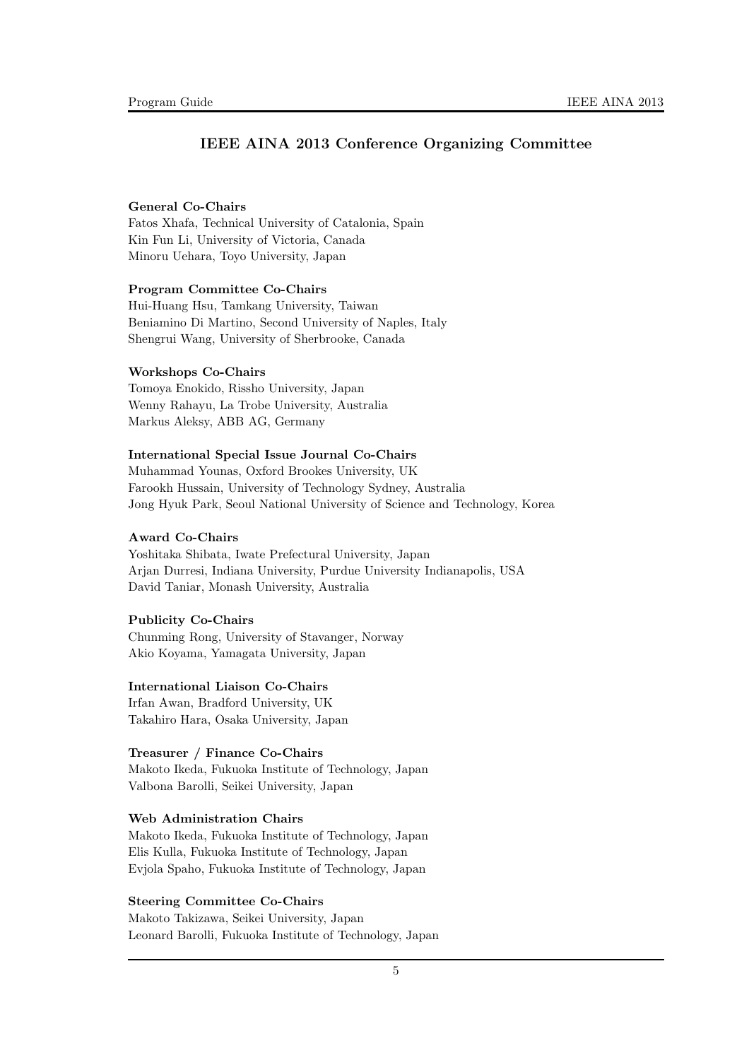# IEEE AINA 2013 Conference Organizing Committee

**General Co-Chairs**
Fatos Xhafa, Technical University of Catalonia, Spain
Kin Fun Li, University of Victoria, Canada
Minoru Uehara, Toyo University, Japan

**Program Committee Co-Chairs**
Hui-Huang Hsu, Tamkang University, Taiwan
Beniamino Di Martino, Second University of Naples, Italy
Shengrui Wang, University of Sherbrooke, Canada

**Workshops Co-Chairs**
Tomoya Enokido, Rissho University, Japan
Wenny Rahayu, La Trobe University, Australia
Markus Aleksy, ABB AG, Germany

**International Special Issue Journal Co-Chairs**
Muhammad Younas, Oxford Brookes University, UK
Farookh Hussain, University of Technology Sydney, Australia
Jong Hyuk Park, Seoul National University of Science and Technology, Korea

**Award Co-Chairs**
Yoshitaka Shibata, Iwate Prefectural University, Japan
Arjan Durresi, Indiana University, Purdue University Indianapolis, USA
David Taniar, Monash University, Australia

**Publicity Co-Chairs**
Chunming Rong, University of Stavanger, Norway
Akio Koyama, Yamagata University, Japan

**International Liaison Co-Chairs**
Irfan Awan, Bradford University, UK
Takahiro Hara, Osaka University, Japan

**Treasurer / Finance Co-Chairs**
Makoto Ikeda, Fukuoka Institute of Technology, Japan
Valbona Barolli, Seikei University, Japan

**Web Administration Chairs**
Makoto Ikeda, Fukuoka Institute of Technology, Japan
Elis Kulla, Fukuoka Institute of Technology, Japan
Evjola Spaho, Fukuoka Institute of Technology, Japan

**Steering Committee Co-Chairs**
Makoto Takizawa, Seikei University, Japan
Leonard Barolli, Fukuoka Institute of Technology, Japan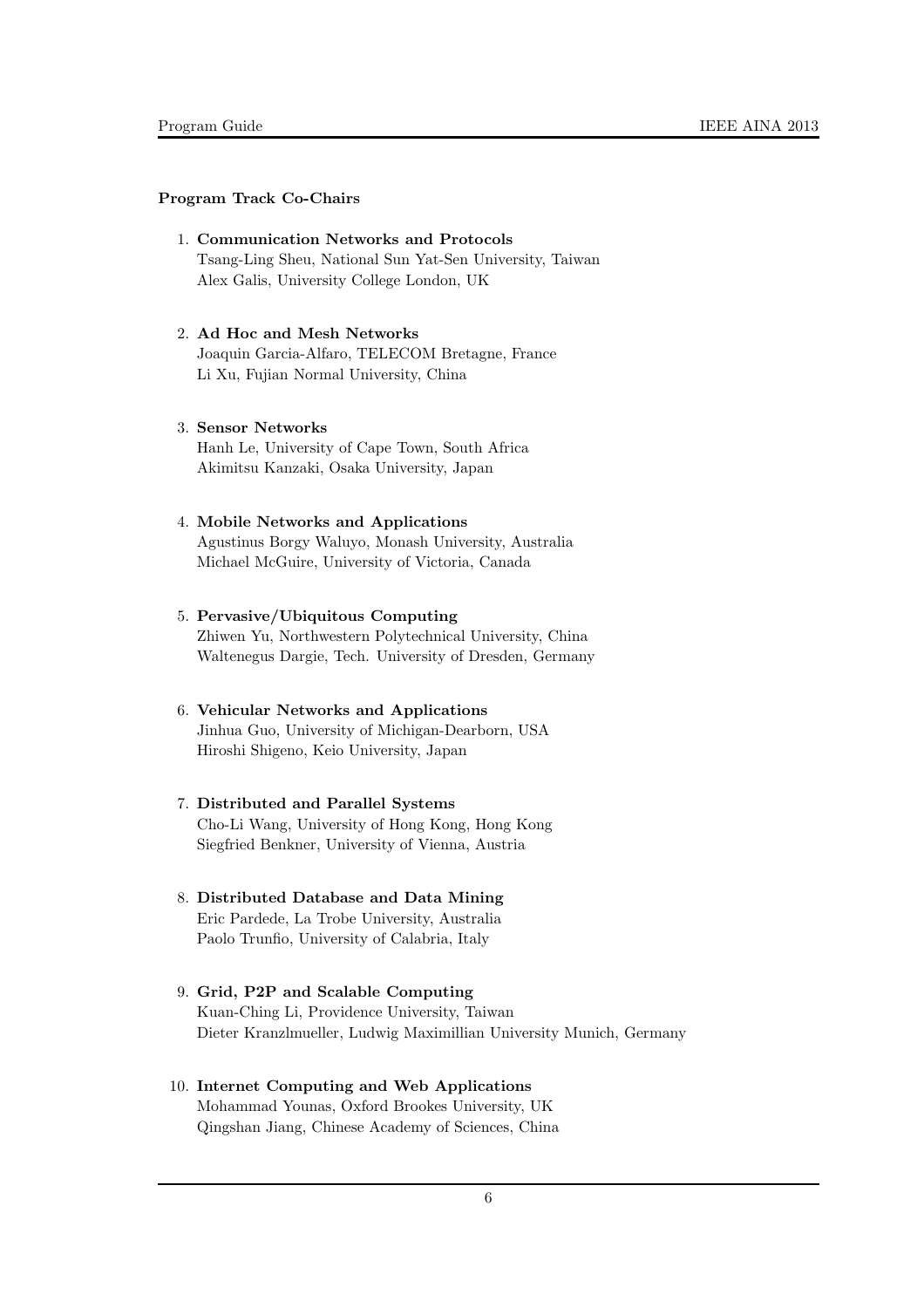**Program Track Co-Chairs**

1. **Communication Networks and Protocols**
   Tsang-Ling Sheu, National Sun Yat-Sen University, Taiwan
   Alex Galis, University College London, UK

2. **Ad Hoc and Mesh Networks**
   Joaquin Garcia-Alfaro, TELECOM Bretagne, France
   Li Xu, Fujian Normal University, China

3. **Sensor Networks**
   Hanh Le, University of Cape Town, South Africa
   Akimitsu Kanzaki, Osaka University, Japan

4. **Mobile Networks and Applications**
   Agustinus Borgy Waluyo, Monash University, Australia
   Michael McGuire, University of Victoria, Canada

5. **Pervasive/Ubiquitous Computing**
   Zhiwen Yu, Northwestern Polytechnical University, China
   Waltenegus Dargie, Tech. University of Dresden, Germany

6. **Vehicular Networks and Applications**
   Jinhua Guo, University of Michigan-Dearborn, USA
   Hiroshi Shigeno, Keio University, Japan

7. **Distributed and Parallel Systems**
   Cho-Li Wang, University of Hong Kong, Hong Kong
   Siegfried Benkner, University of Vienna, Austria

8. **Distributed Database and Data Mining**
   Eric Pardede, La Trobe University, Australia
   Paolo Trunfio, University of Calabria, Italy

9. **Grid, P2P and Scalable Computing**
   Kuan-Ching Li, Providence University, Taiwan
   Dieter Kranzlmueller, Ludwig Maximillian University Munich, Germany

10. **Internet Computing and Web Applications**
    Mohammad Younas, Oxford Brookes University, UK
    Qingshan Jiang, Chinese Academy of Sciences, China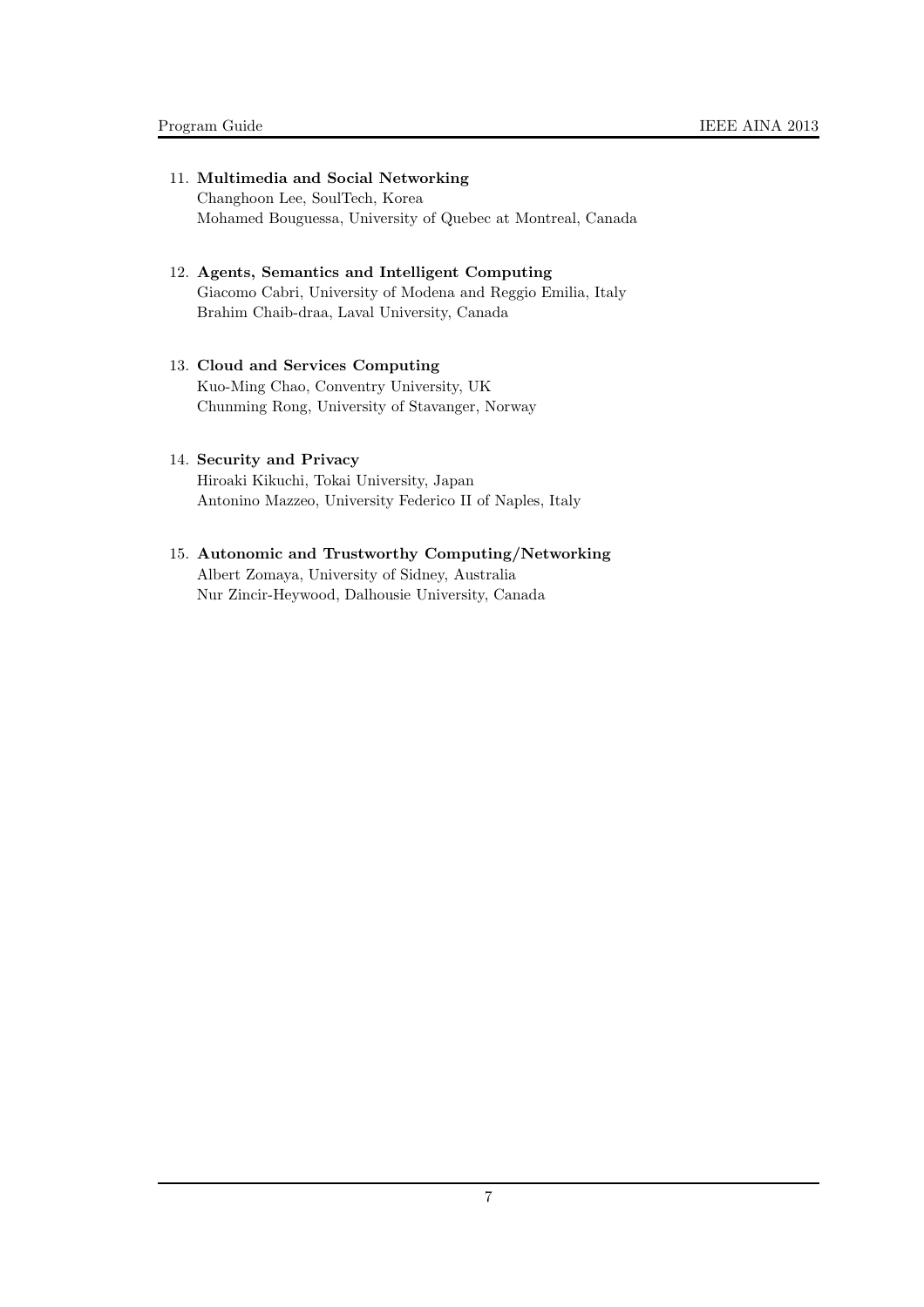11. **Multimedia and Social Networking**
    Changhoon Lee, SoulTech, Korea
    Mohamed Bouguessa, University of Quebec at Montreal, Canada

12. **Agents, Semantics and Intelligent Computing**
    Giacomo Cabri, University of Modena and Reggio Emilia, Italy
    Brahim Chaib-draa, Laval University, Canada

13. **Cloud and Services Computing**
    Kuo-Ming Chao, Conventry University, UK
    Chunming Rong, University of Stavanger, Norway

14. **Security and Privacy**
    Hiroaki Kikuchi, Tokai University, Japan
    Antonino Mazzeo, University Federico II of Naples, Italy

15. **Autonomic and Trustworthy Computing/Networking**
    Albert Zomaya, University of Sidney, Australia
    Nur Zincir-Heywood, Dalhousie University, Canada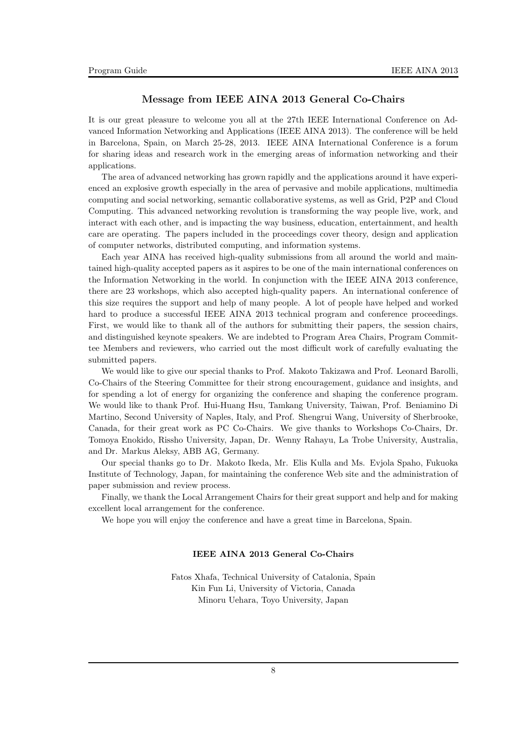## Message from IEEE AINA 2013 General Co-Chairs

It is our great pleasure to welcome you all at the 27th IEEE International Conference on Advanced Information Networking and Applications (IEEE AINA 2013). The conference will be held in Barcelona, Spain, on March 25-28, 2013. IEEE AINA International Conference is a forum for sharing ideas and research work in the emerging areas of information networking and their applications.

The area of advanced networking has grown rapidly and the applications around it have experienced an explosive growth especially in the area of pervasive and mobile applications, multimedia computing and social networking, semantic collaborative systems, as well as Grid, P2P and Cloud Computing. This advanced networking revolution is transforming the way people live, work, and interact with each other, and is impacting the way business, education, entertainment, and health care are operating. The papers included in the proceedings cover theory, design and application of computer networks, distributed computing, and information systems.

Each year AINA has received high-quality submissions from all around the world and maintained high-quality accepted papers as it aspires to be one of the main international conferences on the Information Networking in the world. In conjunction with the IEEE AINA 2013 conference, there are 23 workshops, which also accepted high-quality papers. An international conference of this size requires the support and help of many people. A lot of people have helped and worked hard to produce a successful IEEE AINA 2013 technical program and conference proceedings. First, we would like to thank all of the authors for submitting their papers, the session chairs, and distinguished keynote speakers. We are indebted to Program Area Chairs, Program Committee Members and reviewers, who carried out the most difficult work of carefully evaluating the submitted papers.

We would like to give our special thanks to Prof. Makoto Takizawa and Prof. Leonard Barolli, Co-Chairs of the Steering Committee for their strong encouragement, guidance and insights, and for spending a lot of energy for organizing the conference and shaping the conference program. We would like to thank Prof. Hui-Huang Hsu, Tamkang University, Taiwan, Prof. Beniamino Di Martino, Second University of Naples, Italy, and Prof. Shengrui Wang, University of Sherbrooke, Canada, for their great work as PC Co-Chairs. We give thanks to Workshops Co-Chairs, Dr. Tomoya Enokido, Rissho University, Japan, Dr. Wenny Rahayu, La Trobe University, Australia, and Dr. Markus Aleksy, ABB AG, Germany.

Our special thanks go to Dr. Makoto Ikeda, Mr. Elis Kulla and Ms. Evjola Spaho, Fukuoka Institute of Technology, Japan, for maintaining the conference Web site and the administration of paper submission and review process.

Finally, we thank the Local Arrangement Chairs for their great support and help and for making excellent local arrangement for the conference.

We hope you will enjoy the conference and have a great time in Barcelona, Spain.

**IEEE AINA 2013 General Co-Chairs**

Fatos Xhafa, Technical University of Catalonia, Spain
Kin Fun Li, University of Victoria, Canada
Minoru Uehara, Toyo University, Japan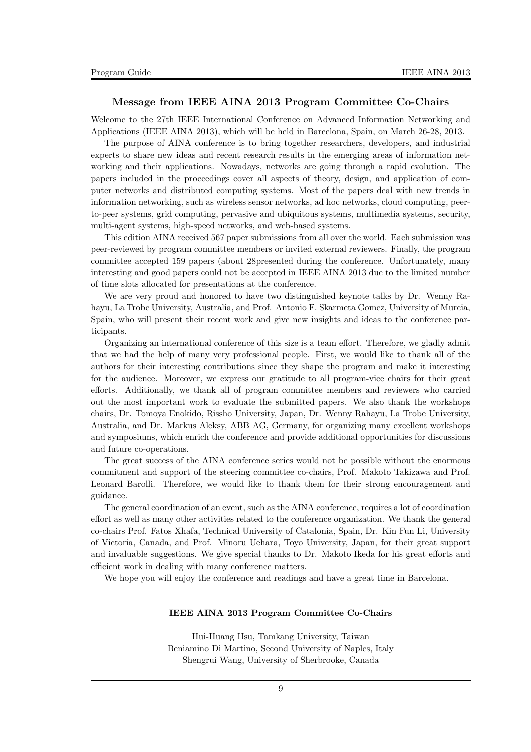## Message from IEEE AINA 2013 Program Committee Co-Chairs

Welcome to the 27th IEEE International Conference on Advanced Information Networking and Applications (IEEE AINA 2013), which will be held in Barcelona, Spain, on March 26-28, 2013.

The purpose of AINA conference is to bring together researchers, developers, and industrial experts to share new ideas and recent research results in the emerging areas of information networking and their applications. Nowadays, networks are going through a rapid evolution. The papers included in the proceedings cover all aspects of theory, design, and application of computer networks and distributed computing systems. Most of the papers deal with new trends in information networking, such as wireless sensor networks, ad hoc networks, cloud computing, peer-to-peer systems, grid computing, pervasive and ubiquitous systems, multimedia systems, security, multi-agent systems, high-speed networks, and web-based systems.

This edition AINA received 567 paper submissions from all over the world. Each submission was peer-reviewed by program committee members or invited external reviewers. Finally, the program committee accepted 159 papers (about 28presented during the conference. Unfortunately, many interesting and good papers could not be accepted in IEEE AINA 2013 due to the limited number of time slots allocated for presentations at the conference.

We are very proud and honored to have two distinguished keynote talks by Dr. Wenny Rahayu, La Trobe University, Australia, and Prof. Antonio F. Skarmeta Gomez, University of Murcia, Spain, who will present their recent work and give new insights and ideas to the conference participants.

Organizing an international conference of this size is a team effort. Therefore, we gladly admit that we had the help of many very professional people. First, we would like to thank all of the authors for their interesting contributions since they shape the program and make it interesting for the audience. Moreover, we express our gratitude to all program-vice chairs for their great efforts. Additionally, we thank all of program committee members and reviewers who carried out the most important work to evaluate the submitted papers. We also thank the workshops chairs, Dr. Tomoya Enokido, Rissho University, Japan, Dr. Wenny Rahayu, La Trobe University, Australia, and Dr. Markus Aleksy, ABB AG, Germany, for organizing many excellent workshops and symposiums, which enrich the conference and provide additional opportunities for discussions and future co-operations.

The great success of the AINA conference series would not be possible without the enormous commitment and support of the steering committee co-chairs, Prof. Makoto Takizawa and Prof. Leonard Barolli. Therefore, we would like to thank them for their strong encouragement and guidance.

The general coordination of an event, such as the AINA conference, requires a lot of coordination effort as well as many other activities related to the conference organization. We thank the general co-chairs Prof. Fatos Xhafa, Technical University of Catalonia, Spain, Dr. Kin Fun Li, University of Victoria, Canada, and Prof. Minoru Uehara, Toyo University, Japan, for their great support and invaluable suggestions. We give special thanks to Dr. Makoto Ikeda for his great efforts and efficient work in dealing with many conference matters.

We hope you will enjoy the conference and readings and have a great time in Barcelona.

**IEEE AINA 2013 Program Committee Co-Chairs**

Hui-Huang Hsu, Tamkang University, Taiwan
Beniamino Di Martino, Second University of Naples, Italy
Shengrui Wang, University of Sherbrooke, Canada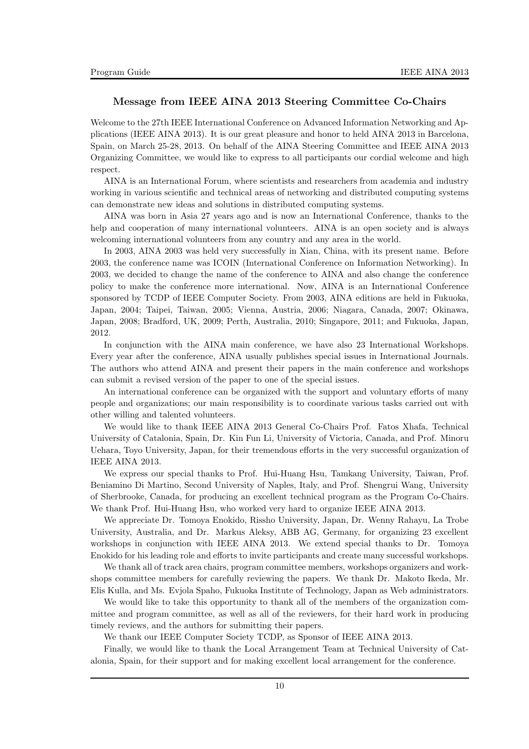## Message from IEEE AINA 2013 Steering Committee Co-Chairs

Welcome to the 27th IEEE International Conference on Advanced Information Networking and Applications (IEEE AINA 2013). It is our great pleasure and honor to held AINA 2013 in Barcelona, Spain, on March 25-28, 2013. On behalf of the AINA Steering Committee and IEEE AINA 2013 Organizing Committee, we would like to express to all participants our cordial welcome and high respect.

AINA is an International Forum, where scientists and researchers from academia and industry working in various scientific and technical areas of networking and distributed computing systems can demonstrate new ideas and solutions in distributed computing systems.

AINA was born in Asia 27 years ago and is now an International Conference, thanks to the help and cooperation of many international volunteers. AINA is an open society and is always welcoming international volunteers from any country and any area in the world.

In 2003, AINA 2003 was held very successfully in Xian, China, with its present name. Before 2003, the conference name was ICOIN (International Conference on Information Networking). In 2003, we decided to change the name of the conference to AINA and also change the conference policy to make the conference more international. Now, AINA is an International Conference sponsored by TCDP of IEEE Computer Society. From 2003, AINA editions are held in Fukuoka, Japan, 2004; Taipei, Taiwan, 2005; Vienna, Austria, 2006; Niagara, Canada, 2007; Okinawa, Japan, 2008; Bradford, UK, 2009; Perth, Australia, 2010; Singapore, 2011; and Fukuoka, Japan, 2012.

In conjunction with the AINA main conference, we have also 23 International Workshops. Every year after the conference, AINA usually publishes special issues in International Journals. The authors who attend AINA and present their papers in the main conference and workshops can submit a revised version of the paper to one of the special issues.

An international conference can be organized with the support and voluntary efforts of many people and organizations; our main responsibility is to coordinate various tasks carried out with other willing and talented volunteers.

We would like to thank IEEE AINA 2013 General Co-Chairs Prof. Fatos Xhafa, Technical University of Catalonia, Spain, Dr. Kin Fun Li, University of Victoria, Canada, and Prof. Minoru Uehara, Toyo University, Japan, for their tremendous efforts in the very successful organization of IEEE AINA 2013.

We express our special thanks to Prof. Hui-Huang Hsu, Tamkang University, Taiwan, Prof. Beniamino Di Martino, Second University of Naples, Italy, and Prof. Shengrui Wang, University of Sherbrooke, Canada, for producing an excellent technical program as the Program Co-Chairs. We thank Prof. Hui-Huang Hsu, who worked very hard to organize IEEE AINA 2013.

We appreciate Dr. Tomoya Enokido, Rissho University, Japan, Dr. Wenny Rahayu, La Trobe University, Australia, and Dr. Markus Aleksy, ABB AG, Germany, for organizing 23 excellent workshops in conjunction with IEEE AINA 2013. We extend special thanks to Dr. Tomoya Enokido for his leading role and efforts to invite participants and create many successful workshops.

We thank all of track area chairs, program committee members, workshops organizers and workshops committee members for carefully reviewing the papers. We thank Dr. Makoto Ikeda, Mr. Elis Kulla, and Ms. Evjola Spaho, Fukuoka Institute of Technology, Japan as Web administrators.

We would like to take this opportunity to thank all of the members of the organization committee and program committee, as well as all of the reviewers, for their hard work in producing timely reviews, and the authors for submitting their papers.

We thank our IEEE Computer Society TCDP, as Sponsor of IEEE AINA 2013.

Finally, we would like to thank the Local Arrangement Team at Technical University of Catalonia, Spain, for their support and for making excellent local arrangement for the conference.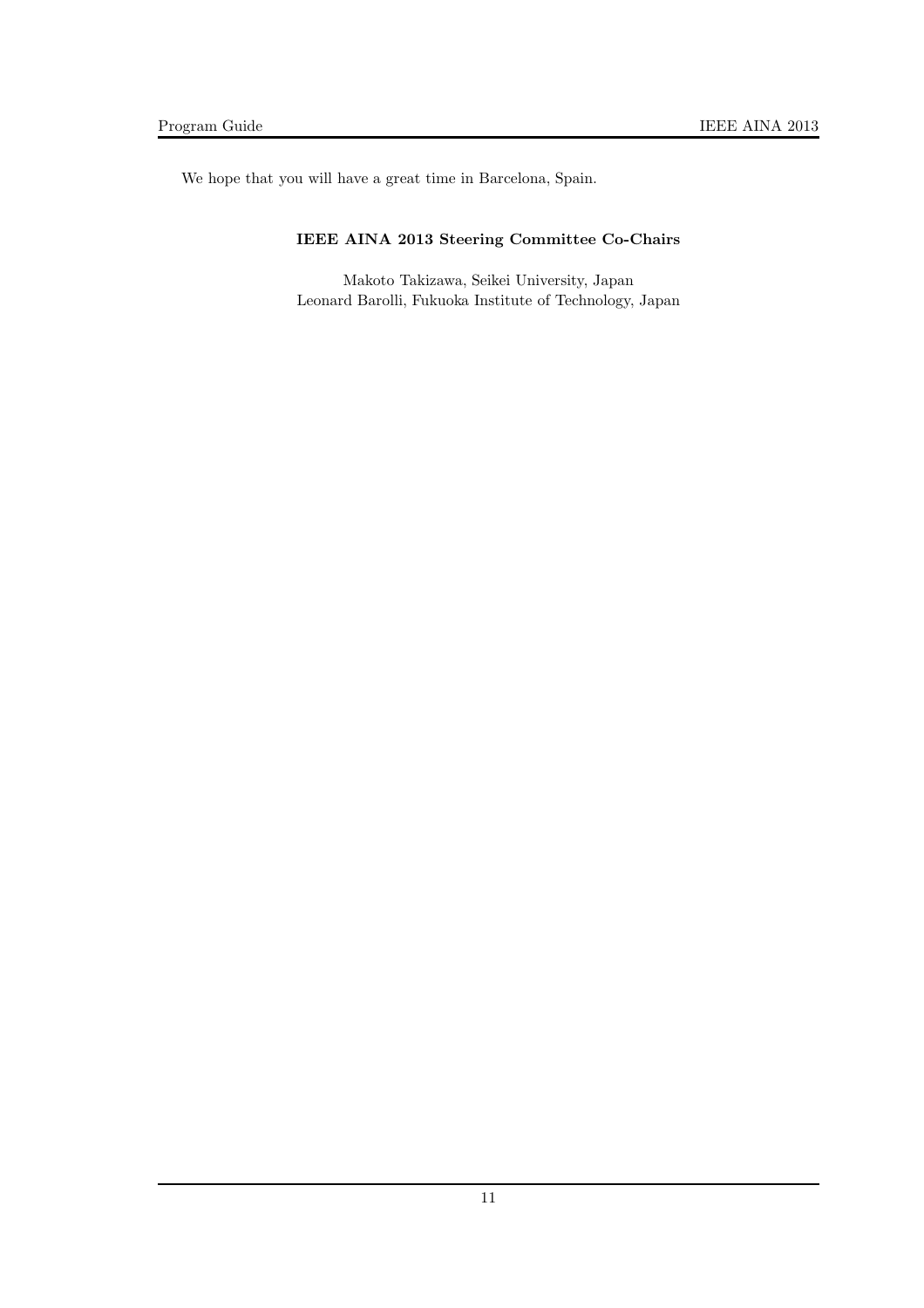We hope that you will have a great time in Barcelona, Spain.

**IEEE AINA 2013 Steering Committee Co-Chairs**

Makoto Takizawa, Seikei University, Japan
Leonard Barolli, Fukuoka Institute of Technology, Japan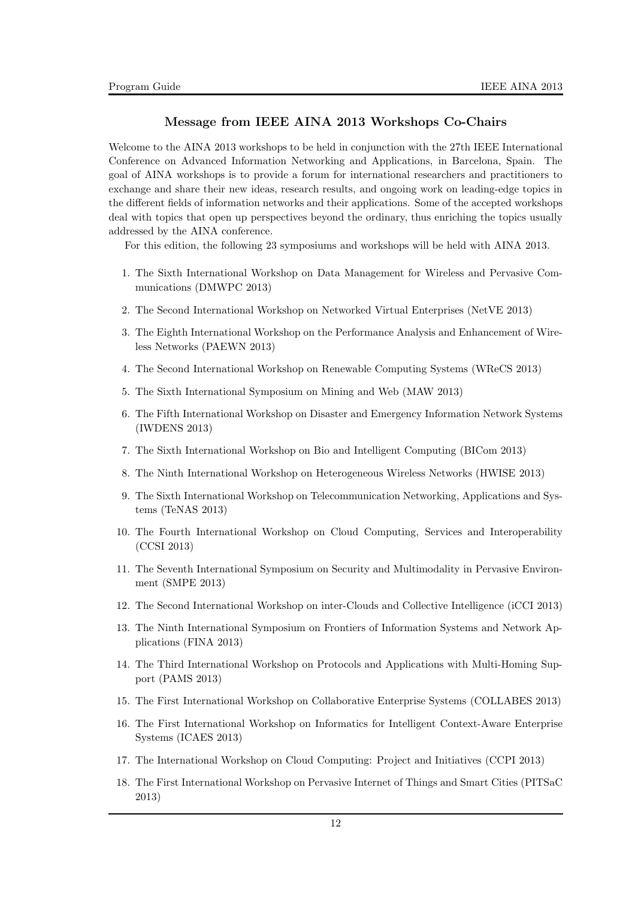## Message from IEEE AINA 2013 Workshops Co-Chairs

Welcome to the AINA 2013 workshops to be held in conjunction with the 27th IEEE International Conference on Advanced Information Networking and Applications, in Barcelona, Spain. The goal of AINA workshops is to provide a forum for international researchers and practitioners to exchange and share their new ideas, research results, and ongoing work on leading-edge topics in the different fields of information networks and their applications. Some of the accepted workshops deal with topics that open up perspectives beyond the ordinary, thus enriching the topics usually addressed by the AINA conference.

For this edition, the following 23 symposiums and workshops will be held with AINA 2013.

1. The Sixth International Workshop on Data Management for Wireless and Pervasive Communications (DMWPC 2013)
2. The Second International Workshop on Networked Virtual Enterprises (NetVE 2013)
3. The Eighth International Workshop on the Performance Analysis and Enhancement of Wireless Networks (PAEWN 2013)
4. The Second International Workshop on Renewable Computing Systems (WReCS 2013)
5. The Sixth International Symposium on Mining and Web (MAW 2013)
6. The Fifth International Workshop on Disaster and Emergency Information Network Systems (IWDENS 2013)
7. The Sixth International Workshop on Bio and Intelligent Computing (BICom 2013)
8. The Ninth International Workshop on Heterogeneous Wireless Networks (HWISE 2013)
9. The Sixth International Workshop on Telecommunication Networking, Applications and Systems (TeNAS 2013)
10. The Fourth International Workshop on Cloud Computing, Services and Interoperability (CCSI 2013)
11. The Seventh International Symposium on Security and Multimodality in Pervasive Environment (SMPE 2013)
12. The Second International Workshop on inter-Clouds and Collective Intelligence (iCCI 2013)
13. The Ninth International Symposium on Frontiers of Information Systems and Network Applications (FINA 2013)
14. The Third International Workshop on Protocols and Applications with Multi-Homing Support (PAMS 2013)
15. The First International Workshop on Collaborative Enterprise Systems (COLLABES 2013)
16. The First International Workshop on Informatics for Intelligent Context-Aware Enterprise Systems (ICAES 2013)
17. The International Workshop on Cloud Computing: Project and Initiatives (CCPI 2013)
18. The First International Workshop on Pervasive Internet of Things and Smart Cities (PITSaC 2013)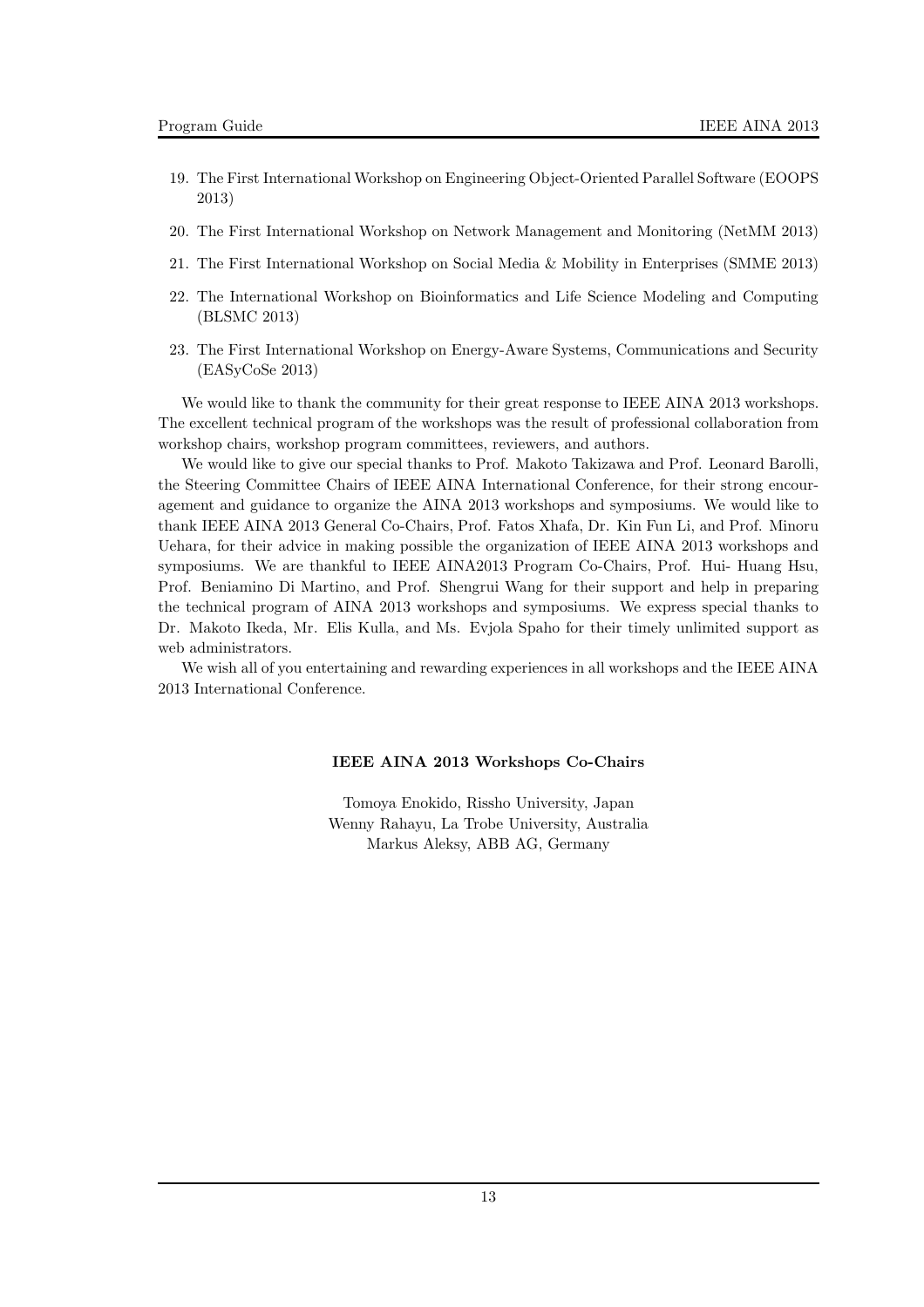19. The First International Workshop on Engineering Object-Oriented Parallel Software (EOOPS 2013)
20. The First International Workshop on Network Management and Monitoring (NetMM 2013)
21. The First International Workshop on Social Media & Mobility in Enterprises (SMME 2013)
22. The International Workshop on Bioinformatics and Life Science Modeling and Computing (BLSMC 2013)
23. The First International Workshop on Energy-Aware Systems, Communications and Security (EASyCoSe 2013)

We would like to thank the community for their great response to IEEE AINA 2013 workshops. The excellent technical program of the workshops was the result of professional collaboration from workshop chairs, workshop program committees, reviewers, and authors.

We would like to give our special thanks to Prof. Makoto Takizawa and Prof. Leonard Barolli, the Steering Committee Chairs of IEEE AINA International Conference, for their strong encouragement and guidance to organize the AINA 2013 workshops and symposiums. We would like to thank IEEE AINA 2013 General Co-Chairs, Prof. Fatos Xhafa, Dr. Kin Fun Li, and Prof. Minoru Uehara, for their advice in making possible the organization of IEEE AINA 2013 workshops and symposiums. We are thankful to IEEE AINA2013 Program Co-Chairs, Prof. Hui- Huang Hsu, Prof. Beniamino Di Martino, and Prof. Shengrui Wang for their support and help in preparing the technical program of AINA 2013 workshops and symposiums. We express special thanks to Dr. Makoto Ikeda, Mr. Elis Kulla, and Ms. Evjola Spaho for their timely unlimited support as web administrators.

We wish all of you entertaining and rewarding experiences in all workshops and the IEEE AINA 2013 International Conference.

**IEEE AINA 2013 Workshops Co-Chairs**

Tomoya Enokido, Rissho University, Japan
Wenny Rahayu, La Trobe University, Australia
Markus Aleksy, ABB AG, Germany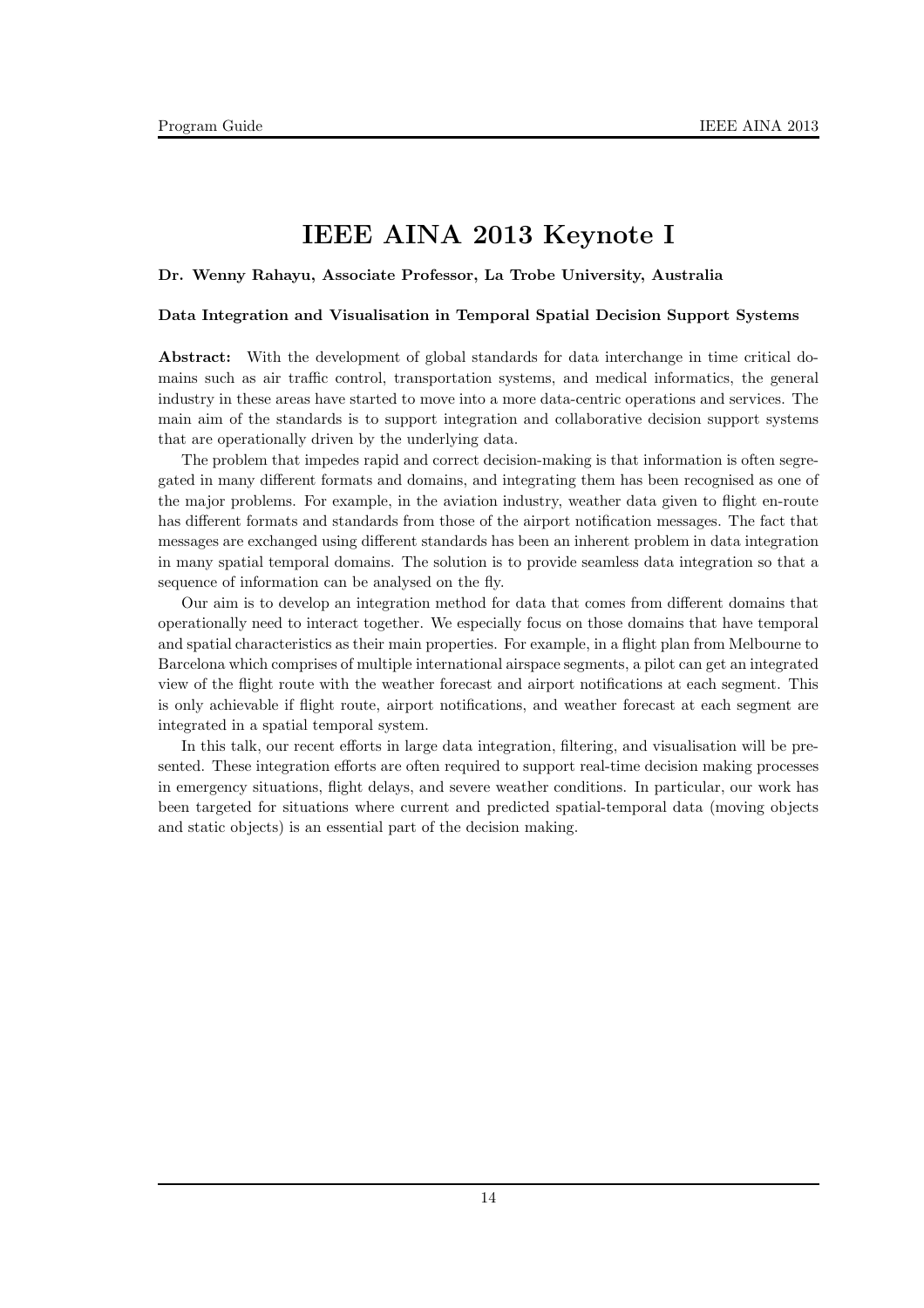# IEEE AINA 2013 Keynote I

**Dr. Wenny Rahayu, Associate Professor, La Trobe University, Australia**

**Data Integration and Visualisation in Temporal Spatial Decision Support Systems**

**Abstract:** With the development of global standards for data interchange in time critical domains such as air traffic control, transportation systems, and medical informatics, the general industry in these areas have started to move into a more data-centric operations and services. The main aim of the standards is to support integration and collaborative decision support systems that are operationally driven by the underlying data.

The problem that impedes rapid and correct decision-making is that information is often segregated in many different formats and domains, and integrating them has been recognised as one of the major problems. For example, in the aviation industry, weather data given to flight en-route has different formats and standards from those of the airport notification messages. The fact that messages are exchanged using different standards has been an inherent problem in data integration in many spatial temporal domains. The solution is to provide seamless data integration so that a sequence of information can be analysed on the fly.

Our aim is to develop an integration method for data that comes from different domains that operationally need to interact together. We especially focus on those domains that have temporal and spatial characteristics as their main properties. For example, in a flight plan from Melbourne to Barcelona which comprises of multiple international airspace segments, a pilot can get an integrated view of the flight route with the weather forecast and airport notifications at each segment. This is only achievable if flight route, airport notifications, and weather forecast at each segment are integrated in a spatial temporal system.

In this talk, our recent efforts in large data integration, filtering, and visualisation will be presented. These integration efforts are often required to support real-time decision making processes in emergency situations, flight delays, and severe weather conditions. In particular, our work has been targeted for situations where current and predicted spatial-temporal data (moving objects and static objects) is an essential part of the decision making.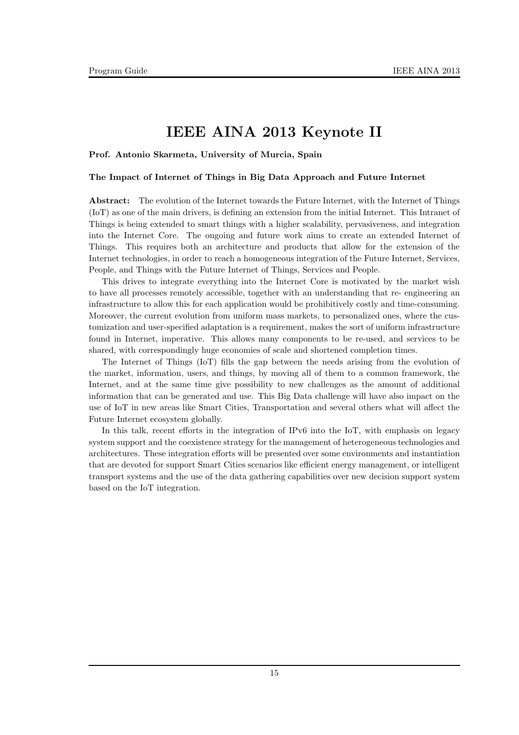# IEEE AINA 2013 Keynote II

**Prof. Antonio Skarmeta, University of Murcia, Spain**

**The Impact of Internet of Things in Big Data Approach and Future Internet**

**Abstract:** The evolution of the Internet towards the Future Internet, with the Internet of Things (IoT) as one of the main drivers, is defining an extension from the initial Internet. This Intranet of Things is being extended to smart things with a higher scalability, pervasiveness, and integration into the Internet Core. The ongoing and future work aims to create an extended Internet of Things. This requires both an architecture and products that allow for the extension of the Internet technologies, in order to reach a homogeneous integration of the Future Internet, Services, People, and Things with the Future Internet of Things, Services and People.

This drives to integrate everything into the Internet Core is motivated by the market wish to have all processes remotely accessible, together with an understanding that re- engineering an infrastructure to allow this for each application would be prohibitively costly and time-consuming. Moreover, the current evolution from uniform mass markets, to personalized ones, where the customization and user-specified adaptation is a requirement, makes the sort of uniform infrastructure found in Internet, imperative. This allows many components to be re-used, and services to be shared, with correspondingly huge economies of scale and shortened completion times.

The Internet of Things (IoT) fills the gap between the needs arising from the evolution of the market, information, users, and things, by moving all of them to a common framework, the Internet, and at the same time give possibility to new challenges as the amount of additional information that can be generated and use. This Big Data challenge will have also impact on the use of IoT in new areas like Smart Cities, Transportation and several others what will affect the Future Internet ecosystem globally.

In this talk, recent efforts in the integration of IPv6 into the IoT, with emphasis on legacy system support and the coexistence strategy for the management of heterogeneous technologies and architectures. These integration efforts will be presented over some environments and instantiation that are devoted for support Smart Cities scenarios like efficient energy management, or intelligent transport systems and the use of the data gathering capabilities over new decision support system based on the IoT integration.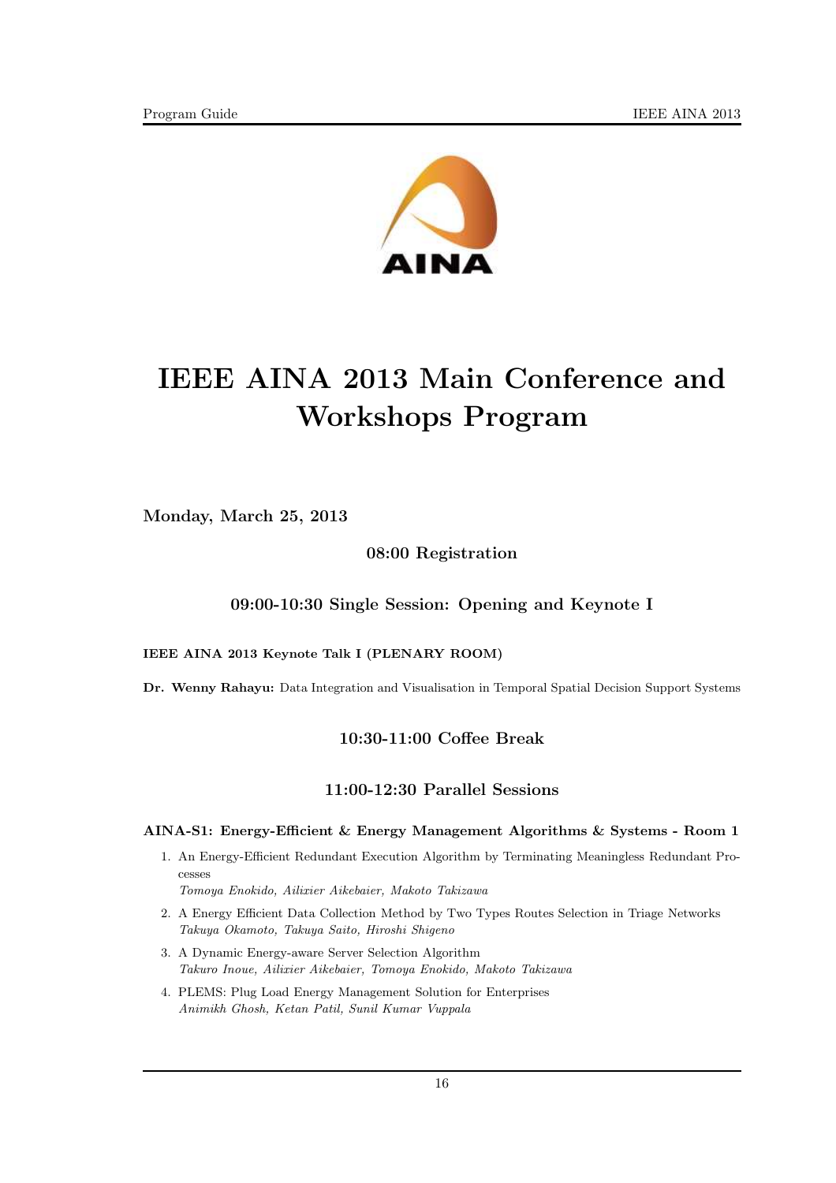# IEEE AINA 2013 Main Conference and Workshops Program

**Monday, March 25, 2013**

### 08:00 Registration

### 09:00-10:30 Single Session: Opening and Keynote I

**IEEE AINA 2013 Keynote Talk I (PLENARY ROOM)**

**Dr. Wenny Rahayu:** Data Integration and Visualisation in Temporal Spatial Decision Support Systems

### 10:30-11:00 Coffee Break

### 11:00-12:30 Parallel Sessions

**AINA-S1: Energy-Efficient & Energy Management Algorithms & Systems - Room 1**

1. An Energy-Efficient Redundant Execution Algorithm by Terminating Meaningless Redundant Processes
   *Tomoya Enokido, Ailixier Aikebaier, Makoto Takizawa*
2. A Energy Efficient Data Collection Method by Two Types Routes Selection in Triage Networks
   *Takuya Okamoto, Takuya Saito, Hiroshi Shigeno*
3. A Dynamic Energy-aware Server Selection Algorithm
   *Takuro Inoue, Ailixier Aikebaier, Tomoya Enokido, Makoto Takizawa*
4. PLEMS: Plug Load Energy Management Solution for Enterprises
   *Animikh Ghosh, Ketan Patil, Sunil Kumar Vuppala*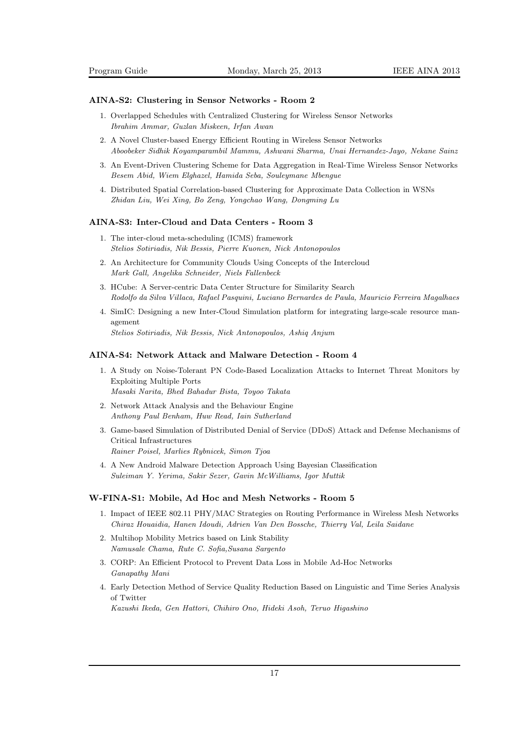### AINA-S2: Clustering in Sensor Networks - Room 2

1. Overlapped Schedules with Centralized Clustering for Wireless Sensor Networks
   *Ibrahim Ammar, Guzlan Miskeen, Irfan Awan*
2. A Novel Cluster-based Energy Efficient Routing in Wireless Sensor Networks
   *Aboobeker Sidhik Koyamparambil Mammu, Ashwani Sharma, Unai Hernandez-Jayo, Nekane Sainz*
3. An Event-Driven Clustering Scheme for Data Aggregation in Real-Time Wireless Sensor Networks
   *Besem Abid, Wiem Elghazel, Hamida Seba, Souleymane Mbengue*
4. Distributed Spatial Correlation-based Clustering for Approximate Data Collection in WSNs
   *Zhidan Liu, Wei Xing, Bo Zeng, Yongchao Wang, Dongming Lu*

### AINA-S3: Inter-Cloud and Data Centers - Room 3

1. The inter-cloud meta-scheduling (ICMS) framework
   *Stelios Sotiriadis, Nik Bessis, Pierre Kuonen, Nick Antonopoulos*
2. An Architecture for Community Clouds Using Concepts of the Intercloud
   *Mark Gall, Angelika Schneider, Niels Fallenbeck*
3. HCube: A Server-centric Data Center Structure for Similarity Search
   *Rodolfo da Silva Villaca, Rafael Pasquini, Luciano Bernardes de Paula, Mauricio Ferreira Magalhaes*
4. SimIC: Designing a new Inter-Cloud Simulation platform for integrating large-scale resource management
   *Stelios Sotiriadis, Nik Bessis, Nick Antonopoulos, Ashiq Anjum*

### AINA-S4: Network Attack and Malware Detection - Room 4

1. A Study on Noise-Tolerant PN Code-Based Localization Attacks to Internet Threat Monitors by Exploiting Multiple Ports
   *Masaki Narita, Bhed Bahadur Bista, Toyoo Takata*
2. Network Attack Analysis and the Behaviour Engine
   *Anthony Paul Benham, Huw Read, Iain Sutherland*
3. Game-based Simulation of Distributed Denial of Service (DDoS) Attack and Defense Mechanisms of Critical Infrastructures
   *Rainer Poisel, Marlies Rybnicek, Simon Tjoa*
4. A New Android Malware Detection Approach Using Bayesian Classification
   *Suleiman Y. Yerima, Sakir Sezer, Gavin McWilliams, Igor Muttik*

### W-FINA-S1: Mobile, Ad Hoc and Mesh Networks - Room 5

1. Impact of IEEE 802.11 PHY/MAC Strategies on Routing Performance in Wireless Mesh Networks
   *Chiraz Houaidia, Hanen Idoudi, Adrien Van Den Bossche, Thierry Val, Leila Saidane*
2. Multihop Mobility Metrics based on Link Stability
   *Namusale Chama, Rute C. Sofia,Susana Sargento*
3. CORP: An Efficient Protocol to Prevent Data Loss in Mobile Ad-Hoc Networks
   *Ganapathy Mani*
4. Early Detection Method of Service Quality Reduction Based on Linguistic and Time Series Analysis of Twitter
   *Kazushi Ikeda, Gen Hattori, Chihiro Ono, Hideki Asoh, Teruo Higashino*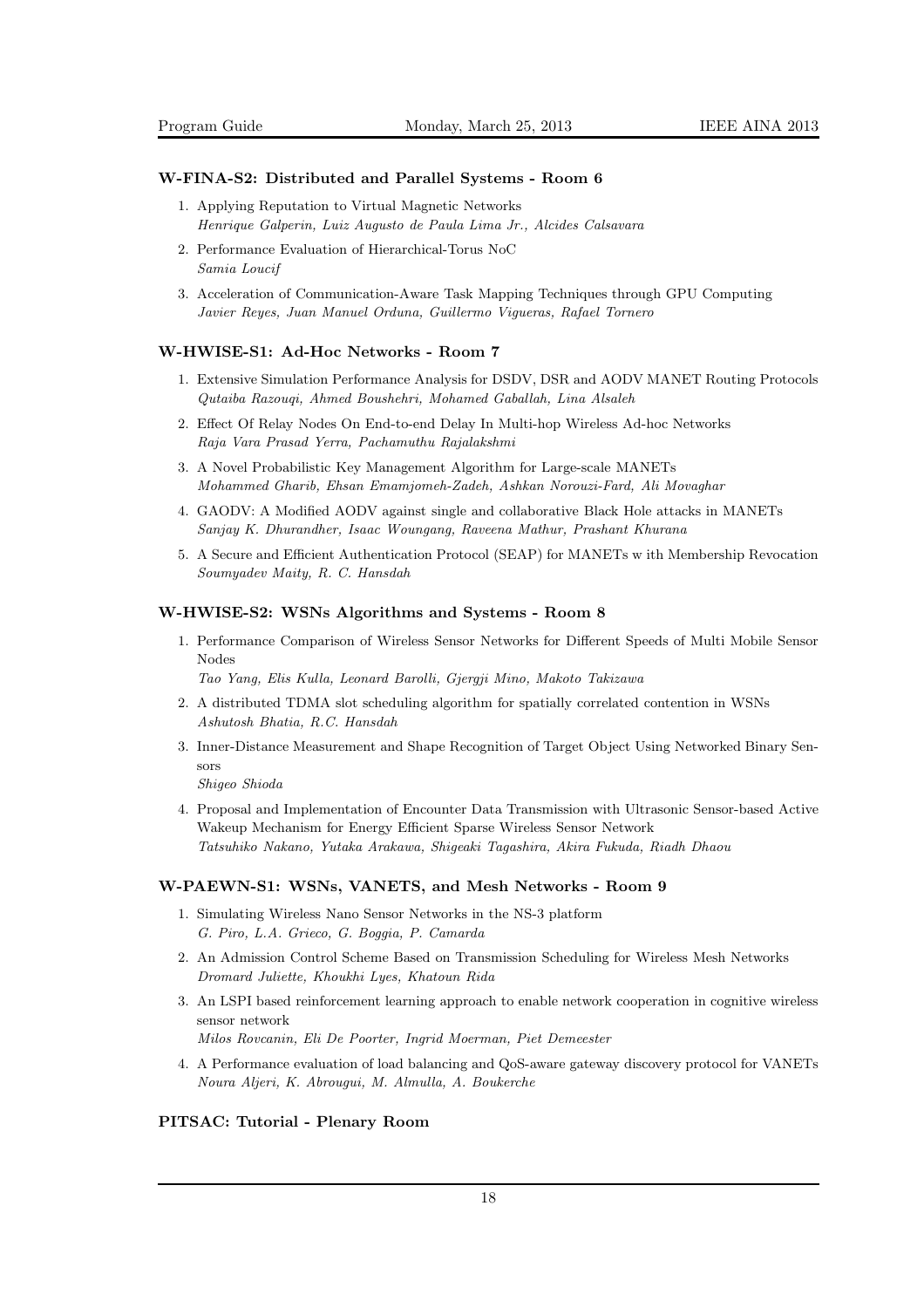### W-FINA-S2: Distributed and Parallel Systems - Room 6

1. Applying Reputation to Virtual Magnetic Networks
   *Henrique Galperin, Luiz Augusto de Paula Lima Jr., Alcides Calsavara*
2. Performance Evaluation of Hierarchical-Torus NoC
   *Samia Loucif*
3. Acceleration of Communication-Aware Task Mapping Techniques through GPU Computing
   *Javier Reyes, Juan Manuel Orduna, Guillermo Vigueras, Rafael Tornero*

### W-HWISE-S1: Ad-Hoc Networks - Room 7

1. Extensive Simulation Performance Analysis for DSDV, DSR and AODV MANET Routing Protocols
   *Qutaiba Razouqi, Ahmed Boushehri, Mohamed Gaballah, Lina Alsaleh*
2. Effect Of Relay Nodes On End-to-end Delay In Multi-hop Wireless Ad-hoc Networks
   *Raja Vara Prasad Yerra, Pachamuthu Rajalakshmi*
3. A Novel Probabilistic Key Management Algorithm for Large-scale MANETs
   *Mohammed Gharib, Ehsan Emamjomeh-Zadeh, Ashkan Norouzi-Fard, Ali Movaghar*
4. GAODV: A Modified AODV against single and collaborative Black Hole attacks in MANETs
   *Sanjay K. Dhurandher, Isaac Woungang, Raveena Mathur, Prashant Khurana*
5. A Secure and Efficient Authentication Protocol (SEAP) for MANETs w ith Membership Revocation
   *Soumyadev Maity, R. C. Hansdah*

### W-HWISE-S2: WSNs Algorithms and Systems - Room 8

1. Performance Comparison of Wireless Sensor Networks for Different Speeds of Multi Mobile Sensor Nodes
   *Tao Yang, Elis Kulla, Leonard Barolli, Gjergji Mino, Makoto Takizawa*
2. A distributed TDMA slot scheduling algorithm for spatially correlated contention in WSNs
   *Ashutosh Bhatia, R.C. Hansdah*
3. Inner-Distance Measurement and Shape Recognition of Target Object Using Networked Binary Sensors
   *Shigeo Shioda*
4. Proposal and Implementation of Encounter Data Transmission with Ultrasonic Sensor-based Active Wakeup Mechanism for Energy Efficient Sparse Wireless Sensor Network
   *Tatsuhiko Nakano, Yutaka Arakawa, Shigeaki Tagashira, Akira Fukuda, Riadh Dhaou*

### W-PAEWN-S1: WSNs, VANETS, and Mesh Networks - Room 9

1. Simulating Wireless Nano Sensor Networks in the NS-3 platform
   *G. Piro, L.A. Grieco, G. Boggia, P. Camarda*
2. An Admission Control Scheme Based on Transmission Scheduling for Wireless Mesh Networks
   *Dromard Juliette, Khoukhi Lyes, Khatoun Rida*
3. An LSPI based reinforcement learning approach to enable network cooperation in cognitive wireless sensor network
   *Milos Rovcanin, Eli De Poorter, Ingrid Moerman, Piet Demeester*
4. A Performance evaluation of load balancing and QoS-aware gateway discovery protocol for VANETs
   *Noura Aljeri, K. Abrougui, M. Almulla, A. Boukerche*

### PITSAC: Tutorial - Plenary Room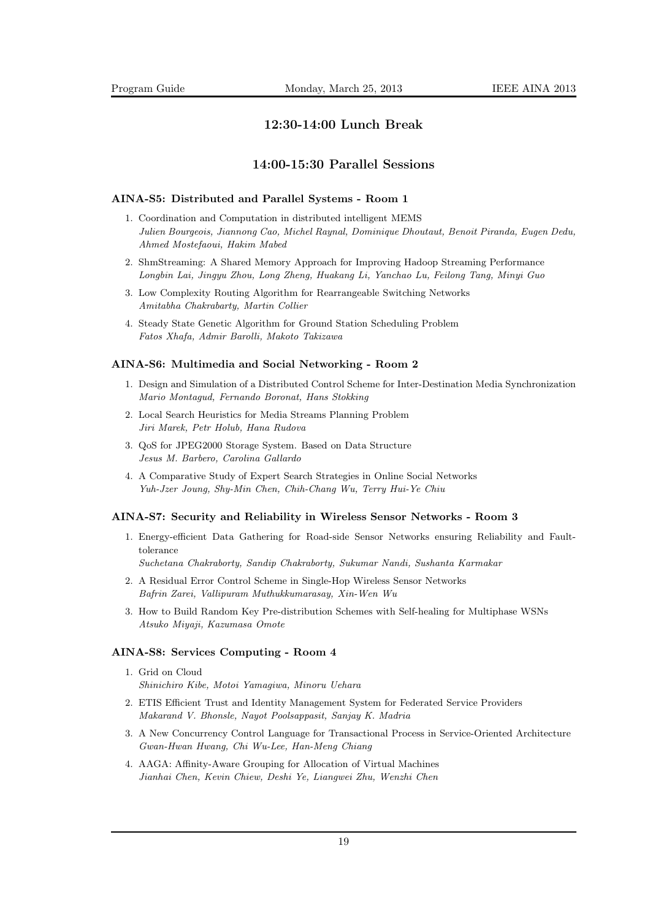## 12:30-14:00 Lunch Break

## 14:00-15:30 Parallel Sessions

### AINA-S5: Distributed and Parallel Systems - Room 1

1. Coordination and Computation in distributed intelligent MEMS
   *Julien Bourgeois, Jiannong Cao, Michel Raynal, Dominique Dhoutaut, Benoit Piranda, Eugen Dedu, Ahmed Mostefaoui, Hakim Mabed*
2. ShmStreaming: A Shared Memory Approach for Improving Hadoop Streaming Performance
   *Longbin Lai, Jingyu Zhou, Long Zheng, Huakang Li, Yanchao Lu, Feilong Tang, Minyi Guo*
3. Low Complexity Routing Algorithm for Rearrangeable Switching Networks
   *Amitabha Chakrabarty, Martin Collier*
4. Steady State Genetic Algorithm for Ground Station Scheduling Problem
   *Fatos Xhafa, Admir Barolli, Makoto Takizawa*

### AINA-S6: Multimedia and Social Networking - Room 2

1. Design and Simulation of a Distributed Control Scheme for Inter-Destination Media Synchronization
   *Mario Montagud, Fernando Boronat, Hans Stokking*
2. Local Search Heuristics for Media Streams Planning Problem
   *Jiri Marek, Petr Holub, Hana Rudova*
3. QoS for JPEG2000 Storage System. Based on Data Structure
   *Jesus M. Barbero, Carolina Gallardo*
4. A Comparative Study of Expert Search Strategies in Online Social Networks
   *Yuh-Jzer Joung, Shy-Min Chen, Chih-Chang Wu, Terry Hui-Ye Chiu*

### AINA-S7: Security and Reliability in Wireless Sensor Networks - Room 3

1. Energy-efficient Data Gathering for Road-side Sensor Networks ensuring Reliability and Fault-tolerance
   *Suchetana Chakraborty, Sandip Chakraborty, Sukumar Nandi, Sushanta Karmakar*
2. A Residual Error Control Scheme in Single-Hop Wireless Sensor Networks
   *Bafrin Zarei, Vallipuram Muthukkumarasay, Xin-Wen Wu*
3. How to Build Random Key Pre-distribution Schemes with Self-healing for Multiphase WSNs
   *Atsuko Miyaji, Kazumasa Omote*

### AINA-S8: Services Computing - Room 4

1. Grid on Cloud
   *Shinichiro Kibe, Motoi Yamagiwa, Minoru Uehara*
2. ETIS Efficient Trust and Identity Management System for Federated Service Providers
   *Makarand V. Bhonsle, Nayot Poolsappasit, Sanjay K. Madria*
3. A New Concurrency Control Language for Transactional Process in Service-Oriented Architecture
   *Gwan-Hwan Hwang, Chi Wu-Lee, Han-Meng Chiang*
4. AAGA: Affinity-Aware Grouping for Allocation of Virtual Machines
   *Jianhai Chen, Kevin Chiew, Deshi Ye, Liangwei Zhu, Wenzhi Chen*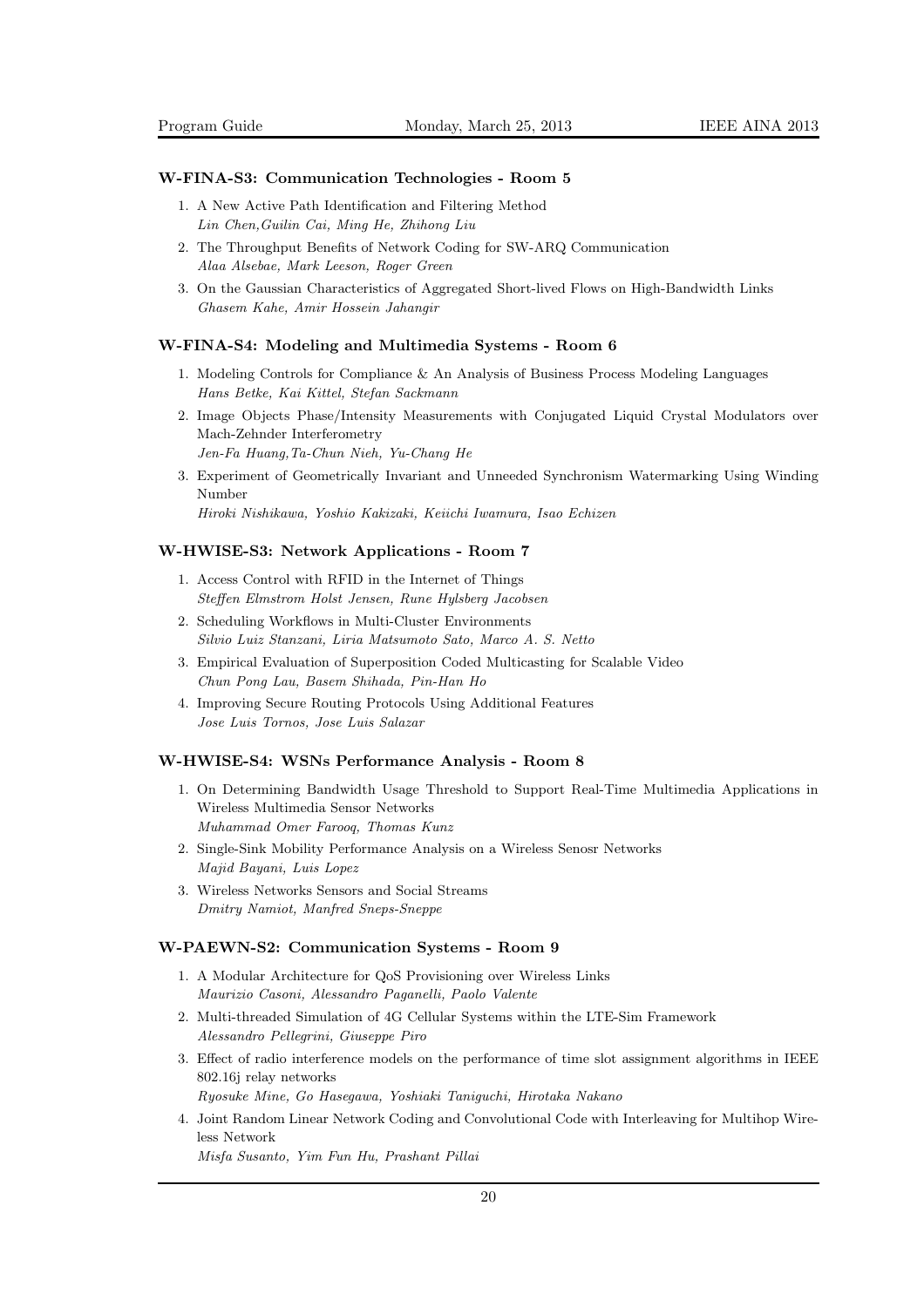### W-FINA-S3: Communication Technologies - Room 5

1. A New Active Path Identification and Filtering Method
   *Lin Chen,Guilin Cai, Ming He, Zhihong Liu*
2. The Throughput Benefits of Network Coding for SW-ARQ Communication
   *Alaa Alsebae, Mark Leeson, Roger Green*
3. On the Gaussian Characteristics of Aggregated Short-lived Flows on High-Bandwidth Links
   *Ghasem Kahe, Amir Hossein Jahangir*

### W-FINA-S4: Modeling and Multimedia Systems - Room 6

1. Modeling Controls for Compliance & An Analysis of Business Process Modeling Languages
   *Hans Betke, Kai Kittel, Stefan Sackmann*
2. Image Objects Phase/Intensity Measurements with Conjugated Liquid Crystal Modulators over Mach-Zehnder Interferometry
   *Jen-Fa Huang,Ta-Chun Nieh, Yu-Chang He*
3. Experiment of Geometrically Invariant and Unneeded Synchronism Watermarking Using Winding Number
   *Hiroki Nishikawa, Yoshio Kakizaki, Keiichi Iwamura, Isao Echizen*

### W-HWISE-S3: Network Applications - Room 7

1. Access Control with RFID in the Internet of Things
   *Steffen Elmstrom Holst Jensen, Rune Hylsberg Jacobsen*
2. Scheduling Workflows in Multi-Cluster Environments
   *Silvio Luiz Stanzani, Liria Matsumoto Sato, Marco A. S. Netto*
3. Empirical Evaluation of Superposition Coded Multicasting for Scalable Video
   *Chun Pong Lau, Basem Shihada, Pin-Han Ho*
4. Improving Secure Routing Protocols Using Additional Features
   *Jose Luis Tornos, Jose Luis Salazar*

### W-HWISE-S4: WSNs Performance Analysis - Room 8

1. On Determining Bandwidth Usage Threshold to Support Real-Time Multimedia Applications in Wireless Multimedia Sensor Networks
   *Muhammad Omer Farooq, Thomas Kunz*
2. Single-Sink Mobility Performance Analysis on a Wireless Senosr Networks
   *Majid Bayani, Luis Lopez*
3. Wireless Networks Sensors and Social Streams
   *Dmitry Namiot, Manfred Sneps-Sneppe*

### W-PAEWN-S2: Communication Systems - Room 9

1. A Modular Architecture for QoS Provisioning over Wireless Links
   *Maurizio Casoni, Alessandro Paganelli, Paolo Valente*
2. Multi-threaded Simulation of 4G Cellular Systems within the LTE-Sim Framework
   *Alessandro Pellegrini, Giuseppe Piro*
3. Effect of radio interference models on the performance of time slot assignment algorithms in IEEE 802.16j relay networks
   *Ryosuke Mine, Go Hasegawa, Yoshiaki Taniguchi, Hirotaka Nakano*
4. Joint Random Linear Network Coding and Convolutional Code with Interleaving for Multihop Wireless Network
   *Misfa Susanto, Yim Fun Hu, Prashant Pillai*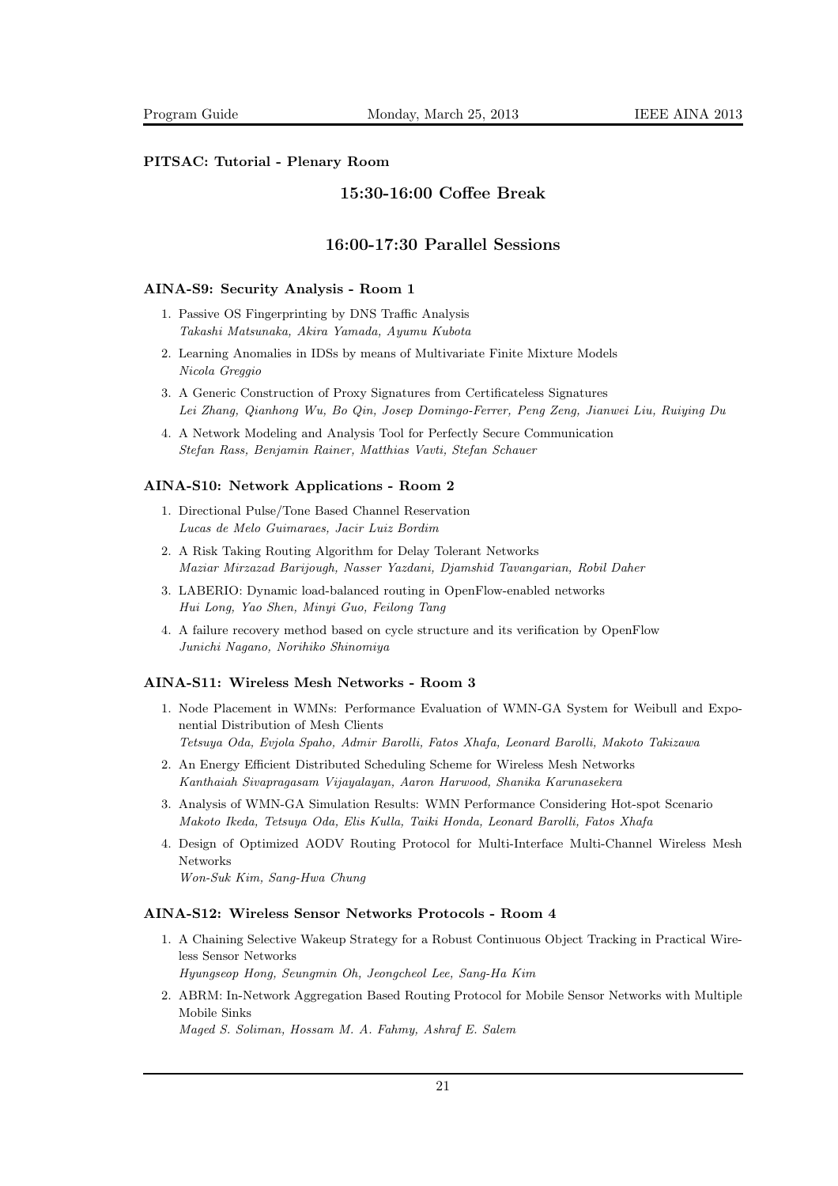**PITSAC: Tutorial - Plenary Room**

## 15:30-16:00 Coffee Break

## 16:00-17:30 Parallel Sessions

### AINA-S9: Security Analysis - Room 1

1. Passive OS Fingerprinting by DNS Traffic Analysis
   *Takashi Matsunaka, Akira Yamada, Ayumu Kubota*
2. Learning Anomalies in IDSs by means of Multivariate Finite Mixture Models
   *Nicola Greggio*
3. A Generic Construction of Proxy Signatures from Certificateless Signatures
   *Lei Zhang, Qianhong Wu, Bo Qin, Josep Domingo-Ferrer, Peng Zeng, Jianwei Liu, Ruiying Du*
4. A Network Modeling and Analysis Tool for Perfectly Secure Communication
   *Stefan Rass, Benjamin Rainer, Matthias Vavti, Stefan Schauer*

### AINA-S10: Network Applications - Room 2

1. Directional Pulse/Tone Based Channel Reservation
   *Lucas de Melo Guimaraes, Jacir Luiz Bordim*
2. A Risk Taking Routing Algorithm for Delay Tolerant Networks
   *Maziar Mirzazad Barijough, Nasser Yazdani, Djamshid Tavangarian, Robil Daher*
3. LABERIO: Dynamic load-balanced routing in OpenFlow-enabled networks
   *Hui Long, Yao Shen, Minyi Guo, Feilong Tang*
4. A failure recovery method based on cycle structure and its verification by OpenFlow
   *Junichi Nagano, Norihiko Shinomiya*

### AINA-S11: Wireless Mesh Networks - Room 3

1. Node Placement in WMNs: Performance Evaluation of WMN-GA System for Weibull and Exponential Distribution of Mesh Clients
   *Tetsuya Oda, Evjola Spaho, Admir Barolli, Fatos Xhafa, Leonard Barolli, Makoto Takizawa*
2. An Energy Efficient Distributed Scheduling Scheme for Wireless Mesh Networks
   *Kanthaiah Sivapragasam Vijayalayan, Aaron Harwood, Shanika Karunasekera*
3. Analysis of WMN-GA Simulation Results: WMN Performance Considering Hot-spot Scenario
   *Makoto Ikeda, Tetsuya Oda, Elis Kulla, Taiki Honda, Leonard Barolli, Fatos Xhafa*
4. Design of Optimized AODV Routing Protocol for Multi-Interface Multi-Channel Wireless Mesh Networks
   *Won-Suk Kim, Sang-Hwa Chung*

### AINA-S12: Wireless Sensor Networks Protocols - Room 4

1. A Chaining Selective Wakeup Strategy for a Robust Continuous Object Tracking in Practical Wireless Sensor Networks
   *Hyungseop Hong, Seungmin Oh, Jeongcheol Lee, Sang-Ha Kim*
2. ABRM: In-Network Aggregation Based Routing Protocol for Mobile Sensor Networks with Multiple Mobile Sinks
   *Maged S. Soliman, Hossam M. A. Fahmy, Ashraf E. Salem*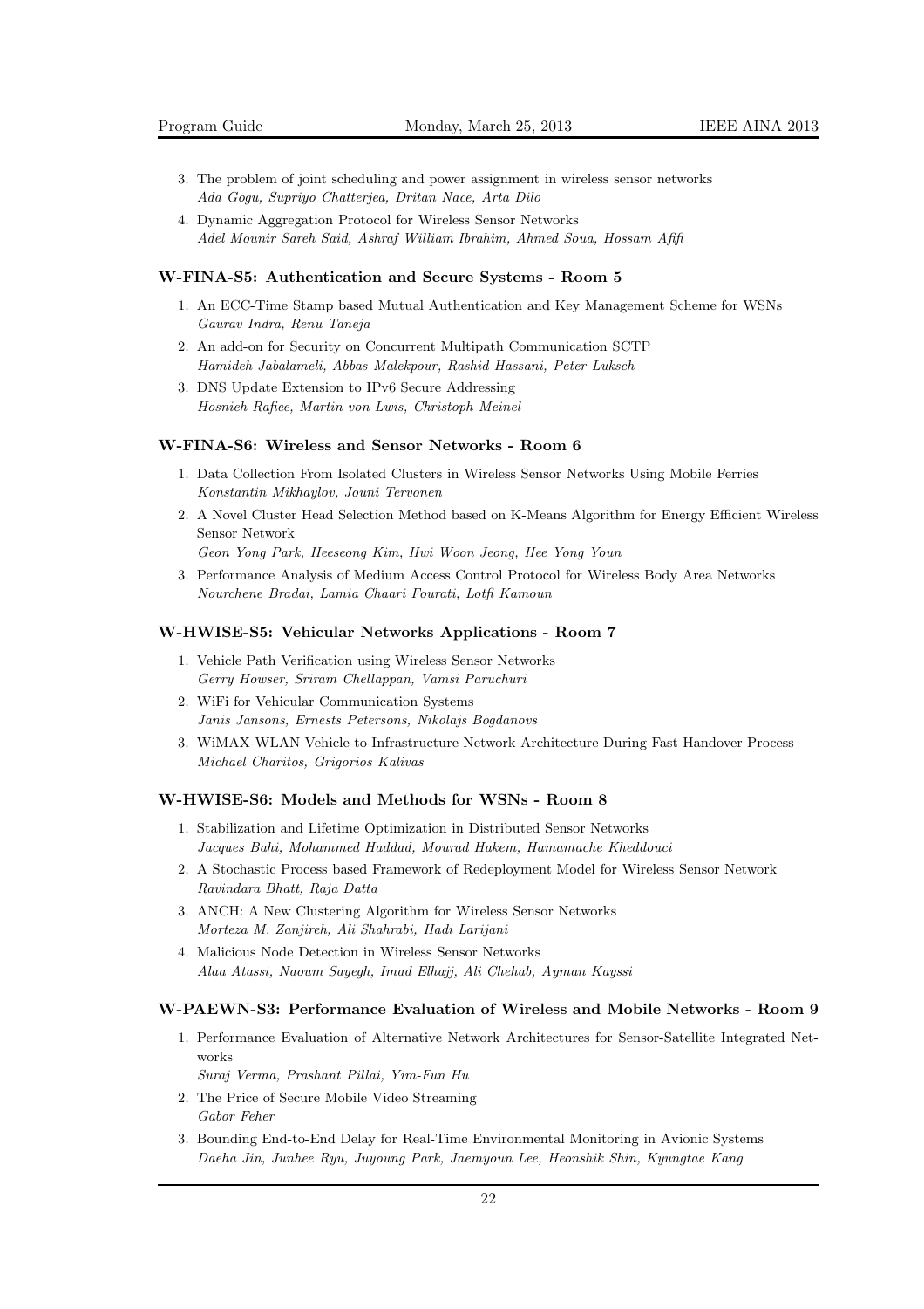3. The problem of joint scheduling and power assignment in wireless sensor networks
   *Ada Gogu, Supriyo Chatterjea, Dritan Nace, Arta Dilo*
4. Dynamic Aggregation Protocol for Wireless Sensor Networks
   *Adel Mounir Sareh Said, Ashraf William Ibrahim, Ahmed Soua, Hossam Afifi*

### W-FINA-S5: Authentication and Secure Systems - Room 5

1. An ECC-Time Stamp based Mutual Authentication and Key Management Scheme for WSNs
   *Gaurav Indra, Renu Taneja*
2. An add-on for Security on Concurrent Multipath Communication SCTP
   *Hamideh Jabalameli, Abbas Malekpour, Rashid Hassani, Peter Luksch*
3. DNS Update Extension to IPv6 Secure Addressing
   *Hosnieh Rafiee, Martin von Lwis, Christoph Meinel*

### W-FINA-S6: Wireless and Sensor Networks - Room 6

1. Data Collection From Isolated Clusters in Wireless Sensor Networks Using Mobile Ferries
   *Konstantin Mikhaylov, Jouni Tervonen*
2. A Novel Cluster Head Selection Method based on K-Means Algorithm for Energy Efficient Wireless Sensor Network
   *Geon Yong Park, Heeseong Kim, Hwi Woon Jeong, Hee Yong Youn*
3. Performance Analysis of Medium Access Control Protocol for Wireless Body Area Networks
   *Nourchene Bradai, Lamia Chaari Fourati, Lotfi Kamoun*

### W-HWISE-S5: Vehicular Networks Applications - Room 7

1. Vehicle Path Verification using Wireless Sensor Networks
   *Gerry Howser, Sriram Chellappan, Vamsi Paruchuri*
2. WiFi for Vehicular Communication Systems
   *Janis Jansons, Ernests Petersons, Nikolajs Bogdanovs*
3. WiMAX-WLAN Vehicle-to-Infrastructure Network Architecture During Fast Handover Process
   *Michael Charitos, Grigorios Kalivas*

### W-HWISE-S6: Models and Methods for WSNs - Room 8

1. Stabilization and Lifetime Optimization in Distributed Sensor Networks
   *Jacques Bahi, Mohammed Haddad, Mourad Hakem, Hamamache Kheddouci*
2. A Stochastic Process based Framework of Redeployment Model for Wireless Sensor Network
   *Ravindara Bhatt, Raja Datta*
3. ANCH: A New Clustering Algorithm for Wireless Sensor Networks
   *Morteza M. Zanjireh, Ali Shahrabi, Hadi Larijani*
4. Malicious Node Detection in Wireless Sensor Networks
   *Alaa Atassi, Naoum Sayegh, Imad Elhajj, Ali Chehab, Ayman Kayssi*

### W-PAEWN-S3: Performance Evaluation of Wireless and Mobile Networks - Room 9

1. Performance Evaluation of Alternative Network Architectures for Sensor-Satellite Integrated Networks
   *Suraj Verma, Prashant Pillai, Yim-Fun Hu*
2. The Price of Secure Mobile Video Streaming
   *Gabor Feher*
3. Bounding End-to-End Delay for Real-Time Environmental Monitoring in Avionic Systems
   *Daeha Jin, Junhee Ryu, Juyoung Park, Jaemyoun Lee, Heonshik Shin, Kyungtae Kang*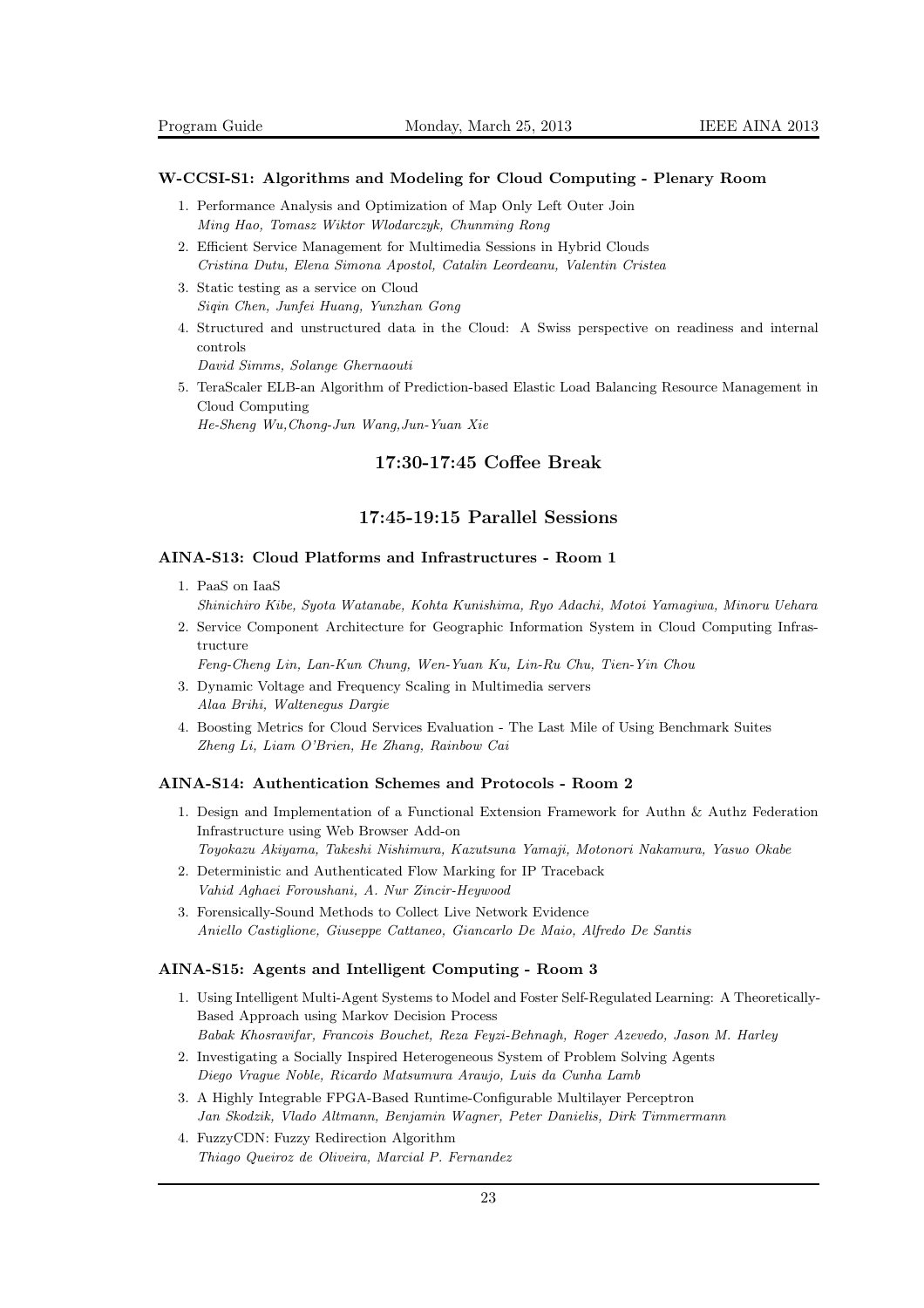### W-CCSI-S1: Algorithms and Modeling for Cloud Computing - Plenary Room

1. Performance Analysis and Optimization of Map Only Left Outer Join
   *Ming Hao, Tomasz Wiktor Wlodarczyk, Chunming Rong*
2. Efficient Service Management for Multimedia Sessions in Hybrid Clouds
   *Cristina Dutu, Elena Simona Apostol, Catalin Leordeanu, Valentin Cristea*
3. Static testing as a service on Cloud
   *Siqin Chen, Junfei Huang, Yunzhan Gong*
4. Structured and unstructured data in the Cloud: A Swiss perspective on readiness and internal controls
   *David Simms, Solange Ghernaouti*
5. TeraScaler ELB-an Algorithm of Prediction-based Elastic Load Balancing Resource Management in Cloud Computing
   *He-Sheng Wu,Chong-Jun Wang,Jun-Yuan Xie*

## 17:30-17:45 Coffee Break

## 17:45-19:15 Parallel Sessions

### AINA-S13: Cloud Platforms and Infrastructures - Room 1

1. PaaS on IaaS
   *Shinichiro Kibe, Syota Watanabe, Kohta Kunishima, Ryo Adachi, Motoi Yamagiwa, Minoru Uehara*
2. Service Component Architecture for Geographic Information System in Cloud Computing Infrastructure
   *Feng-Cheng Lin, Lan-Kun Chung, Wen-Yuan Ku, Lin-Ru Chu, Tien-Yin Chou*
3. Dynamic Voltage and Frequency Scaling in Multimedia servers
   *Alaa Brihi, Waltenegus Dargie*
4. Boosting Metrics for Cloud Services Evaluation - The Last Mile of Using Benchmark Suites
   *Zheng Li, Liam O'Brien, He Zhang, Rainbow Cai*

### AINA-S14: Authentication Schemes and Protocols - Room 2

1. Design and Implementation of a Functional Extension Framework for Authn & Authz Federation Infrastructure using Web Browser Add-on
   *Toyokazu Akiyama, Takeshi Nishimura, Kazutsuna Yamaji, Motonori Nakamura, Yasuo Okabe*
2. Deterministic and Authenticated Flow Marking for IP Traceback
   *Vahid Aghaei Foroushani, A. Nur Zincir-Heywood*
3. Forensically-Sound Methods to Collect Live Network Evidence
   *Aniello Castiglione, Giuseppe Cattaneo, Giancarlo De Maio, Alfredo De Santis*

### AINA-S15: Agents and Intelligent Computing - Room 3

1. Using Intelligent Multi-Agent Systems to Model and Foster Self-Regulated Learning: A Theoretically-Based Approach using Markov Decision Process
   *Babak Khosravifar, Francois Bouchet, Reza Feyzi-Behnagh, Roger Azevedo, Jason M. Harley*
2. Investigating a Socially Inspired Heterogeneous System of Problem Solving Agents
   *Diego Vrague Noble, Ricardo Matsumura Araujo, Luis da Cunha Lamb*
3. A Highly Integrable FPGA-Based Runtime-Configurable Multilayer Perceptron
   *Jan Skodzik, Vlado Altmann, Benjamin Wagner, Peter Danielis, Dirk Timmermann*
4. FuzzyCDN: Fuzzy Redirection Algorithm
   *Thiago Queiroz de Oliveira, Marcial P. Fernandez*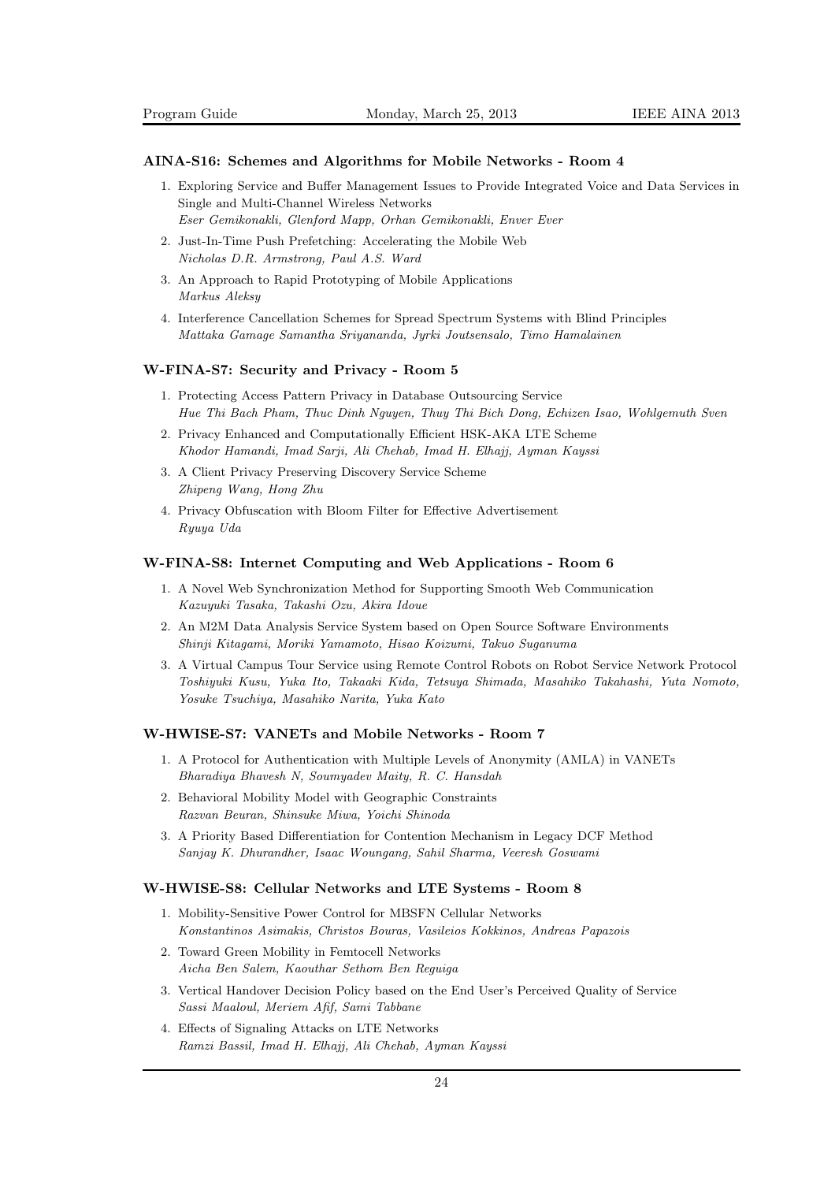### AINA-S16: Schemes and Algorithms for Mobile Networks - Room 4

1. Exploring Service and Buffer Management Issues to Provide Integrated Voice and Data Services in Single and Multi-Channel Wireless Networks
   *Eser Gemikonakli, Glenford Mapp, Orhan Gemikonakli, Enver Ever*
2. Just-In-Time Push Prefetching: Accelerating the Mobile Web
   *Nicholas D.R. Armstrong, Paul A.S. Ward*
3. An Approach to Rapid Prototyping of Mobile Applications
   *Markus Aleksy*
4. Interference Cancellation Schemes for Spread Spectrum Systems with Blind Principles
   *Mattaka Gamage Samantha Sriyananda, Jyrki Joutsensalo, Timo Hamalainen*

### W-FINA-S7: Security and Privacy - Room 5

1. Protecting Access Pattern Privacy in Database Outsourcing Service
   *Hue Thi Bach Pham, Thuc Dinh Nguyen, Thuy Thi Bich Dong, Echizen Isao, Wohlgemuth Sven*
2. Privacy Enhanced and Computationally Efficient HSK-AKA LTE Scheme
   *Khodor Hamandi, Imad Sarji, Ali Chehab, Imad H. Elhajj, Ayman Kayssi*
3. A Client Privacy Preserving Discovery Service Scheme
   *Zhipeng Wang, Hong Zhu*
4. Privacy Obfuscation with Bloom Filter for Effective Advertisement
   *Ryuya Uda*

### W-FINA-S8: Internet Computing and Web Applications - Room 6

1. A Novel Web Synchronization Method for Supporting Smooth Web Communication
   *Kazuyuki Tasaka, Takashi Ozu, Akira Idoue*
2. An M2M Data Analysis Service System based on Open Source Software Environments
   *Shinji Kitagami, Moriki Yamamoto, Hisao Koizumi, Takuo Suganuma*
3. A Virtual Campus Tour Service using Remote Control Robots on Robot Service Network Protocol
   *Toshiyuki Kusu, Yuka Ito, Takaaki Kida, Tetsuya Shimada, Masahiko Takahashi, Yuta Nomoto, Yosuke Tsuchiya, Masahiko Narita, Yuka Kato*

### W-HWISE-S7: VANETs and Mobile Networks - Room 7

1. A Protocol for Authentication with Multiple Levels of Anonymity (AMLA) in VANETs
   *Bharadiya Bhavesh N, Soumyadev Maity, R. C. Hansdah*
2. Behavioral Mobility Model with Geographic Constraints
   *Razvan Beuran, Shinsuke Miwa, Yoichi Shinoda*
3. A Priority Based Differentiation for Contention Mechanism in Legacy DCF Method
   *Sanjay K. Dhurandher, Isaac Woungang, Sahil Sharma, Veeresh Goswami*

### W-HWISE-S8: Cellular Networks and LTE Systems - Room 8

1. Mobility-Sensitive Power Control for MBSFN Cellular Networks
   *Konstantinos Asimakis, Christos Bouras, Vasileios Kokkinos, Andreas Papazois*
2. Toward Green Mobility in Femtocell Networks
   *Aicha Ben Salem, Kaouthar Sethom Ben Reguiga*
3. Vertical Handover Decision Policy based on the End User's Perceived Quality of Service
   *Sassi Maaloul, Meriem Afif, Sami Tabbane*
4. Effects of Signaling Attacks on LTE Networks
   *Ramzi Bassil, Imad H. Elhajj, Ali Chehab, Ayman Kayssi*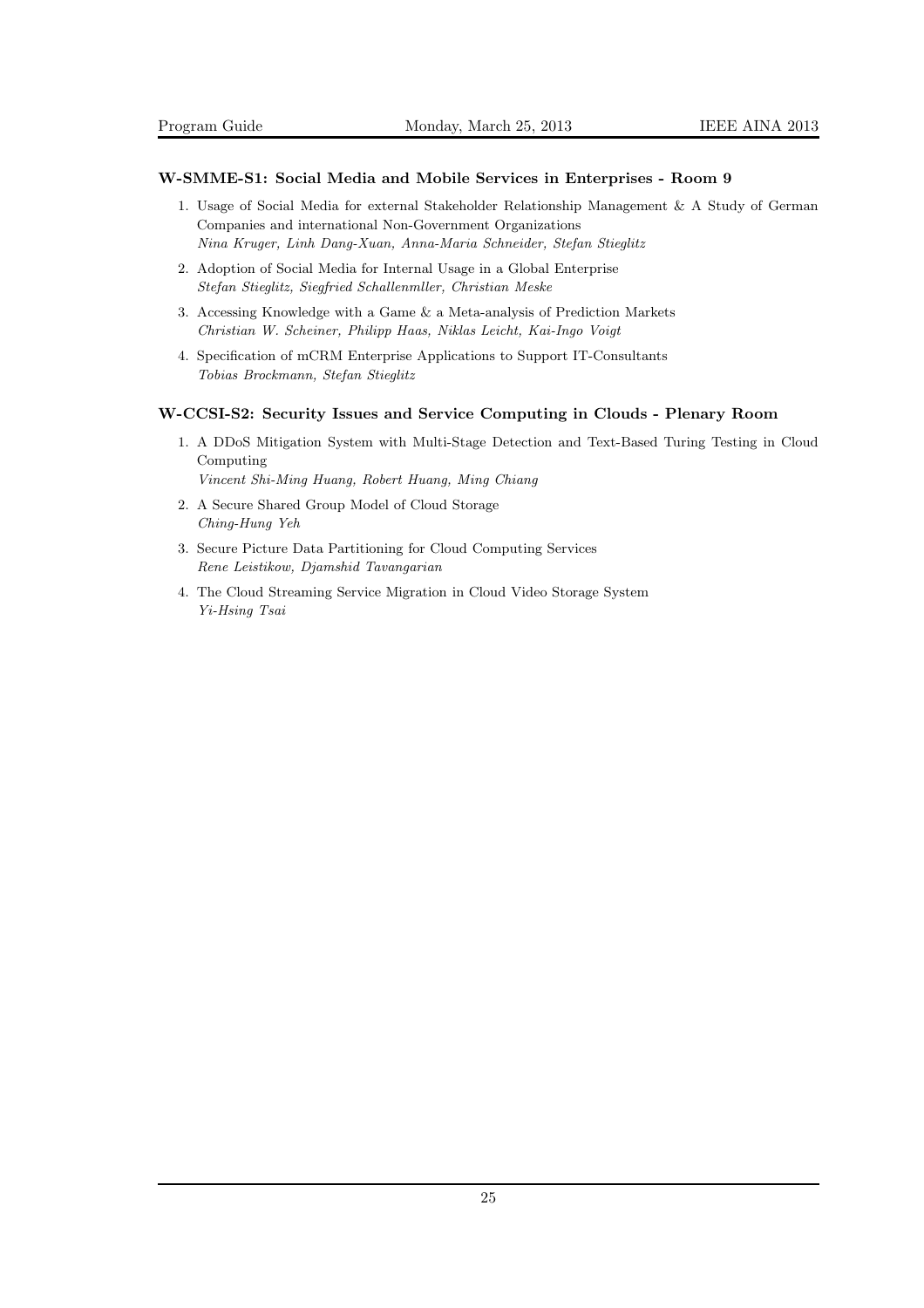### W-SMME-S1: Social Media and Mobile Services in Enterprises - Room 9

1. Usage of Social Media for external Stakeholder Relationship Management & A Study of German Companies and international Non-Government Organizations
   *Nina Kruger, Linh Dang-Xuan, Anna-Maria Schneider, Stefan Stieglitz*
2. Adoption of Social Media for Internal Usage in a Global Enterprise
   *Stefan Stieglitz, Siegfried Schallenmller, Christian Meske*
3. Accessing Knowledge with a Game & a Meta-analysis of Prediction Markets
   *Christian W. Scheiner, Philipp Haas, Niklas Leicht, Kai-Ingo Voigt*
4. Specification of mCRM Enterprise Applications to Support IT-Consultants
   *Tobias Brockmann, Stefan Stieglitz*

### W-CCSI-S2: Security Issues and Service Computing in Clouds - Plenary Room

1. A DDoS Mitigation System with Multi-Stage Detection and Text-Based Turing Testing in Cloud Computing
   *Vincent Shi-Ming Huang, Robert Huang, Ming Chiang*
2. A Secure Shared Group Model of Cloud Storage
   *Ching-Hung Yeh*
3. Secure Picture Data Partitioning for Cloud Computing Services
   *Rene Leistikow, Djamshid Tavangarian*
4. The Cloud Streaming Service Migration in Cloud Video Storage System
   *Yi-Hsing Tsai*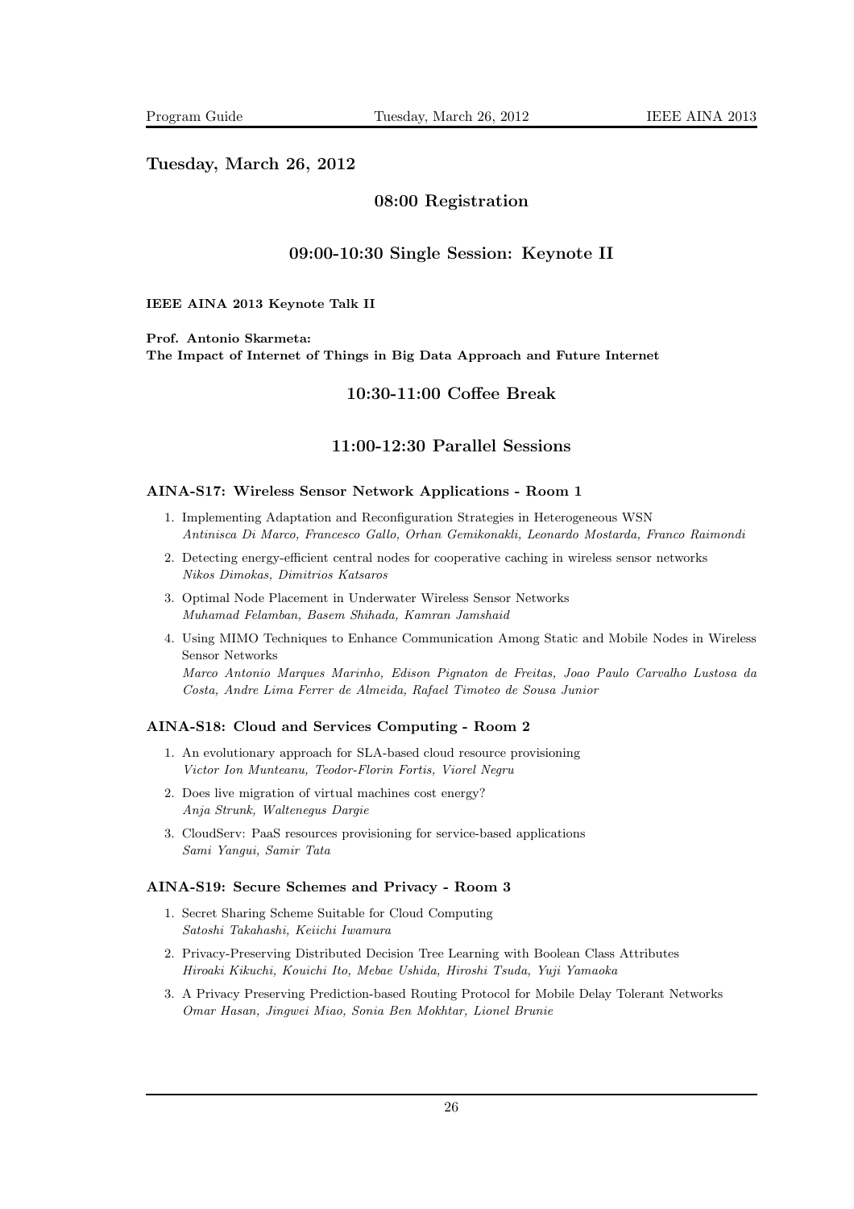## Tuesday, March 26, 2012

### 08:00 Registration

### 09:00-10:30 Single Session: Keynote II

**IEEE AINA 2013 Keynote Talk II**

**Prof. Antonio Skarmeta:**
**The Impact of Internet of Things in Big Data Approach and Future Internet**

### 10:30-11:00 Coffee Break

### 11:00-12:30 Parallel Sessions

#### AINA-S17: Wireless Sensor Network Applications - Room 1

1. Implementing Adaptation and Reconfiguration Strategies in Heterogeneous WSN
   *Antinisca Di Marco, Francesco Gallo, Orhan Gemikonakli, Leonardo Mostarda, Franco Raimondi*
2. Detecting energy-efficient central nodes for cooperative caching in wireless sensor networks
   *Nikos Dimokas, Dimitrios Katsaros*
3. Optimal Node Placement in Underwater Wireless Sensor Networks
   *Muhamad Felamban, Basem Shihada, Kamran Jamshaid*
4. Using MIMO Techniques to Enhance Communication Among Static and Mobile Nodes in Wireless Sensor Networks
   *Marco Antonio Marques Marinho, Edison Pignaton de Freitas, Joao Paulo Carvalho Lustosa da Costa, Andre Lima Ferrer de Almeida, Rafael Timoteo de Sousa Junior*

#### AINA-S18: Cloud and Services Computing - Room 2

1. An evolutionary approach for SLA-based cloud resource provisioning
   *Victor Ion Munteanu, Teodor-Florin Fortis, Viorel Negru*
2. Does live migration of virtual machines cost energy?
   *Anja Strunk, Waltenegus Dargie*
3. CloudServ: PaaS resources provisioning for service-based applications
   *Sami Yangui, Samir Tata*

#### AINA-S19: Secure Schemes and Privacy - Room 3

1. Secret Sharing Scheme Suitable for Cloud Computing
   *Satoshi Takahashi, Keiichi Iwamura*
2. Privacy-Preserving Distributed Decision Tree Learning with Boolean Class Attributes
   *Hiroaki Kikuchi, Kouichi Ito, Mebae Ushida, Hiroshi Tsuda, Yuji Yamaoka*
3. A Privacy Preserving Prediction-based Routing Protocol for Mobile Delay Tolerant Networks
   *Omar Hasan, Jingwei Miao, Sonia Ben Mokhtar, Lionel Brunie*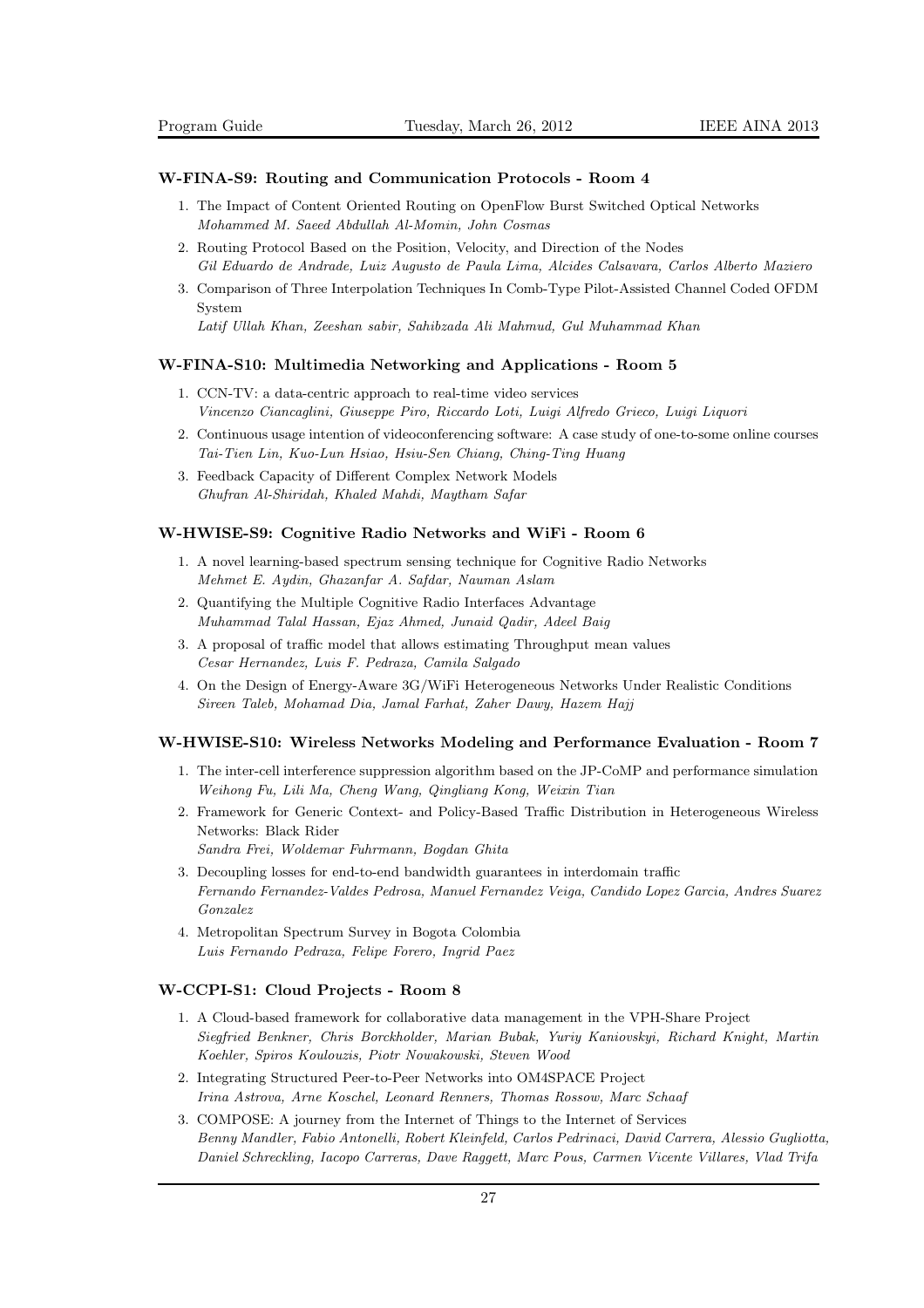### W-FINA-S9: Routing and Communication Protocols - Room 4

1. The Impact of Content Oriented Routing on OpenFlow Burst Switched Optical Networks
   *Mohammed M. Saeed Abdullah Al-Momin, John Cosmas*
2. Routing Protocol Based on the Position, Velocity, and Direction of the Nodes
   *Gil Eduardo de Andrade, Luiz Augusto de Paula Lima, Alcides Calsavara, Carlos Alberto Maziero*
3. Comparison of Three Interpolation Techniques In Comb-Type Pilot-Assisted Channel Coded OFDM System
   *Latif Ullah Khan, Zeeshan sabir, Sahibzada Ali Mahmud, Gul Muhammad Khan*

### W-FINA-S10: Multimedia Networking and Applications - Room 5

1. CCN-TV: a data-centric approach to real-time video services
   *Vincenzo Ciancaglini, Giuseppe Piro, Riccardo Loti, Luigi Alfredo Grieco, Luigi Liquori*
2. Continuous usage intention of videoconferencing software: A case study of one-to-some online courses
   *Tai-Tien Lin, Kuo-Lun Hsiao, Hsiu-Sen Chiang, Ching-Ting Huang*
3. Feedback Capacity of Different Complex Network Models
   *Ghufran Al-Shiridah, Khaled Mahdi, Maytham Safar*

### W-HWISE-S9: Cognitive Radio Networks and WiFi - Room 6

1. A novel learning-based spectrum sensing technique for Cognitive Radio Networks
   *Mehmet E. Aydin, Ghazanfar A. Safdar, Nauman Aslam*
2. Quantifying the Multiple Cognitive Radio Interfaces Advantage
   *Muhammad Talal Hassan, Ejaz Ahmed, Junaid Qadir, Adeel Baig*
3. A proposal of traffic model that allows estimating Throughput mean values
   *Cesar Hernandez, Luis F. Pedraza, Camila Salgado*
4. On the Design of Energy-Aware 3G/WiFi Heterogeneous Networks Under Realistic Conditions
   *Sireen Taleb, Mohamad Dia, Jamal Farhat, Zaher Dawy, Hazem Hajj*

### W-HWISE-S10: Wireless Networks Modeling and Performance Evaluation - Room 7

1. The inter-cell interference suppression algorithm based on the JP-CoMP and performance simulation
   *Weihong Fu, Lili Ma, Cheng Wang, Qingliang Kong, Weixin Tian*
2. Framework for Generic Context- and Policy-Based Traffic Distribution in Heterogeneous Wireless Networks: Black Rider
   *Sandra Frei, Woldemar Fuhrmann, Bogdan Ghita*
3. Decoupling losses for end-to-end bandwidth guarantees in interdomain traffic
   *Fernando Fernandez-Valdes Pedrosa, Manuel Fernandez Veiga, Candido Lopez Garcia, Andres Suarez Gonzalez*
4. Metropolitan Spectrum Survey in Bogota Colombia
   *Luis Fernando Pedraza, Felipe Forero, Ingrid Paez*

### W-CCPI-S1: Cloud Projects - Room 8

1. A Cloud-based framework for collaborative data management in the VPH-Share Project
   *Siegfried Benkner, Chris Borckholder, Marian Bubak, Yuriy Kaniovskyi, Richard Knight, Martin Koehler, Spiros Koulouzis, Piotr Nowakowski, Steven Wood*
2. Integrating Structured Peer-to-Peer Networks into OM4SPACE Project
   *Irina Astrova, Arne Koschel, Leonard Renners, Thomas Rossow, Marc Schaaf*
3. COMPOSE: A journey from the Internet of Things to the Internet of Services
   *Benny Mandler, Fabio Antonelli, Robert Kleinfeld, Carlos Pedrinaci, David Carrera, Alessio Gugliotta, Daniel Schreckling, Iacopo Carreras, Dave Raggett, Marc Pous, Carmen Vicente Villares, Vlad Trifa*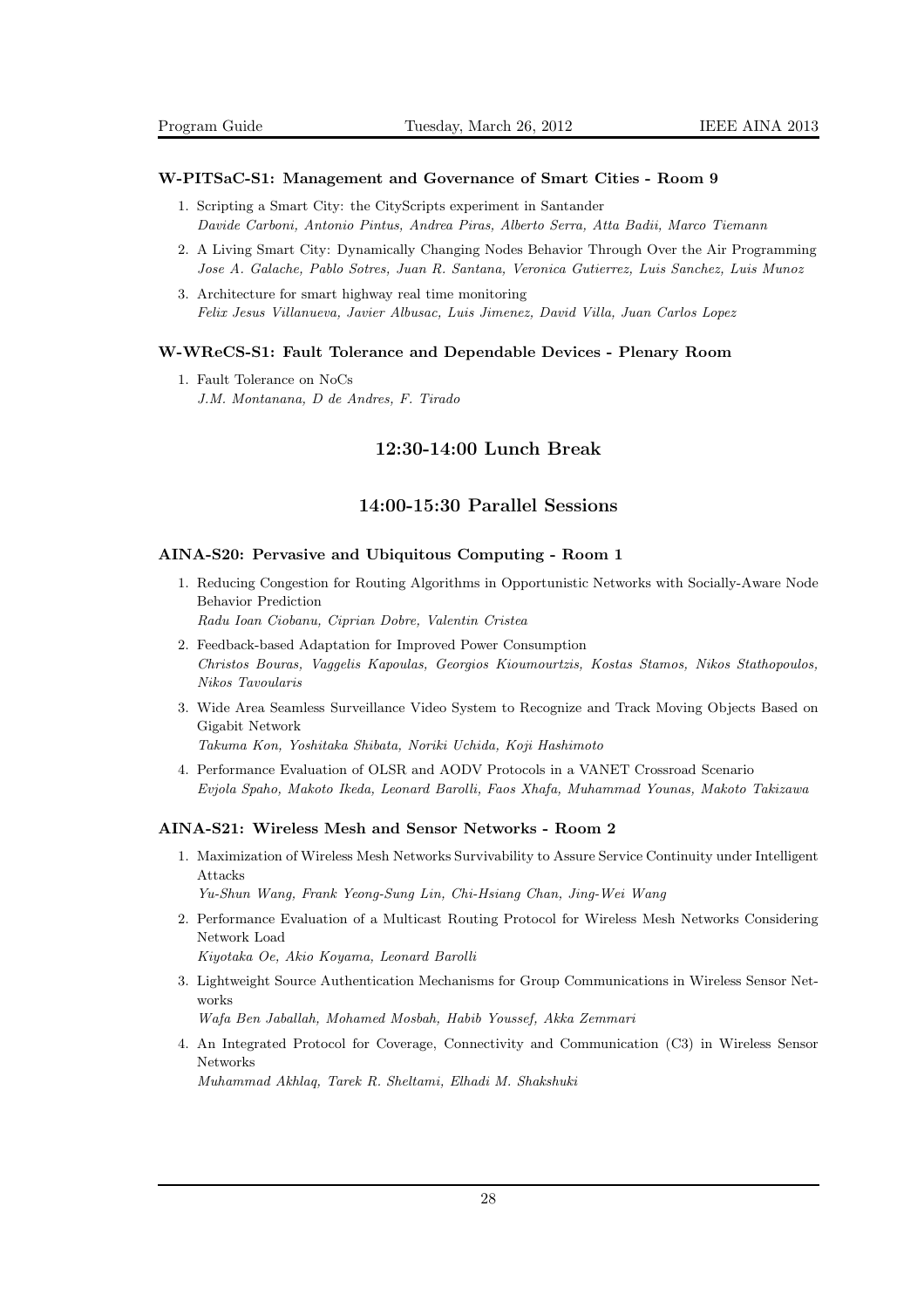### W-PITSaC-S1: Management and Governance of Smart Cities - Room 9

1. Scripting a Smart City: the CityScripts experiment in Santander
   *Davide Carboni, Antonio Pintus, Andrea Piras, Alberto Serra, Atta Badii, Marco Tiemann*
2. A Living Smart City: Dynamically Changing Nodes Behavior Through Over the Air Programming
   *Jose A. Galache, Pablo Sotres, Juan R. Santana, Veronica Gutierrez, Luis Sanchez, Luis Munoz*
3. Architecture for smart highway real time monitoring
   *Felix Jesus Villanueva, Javier Albusac, Luis Jimenez, David Villa, Juan Carlos Lopez*

### W-WReCS-S1: Fault Tolerance and Dependable Devices - Plenary Room

1. Fault Tolerance on NoCs
   *J.M. Montanana, D de Andres, F. Tirado*

## 12:30-14:00 Lunch Break

## 14:00-15:30 Parallel Sessions

### AINA-S20: Pervasive and Ubiquitous Computing - Room 1

1. Reducing Congestion for Routing Algorithms in Opportunistic Networks with Socially-Aware Node Behavior Prediction
   *Radu Ioan Ciobanu, Ciprian Dobre, Valentin Cristea*
2. Feedback-based Adaptation for Improved Power Consumption
   *Christos Bouras, Vaggelis Kapoulas, Georgios Kioumourtzis, Kostas Stamos, Nikos Stathopoulos, Nikos Tavoularis*
3. Wide Area Seamless Surveillance Video System to Recognize and Track Moving Objects Based on Gigabit Network
   *Takuma Kon, Yoshitaka Shibata, Noriki Uchida, Koji Hashimoto*
4. Performance Evaluation of OLSR and AODV Protocols in a VANET Crossroad Scenario
   *Evjola Spaho, Makoto Ikeda, Leonard Barolli, Faos Xhafa, Muhammad Younas, Makoto Takizawa*

### AINA-S21: Wireless Mesh and Sensor Networks - Room 2

1. Maximization of Wireless Mesh Networks Survivability to Assure Service Continuity under Intelligent Attacks
   *Yu-Shun Wang, Frank Yeong-Sung Lin, Chi-Hsiang Chan, Jing-Wei Wang*
2. Performance Evaluation of a Multicast Routing Protocol for Wireless Mesh Networks Considering Network Load
   *Kiyotaka Oe, Akio Koyama, Leonard Barolli*
3. Lightweight Source Authentication Mechanisms for Group Communications in Wireless Sensor Networks
   *Wafa Ben Jaballah, Mohamed Mosbah, Habib Youssef, Akka Zemmari*
4. An Integrated Protocol for Coverage, Connectivity and Communication (C3) in Wireless Sensor Networks
   *Muhammad Akhlaq, Tarek R. Sheltami, Elhadi M. Shakshuki*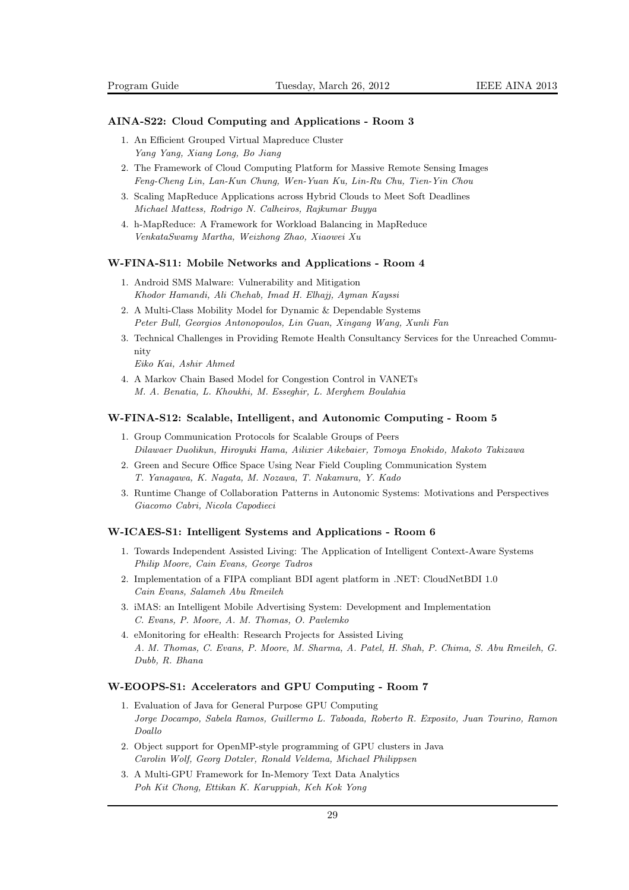### AINA-S22: Cloud Computing and Applications - Room 3

1. An Efficient Grouped Virtual Mapreduce Cluster
   *Yang Yang, Xiang Long, Bo Jiang*
2. The Framework of Cloud Computing Platform for Massive Remote Sensing Images
   *Feng-Cheng Lin, Lan-Kun Chung, Wen-Yuan Ku, Lin-Ru Chu, Tien-Yin Chou*
3. Scaling MapReduce Applications across Hybrid Clouds to Meet Soft Deadlines
   *Michael Mattess, Rodrigo N. Calheiros, Rajkumar Buyya*
4. h-MapReduce: A Framework for Workload Balancing in MapReduce
   *VenkataSwamy Martha, Weizhong Zhao, Xiaowei Xu*

### W-FINA-S11: Mobile Networks and Applications - Room 4

1. Android SMS Malware: Vulnerability and Mitigation
   *Khodor Hamandi, Ali Chehab, Imad H. Elhajj, Ayman Kayssi*
2. A Multi-Class Mobility Model for Dynamic & Dependable Systems
   *Peter Bull, Georgios Antonopoulos, Lin Guan, Xingang Wang, Xunli Fan*
3. Technical Challenges in Providing Remote Health Consultancy Services for the Unreached Community
   *Eiko Kai, Ashir Ahmed*
4. A Markov Chain Based Model for Congestion Control in VANETs
   *M. A. Benatia, L. Khoukhi, M. Esseghir, L. Merghem Boulahia*

### W-FINA-S12: Scalable, Intelligent, and Autonomic Computing - Room 5

1. Group Communication Protocols for Scalable Groups of Peers
   *Dilawaer Duolikun, Hiroyuki Hama, Ailixier Aikebaier, Tomoya Enokido, Makoto Takizawa*
2. Green and Secure Office Space Using Near Field Coupling Communication System
   *T. Yanagawa, K. Nagata, M. Nozawa, T. Nakamura, Y. Kado*
3. Runtime Change of Collaboration Patterns in Autonomic Systems: Motivations and Perspectives
   *Giacomo Cabri, Nicola Capodieci*

### W-ICAES-S1: Intelligent Systems and Applications - Room 6

1. Towards Independent Assisted Living: The Application of Intelligent Context-Aware Systems
   *Philip Moore, Cain Evans, George Tadros*
2. Implementation of a FIPA compliant BDI agent platform in .NET: CloudNetBDI 1.0
   *Cain Evans, Salameh Abu Rmeileh*
3. iMAS: an Intelligent Mobile Advertising System: Development and Implementation
   *C. Evans, P. Moore, A. M. Thomas, O. Pavlemko*
4. eMonitoring for eHealth: Research Projects for Assisted Living
   *A. M. Thomas, C. Evans, P. Moore, M. Sharma, A. Patel, H. Shah, P. Chima, S. Abu Rmeileh, G. Dubb, R. Bhana*

### W-EOOPS-S1: Accelerators and GPU Computing - Room 7

1. Evaluation of Java for General Purpose GPU Computing
   *Jorge Docampo, Sabela Ramos, Guillermo L. Taboada, Roberto R. Exposito, Juan Tourino, Ramon Doallo*
2. Object support for OpenMP-style programming of GPU clusters in Java
   *Carolin Wolf, Georg Dotzler, Ronald Veldema, Michael Philippsen*
3. A Multi-GPU Framework for In-Memory Text Data Analytics
   *Poh Kit Chong, Ettikan K. Karuppiah, Keh Kok Yong*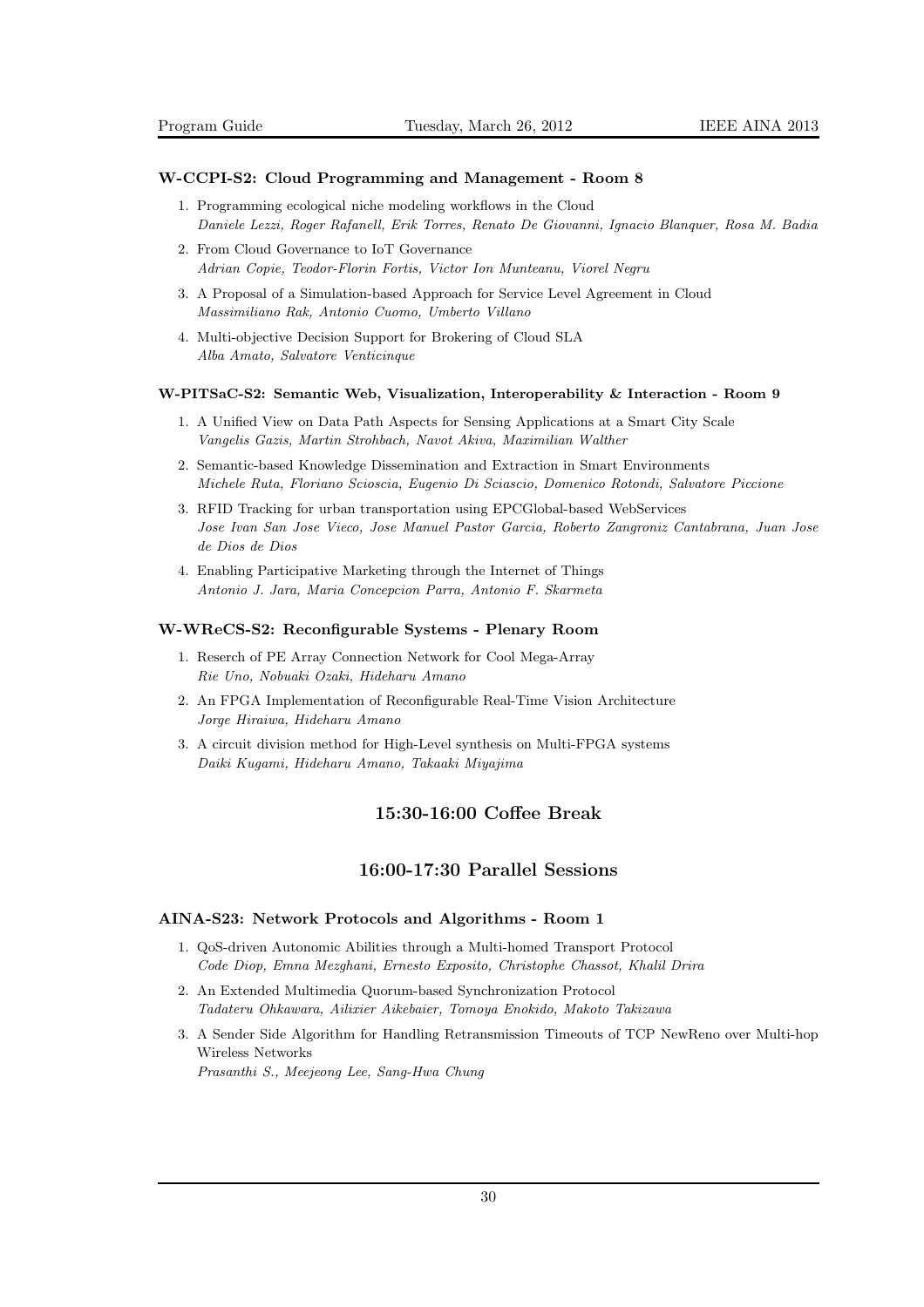### W-CCPI-S2: Cloud Programming and Management - Room 8

1. Programming ecological niche modeling workflows in the Cloud
   *Daniele Lezzi, Roger Rafanell, Erik Torres, Renato De Giovanni, Ignacio Blanquer, Rosa M. Badia*
2. From Cloud Governance to IoT Governance
   *Adrian Copie, Teodor-Florin Fortis, Victor Ion Munteanu, Viorel Negru*
3. A Proposal of a Simulation-based Approach for Service Level Agreement in Cloud
   *Massimiliano Rak, Antonio Cuomo, Umberto Villano*
4. Multi-objective Decision Support for Brokering of Cloud SLA
   *Alba Amato, Salvatore Venticinque*

### W-PITSaC-S2: Semantic Web, Visualization, Interoperability & Interaction - Room 9

1. A Unified View on Data Path Aspects for Sensing Applications at a Smart City Scale
   *Vangelis Gazis, Martin Strohbach, Navot Akiva, Maximilian Walther*
2. Semantic-based Knowledge Dissemination and Extraction in Smart Environments
   *Michele Ruta, Floriano Scioscia, Eugenio Di Sciascio, Domenico Rotondi, Salvatore Piccione*
3. RFID Tracking for urban transportation using EPCGlobal-based WebServices
   *Jose Ivan San Jose Vieco, Jose Manuel Pastor Garcia, Roberto Zangroniz Cantabrana, Juan Jose de Dios de Dios*
4. Enabling Participative Marketing through the Internet of Things
   *Antonio J. Jara, Maria Concepcion Parra, Antonio F. Skarmeta*

### W-WReCS-S2: Reconfigurable Systems - Plenary Room

1. Reserch of PE Array Connection Network for Cool Mega-Array
   *Rie Uno, Nobuaki Ozaki, Hideharu Amano*
2. An FPGA Implementation of Reconfigurable Real-Time Vision Architecture
   *Jorge Hiraiwa, Hideharu Amano*
3. A circuit division method for High-Level synthesis on Multi-FPGA systems
   *Daiki Kugami, Hideharu Amano, Takaaki Miyajima*

## 15:30-16:00 Coffee Break

## 16:00-17:30 Parallel Sessions

### AINA-S23: Network Protocols and Algorithms - Room 1

1. QoS-driven Autonomic Abilities through a Multi-homed Transport Protocol
   *Code Diop, Emna Mezghani, Ernesto Exposito, Christophe Chassot, Khalil Drira*
2. An Extended Multimedia Quorum-based Synchronization Protocol
   *Tadateru Ohkawara, Ailixier Aikebaier, Tomoya Enokido, Makoto Takizawa*
3. A Sender Side Algorithm for Handling Retransmission Timeouts of TCP NewReno over Multi-hop Wireless Networks
   *Prasanthi S., Meejeong Lee, Sang-Hwa Chung*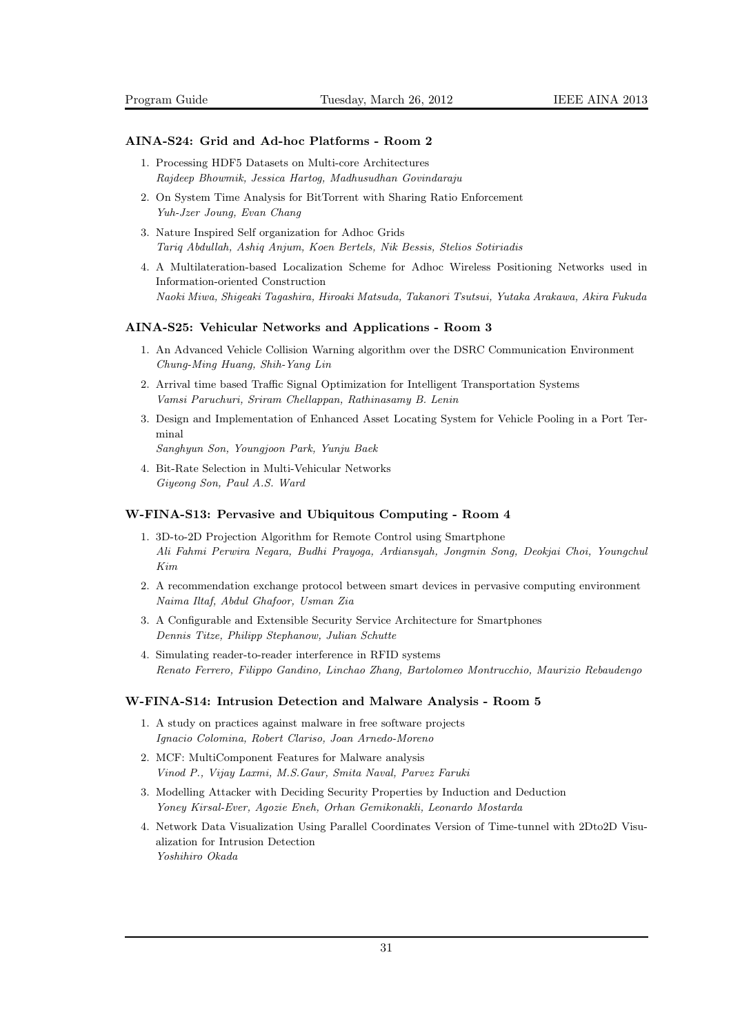### AINA-S24: Grid and Ad-hoc Platforms - Room 2

1. Processing HDF5 Datasets on Multi-core Architectures
   *Rajdeep Bhowmik, Jessica Hartog, Madhusudhan Govindaraju*
2. On System Time Analysis for BitTorrent with Sharing Ratio Enforcement
   *Yuh-Jzer Joung, Evan Chang*
3. Nature Inspired Self organization for Adhoc Grids
   *Tariq Abdullah, Ashiq Anjum, Koen Bertels, Nik Bessis, Stelios Sotiriadis*
4. A Multilateration-based Localization Scheme for Adhoc Wireless Positioning Networks used in Information-oriented Construction
   *Naoki Miwa, Shigeaki Tagashira, Hiroaki Matsuda, Takanori Tsutsui, Yutaka Arakawa, Akira Fukuda*

### AINA-S25: Vehicular Networks and Applications - Room 3

1. An Advanced Vehicle Collision Warning algorithm over the DSRC Communication Environment
   *Chung-Ming Huang, Shih-Yang Lin*
2. Arrival time based Traffic Signal Optimization for Intelligent Transportation Systems
   *Vamsi Paruchuri, Sriram Chellappan, Rathinasamy B. Lenin*
3. Design and Implementation of Enhanced Asset Locating System for Vehicle Pooling in a Port Terminal
   *Sanghyun Son, Youngjoon Park, Yunju Baek*
4. Bit-Rate Selection in Multi-Vehicular Networks
   *Giyeong Son, Paul A.S. Ward*

### W-FINA-S13: Pervasive and Ubiquitous Computing - Room 4

1. 3D-to-2D Projection Algorithm for Remote Control using Smartphone
   *Ali Fahmi Perwira Negara, Budhi Prayoga, Ardiansyah, Jongmin Song, Deokjai Choi, Youngchul Kim*
2. A recommendation exchange protocol between smart devices in pervasive computing environment
   *Naima Iltaf, Abdul Ghafoor, Usman Zia*
3. A Configurable and Extensible Security Service Architecture for Smartphones
   *Dennis Titze, Philipp Stephanow, Julian Schutte*
4. Simulating reader-to-reader interference in RFID systems
   *Renato Ferrero, Filippo Gandino, Linchao Zhang, Bartolomeo Montrucchio, Maurizio Rebaudengo*

### W-FINA-S14: Intrusion Detection and Malware Analysis - Room 5

1. A study on practices against malware in free software projects
   *Ignacio Colomina, Robert Clariso, Joan Arnedo-Moreno*
2. MCF: MultiComponent Features for Malware analysis
   *Vinod P., Vijay Laxmi, M.S.Gaur, Smita Naval, Parvez Faruki*
3. Modelling Attacker with Deciding Security Properties by Induction and Deduction
   *Yoney Kirsal-Ever, Agozie Eneh, Orhan Gemikonakli, Leonardo Mostarda*
4. Network Data Visualization Using Parallel Coordinates Version of Time-tunnel with 2Dto2D Visualization for Intrusion Detection
   *Yoshihiro Okada*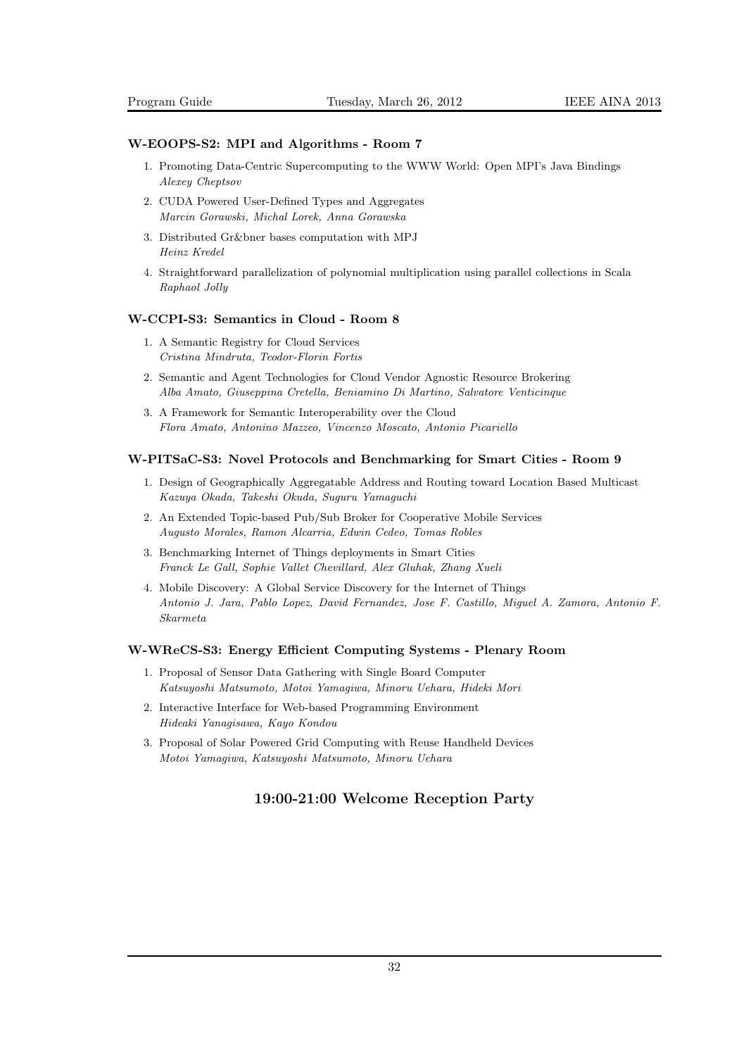### W-EOOPS-S2: MPI and Algorithms - Room 7

1. Promoting Data-Centric Supercomputing to the WWW World: Open MPI's Java Bindings
   *Alexey Cheptsov*
2. CUDA Powered User-Defined Types and Aggregates
   *Marcin Gorawski, Michal Lorek, Anna Gorawska*
3. Distributed Gr&bner bases computation with MPJ
   *Heinz Kredel*
4. Straightforward parallelization of polynomial multiplication using parallel collections in Scala
   *Raphaol Jolly*

### W-CCPI-S3: Semantics in Cloud - Room 8

1. A Semantic Registry for Cloud Services
   *Cristina Mindruta, Teodor-Florin Fortis*
2. Semantic and Agent Technologies for Cloud Vendor Agnostic Resource Brokering
   *Alba Amato, Giuseppina Cretella, Beniamino Di Martino, Salvatore Venticinque*
3. A Framework for Semantic Interoperability over the Cloud
   *Flora Amato, Antonino Mazzeo, Vincenzo Moscato, Antonio Picariello*

### W-PITSaC-S3: Novel Protocols and Benchmarking for Smart Cities - Room 9

1. Design of Geographically Aggregatable Address and Routing toward Location Based Multicast
   *Kazuya Okada, Takeshi Okuda, Suguru Yamaguchi*
2. An Extended Topic-based Pub/Sub Broker for Cooperative Mobile Services
   *Augusto Morales, Ramon Alcarria, Edwin Cedeo, Tomas Robles*
3. Benchmarking Internet of Things deployments in Smart Cities
   *Franck Le Gall, Sophie Vallet Chevillard, Alex Gluhak, Zhang Xueli*
4. Mobile Discovery: A Global Service Discovery for the Internet of Things
   *Antonio J. Jara, Pablo Lopez, David Fernandez, Jose F. Castillo, Miguel A. Zamora, Antonio F. Skarmeta*

### W-WReCS-S3: Energy Efficient Computing Systems - Plenary Room

1. Proposal of Sensor Data Gathering with Single Board Computer
   *Katsuyoshi Matsumoto, Motoi Yamagiwa, Minoru Uehara, Hideki Mori*
2. Interactive Interface for Web-based Programming Environment
   *Hideaki Yanagisawa, Kayo Kondou*
3. Proposal of Solar Powered Grid Computing with Reuse Handheld Devices
   *Motoi Yamagiwa, Katsuyoshi Matsumoto, Minoru Uehara*

## 19:00-21:00 Welcome Reception Party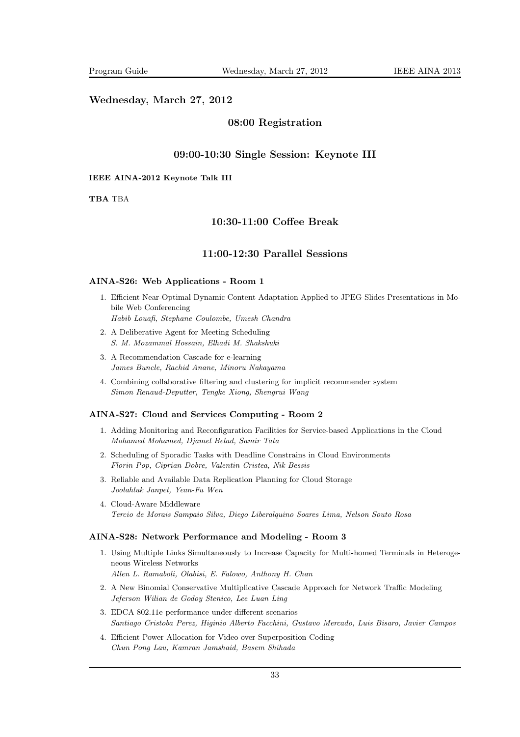## Wednesday, March 27, 2012

### 08:00 Registration

### 09:00-10:30 Single Session: Keynote III

**IEEE AINA-2012 Keynote Talk III**

**TBA** TBA

### 10:30-11:00 Coffee Break

### 11:00-12:30 Parallel Sessions

#### AINA-S26: Web Applications - Room 1

1. Efficient Near-Optimal Dynamic Content Adaptation Applied to JPEG Slides Presentations in Mobile Web Conferencing
   *Habib Louafi, Stephane Coulombe, Umesh Chandra*
2. A Deliberative Agent for Meeting Scheduling
   *S. M. Mozammal Hossain, Elhadi M. Shakshuki*
3. A Recommendation Cascade for e-learning
   *James Buncle, Rachid Anane, Minoru Nakayama*
4. Combining collaborative filtering and clustering for implicit recommender system
   *Simon Renaud-Deputter, Tengke Xiong, Shengrui Wang*

#### AINA-S27: Cloud and Services Computing - Room 2

1. Adding Monitoring and Reconfiguration Facilities for Service-based Applications in the Cloud
   *Mohamed Mohamed, Djamel Belad, Samir Tata*
2. Scheduling of Sporadic Tasks with Deadline Constrains in Cloud Environments
   *Florin Pop, Ciprian Dobre, Valentin Cristea, Nik Bessis*
3. Reliable and Available Data Replication Planning for Cloud Storage
   *Joolahluk Janpet, Yean-Fu Wen*
4. Cloud-Aware Middleware
   *Tercio de Morais Sampaio Silva, Diego Liberalquino Soares Lima, Nelson Souto Rosa*

#### AINA-S28: Network Performance and Modeling - Room 3

1. Using Multiple Links Simultaneously to Increase Capacity for Multi-homed Terminals in Heterogeneous Wireless Networks
   *Allen L. Ramaboli, Olabisi, E. Falowo, Anthony H. Chan*
2. A New Binomial Conservative Multiplicative Cascade Approach for Network Traffic Modeling
   *Jeferson Wilian de Godoy Stenico, Lee Luan Ling*
3. EDCA 802.11e performance under different scenarios
   *Santiago Cristoba Perez, Higinio Alberto Facchini, Gustavo Mercado, Luis Bisaro, Javier Campos*
4. Efficient Power Allocation for Video over Superposition Coding
   *Chun Pong Lau, Kamran Jamshaid, Basem Shihada*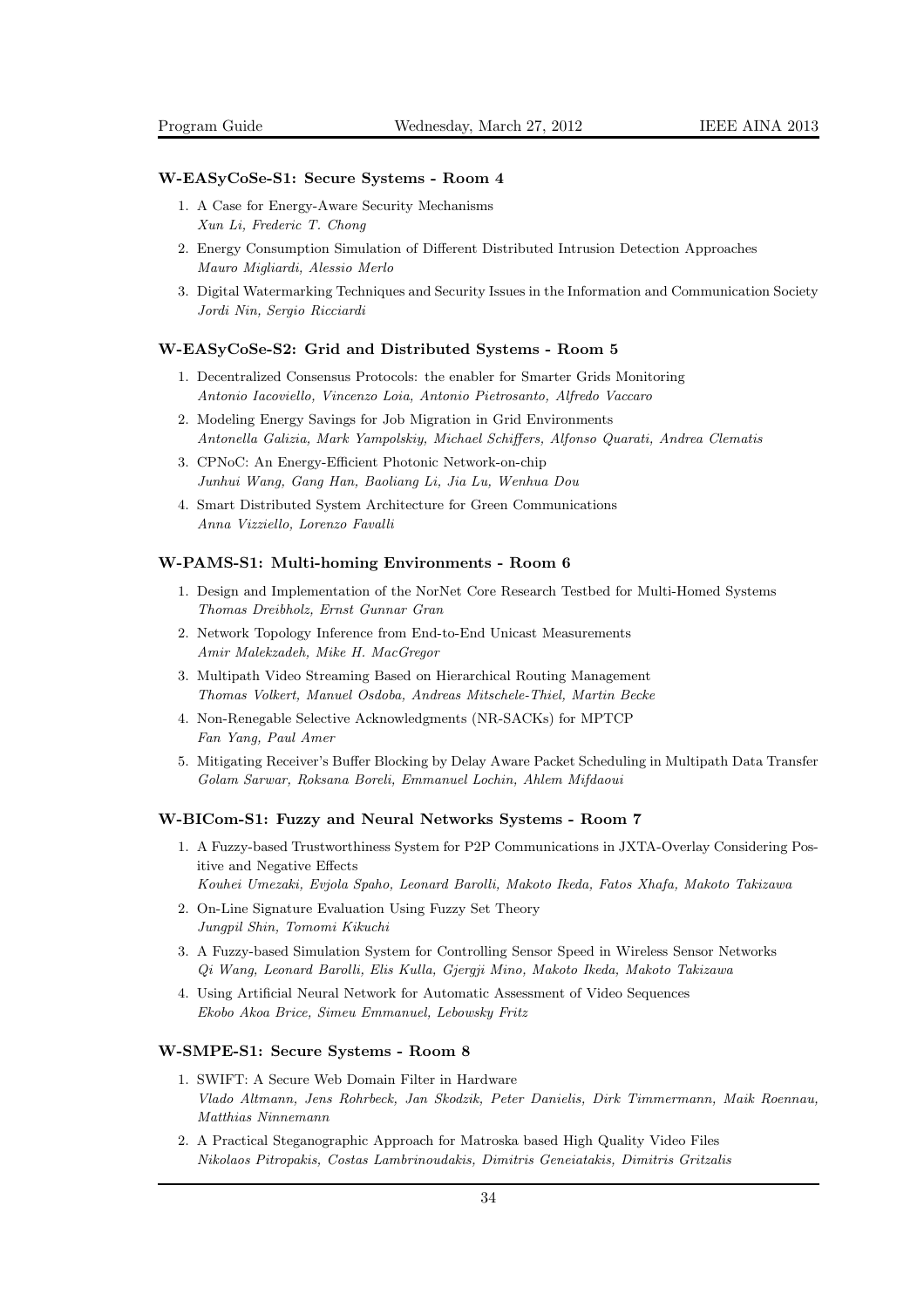### W-EASyCoSe-S1: Secure Systems - Room 4

1. A Case for Energy-Aware Security Mechanisms
   *Xun Li, Frederic T. Chong*
2. Energy Consumption Simulation of Different Distributed Intrusion Detection Approaches
   *Mauro Migliardi, Alessio Merlo*
3. Digital Watermarking Techniques and Security Issues in the Information and Communication Society
   *Jordi Nin, Sergio Ricciardi*

### W-EASyCoSe-S2: Grid and Distributed Systems - Room 5

1. Decentralized Consensus Protocols: the enabler for Smarter Grids Monitoring
   *Antonio Iacoviello, Vincenzo Loia, Antonio Pietrosanto, Alfredo Vaccaro*
2. Modeling Energy Savings for Job Migration in Grid Environments
   *Antonella Galizia, Mark Yampolskiy, Michael Schiffers, Alfonso Quarati, Andrea Clematis*
3. CPNoC: An Energy-Efficient Photonic Network-on-chip
   *Junhui Wang, Gang Han, Baoliang Li, Jia Lu, Wenhua Dou*
4. Smart Distributed System Architecture for Green Communications
   *Anna Vizziello, Lorenzo Favalli*

### W-PAMS-S1: Multi-homing Environments - Room 6

1. Design and Implementation of the NorNet Core Research Testbed for Multi-Homed Systems
   *Thomas Dreibholz, Ernst Gunnar Gran*
2. Network Topology Inference from End-to-End Unicast Measurements
   *Amir Malekzadeh, Mike H. MacGregor*
3. Multipath Video Streaming Based on Hierarchical Routing Management
   *Thomas Volkert, Manuel Osdoba, Andreas Mitschele-Thiel, Martin Becke*
4. Non-Renegable Selective Acknowledgments (NR-SACKs) for MPTCP
   *Fan Yang, Paul Amer*
5. Mitigating Receiver's Buffer Blocking by Delay Aware Packet Scheduling in Multipath Data Transfer
   *Golam Sarwar, Roksana Boreli, Emmanuel Lochin, Ahlem Mifdaoui*

### W-BICom-S1: Fuzzy and Neural Networks Systems - Room 7

1. A Fuzzy-based Trustworthiness System for P2P Communications in JXTA-Overlay Considering Positive and Negative Effects
   *Kouhei Umezaki, Evjola Spaho, Leonard Barolli, Makoto Ikeda, Fatos Xhafa, Makoto Takizawa*
2. On-Line Signature Evaluation Using Fuzzy Set Theory
   *Jungpil Shin, Tomomi Kikuchi*
3. A Fuzzy-based Simulation System for Controlling Sensor Speed in Wireless Sensor Networks
   *Qi Wang, Leonard Barolli, Elis Kulla, Gjergji Mino, Makoto Ikeda, Makoto Takizawa*
4. Using Artificial Neural Network for Automatic Assessment of Video Sequences
   *Ekobo Akoa Brice, Simeu Emmanuel, Lebowsky Fritz*

### W-SMPE-S1: Secure Systems - Room 8

1. SWIFT: A Secure Web Domain Filter in Hardware
   *Vlado Altmann, Jens Rohrbeck, Jan Skodzik, Peter Danielis, Dirk Timmermann, Maik Roennau, Matthias Ninnemann*
2. A Practical Steganographic Approach for Matroska based High Quality Video Files
   *Nikolaos Pitropakis, Costas Lambrinoudakis, Dimitris Geneiatakis, Dimitris Gritzalis*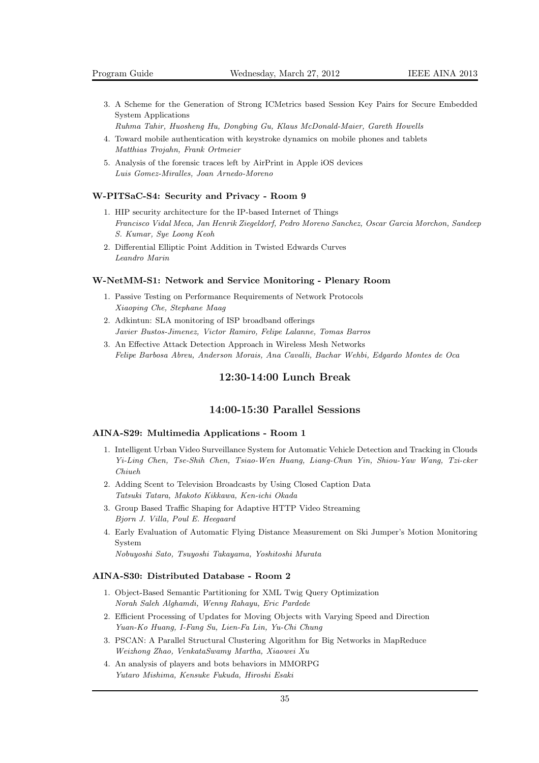3. A Scheme for the Generation of Strong ICMetrics based Session Key Pairs for Secure Embedded System Applications
   *Ruhma Tahir, Huosheng Hu, Dongbing Gu, Klaus McDonald-Maier, Gareth Howells*
4. Toward mobile authentication with keystroke dynamics on mobile phones and tablets
   *Matthias Trojahn, Frank Ortmeier*
5. Analysis of the forensic traces left by AirPrint in Apple iOS devices
   *Luis Gomez-Miralles, Joan Arnedo-Moreno*

### W-PITSaC-S4: Security and Privacy - Room 9

1. HIP security architecture for the IP-based Internet of Things
   *Francisco Vidal Meca, Jan Henrik Ziegeldorf, Pedro Moreno Sanchez, Oscar Garcia Morchon, Sandeep S. Kumar, Sye Loong Keoh*
2. Differential Elliptic Point Addition in Twisted Edwards Curves
   *Leandro Marin*

### W-NetMM-S1: Network and Service Monitoring - Plenary Room

1. Passive Testing on Performance Requirements of Network Protocols
   *Xiaoping Che, Stephane Maag*
2. Adkintun: SLA monitoring of ISP broadband offerings
   *Javier Bustos-Jimenez, Victor Ramiro, Felipe Lalanne, Tomas Barros*
3. An Effective Attack Detection Approach in Wireless Mesh Networks
   *Felipe Barbosa Abreu, Anderson Morais, Ana Cavalli, Bachar Wehbi, Edgardo Montes de Oca*

## 12:30-14:00 Lunch Break

## 14:00-15:30 Parallel Sessions

### AINA-S29: Multimedia Applications - Room 1

1. Intelligent Urban Video Surveillance System for Automatic Vehicle Detection and Tracking in Clouds
   *Yi-Ling Chen, Tse-Shih Chen, Tsiao-Wen Huang, Liang-Chun Yin, Shiou-Yaw Wang, Tzi-cker Chiueh*
2. Adding Scent to Television Broadcasts by Using Closed Caption Data
   *Tatsuki Tatara, Makoto Kikkawa, Ken-ichi Okada*
3. Group Based Traffic Shaping for Adaptive HTTP Video Streaming
   *Bjorn J. Villa, Poul E. Heegaard*
4. Early Evaluation of Automatic Flying Distance Measurement on Ski Jumper's Motion Monitoring System
   *Nobuyoshi Sato, Tsuyoshi Takayama, Yoshitoshi Murata*

### AINA-S30: Distributed Database - Room 2

1. Object-Based Semantic Partitioning for XML Twig Query Optimization
   *Norah Saleh Alghamdi, Wenny Rahayu, Eric Pardede*
2. Efficient Processing of Updates for Moving Objects with Varying Speed and Direction
   *Yuan-Ko Huang, I-Fang Su, Lien-Fa Lin, Yu-Chi Chung*
3. PSCAN: A Parallel Structural Clustering Algorithm for Big Networks in MapReduce
   *Weizhong Zhao, VenkataSwamy Martha, Xiaowei Xu*
4. An analysis of players and bots behaviors in MMORPG
   *Yutaro Mishima, Kensuke Fukuda, Hiroshi Esaki*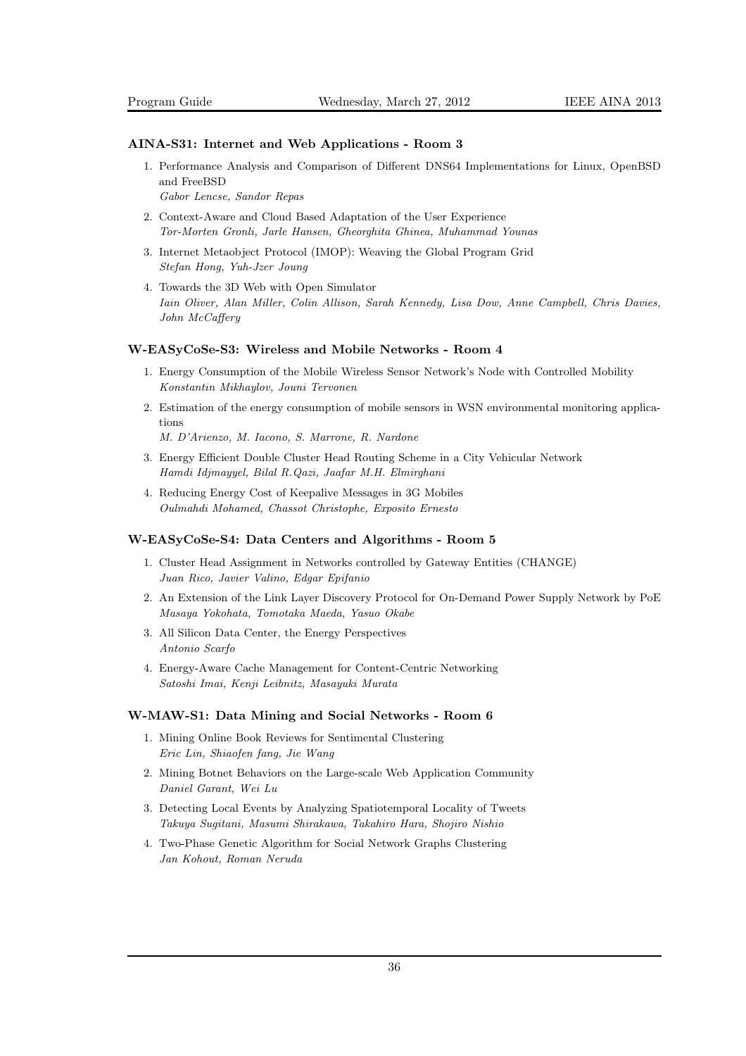### AINA-S31: Internet and Web Applications - Room 3

1. Performance Analysis and Comparison of Different DNS64 Implementations for Linux, OpenBSD and FreeBSD
   *Gabor Lencse, Sandor Repas*
2. Context-Aware and Cloud Based Adaptation of the User Experience
   *Tor-Morten Gronli, Jarle Hansen, Gheorghita Ghinea, Muhammad Younas*
3. Internet Metaobject Protocol (IMOP): Weaving the Global Program Grid
   *Stefan Hong, Yuh-Jzer Joung*
4. Towards the 3D Web with Open Simulator
   *Iain Oliver, Alan Miller, Colin Allison, Sarah Kennedy, Lisa Dow, Anne Campbell, Chris Davies, John McCaffery*

### W-EASyCoSe-S3: Wireless and Mobile Networks - Room 4

1. Energy Consumption of the Mobile Wireless Sensor Network's Node with Controlled Mobility
   *Konstantin Mikhaylov, Jouni Tervonen*
2. Estimation of the energy consumption of mobile sensors in WSN environmental monitoring applications
   *M. D'Arienzo, M. Iacono, S. Marrone, R. Nardone*
3. Energy Efficient Double Cluster Head Routing Scheme in a City Vehicular Network
   *Hamdi Idjmayyel, Bilal R.Qazi, Jaafar M.H. Elmirghani*
4. Reducing Energy Cost of Keepalive Messages in 3G Mobiles
   *Oulmahdi Mohamed, Chassot Christophe, Exposito Ernesto*

### W-EASyCoSe-S4: Data Centers and Algorithms - Room 5

1. Cluster Head Assignment in Networks controlled by Gateway Entities (CHANGE)
   *Juan Rico, Javier Valino, Edgar Epifanio*
2. An Extension of the Link Layer Discovery Protocol for On-Demand Power Supply Network by PoE
   *Masaya Yokohata, Tomotaka Maeda, Yasuo Okabe*
3. All Silicon Data Center, the Energy Perspectives
   *Antonio Scarfo*
4. Energy-Aware Cache Management for Content-Centric Networking
   *Satoshi Imai, Kenji Leibnitz, Masayuki Murata*

### W-MAW-S1: Data Mining and Social Networks - Room 6

1. Mining Online Book Reviews for Sentimental Clustering
   *Eric Lin, Shiaofen fang, Jie Wang*
2. Mining Botnet Behaviors on the Large-scale Web Application Community
   *Daniel Garant, Wei Lu*
3. Detecting Local Events by Analyzing Spatiotemporal Locality of Tweets
   *Takuya Sugitani, Masumi Shirakawa, Takahiro Hara, Shojiro Nishio*
4. Two-Phase Genetic Algorithm for Social Network Graphs Clustering
   *Jan Kohout, Roman Neruda*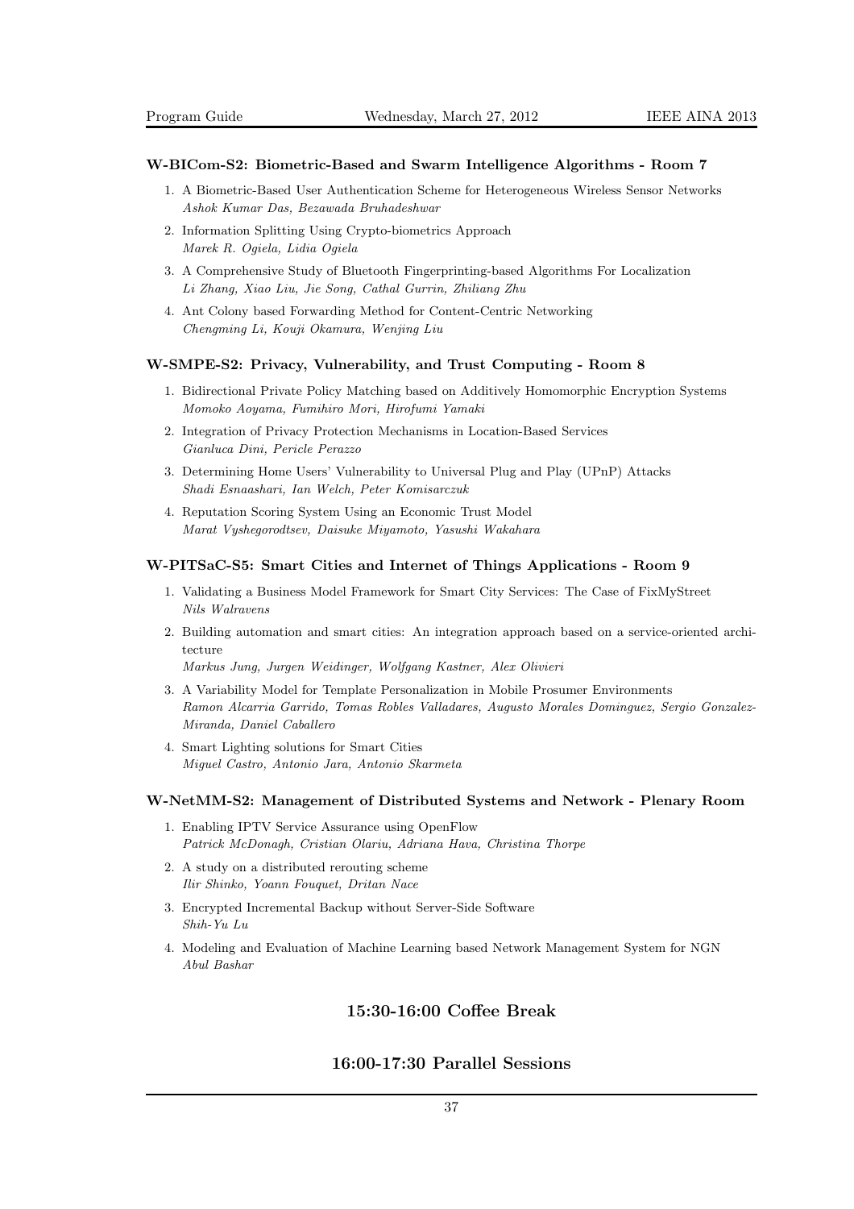### W-BICom-S2: Biometric-Based and Swarm Intelligence Algorithms - Room 7

1. A Biometric-Based User Authentication Scheme for Heterogeneous Wireless Sensor Networks
   *Ashok Kumar Das, Bezawada Bruhadeshwar*
2. Information Splitting Using Crypto-biometrics Approach
   *Marek R. Ogiela, Lidia Ogiela*
3. A Comprehensive Study of Bluetooth Fingerprinting-based Algorithms For Localization
   *Li Zhang, Xiao Liu, Jie Song, Cathal Gurrin, Zhiliang Zhu*
4. Ant Colony based Forwarding Method for Content-Centric Networking
   *Chengming Li, Kouji Okamura, Wenjing Liu*

### W-SMPE-S2: Privacy, Vulnerability, and Trust Computing - Room 8

1. Bidirectional Private Policy Matching based on Additively Homomorphic Encryption Systems
   *Momoko Aoyama, Fumihiro Mori, Hirofumi Yamaki*
2. Integration of Privacy Protection Mechanisms in Location-Based Services
   *Gianluca Dini, Pericle Perazzo*
3. Determining Home Users' Vulnerability to Universal Plug and Play (UPnP) Attacks
   *Shadi Esnaashari, Ian Welch, Peter Komisarczuk*
4. Reputation Scoring System Using an Economic Trust Model
   *Marat Vyshegorodtsev, Daisuke Miyamoto, Yasushi Wakahara*

### W-PITSaC-S5: Smart Cities and Internet of Things Applications - Room 9

1. Validating a Business Model Framework for Smart City Services: The Case of FixMyStreet
   *Nils Walravens*
2. Building automation and smart cities: An integration approach based on a service-oriented architecture
   *Markus Jung, Jurgen Weidinger, Wolfgang Kastner, Alex Olivieri*
3. A Variability Model for Template Personalization in Mobile Prosumer Environments
   *Ramon Alcarria Garrido, Tomas Robles Valladares, Augusto Morales Dominguez, Sergio Gonzalez-Miranda, Daniel Caballero*
4. Smart Lighting solutions for Smart Cities
   *Miguel Castro, Antonio Jara, Antonio Skarmeta*

### W-NetMM-S2: Management of Distributed Systems and Network - Plenary Room

1. Enabling IPTV Service Assurance using OpenFlow
   *Patrick McDonagh, Cristian Olariu, Adriana Hava, Christina Thorpe*
2. A study on a distributed rerouting scheme
   *Ilir Shinko, Yoann Fouquet, Dritan Nace*
3. Encrypted Incremental Backup without Server-Side Software
   *Shih-Yu Lu*
4. Modeling and Evaluation of Machine Learning based Network Management System for NGN
   *Abul Bashar*

## 15:30-16:00 Coffee Break

## 16:00-17:30 Parallel Sessions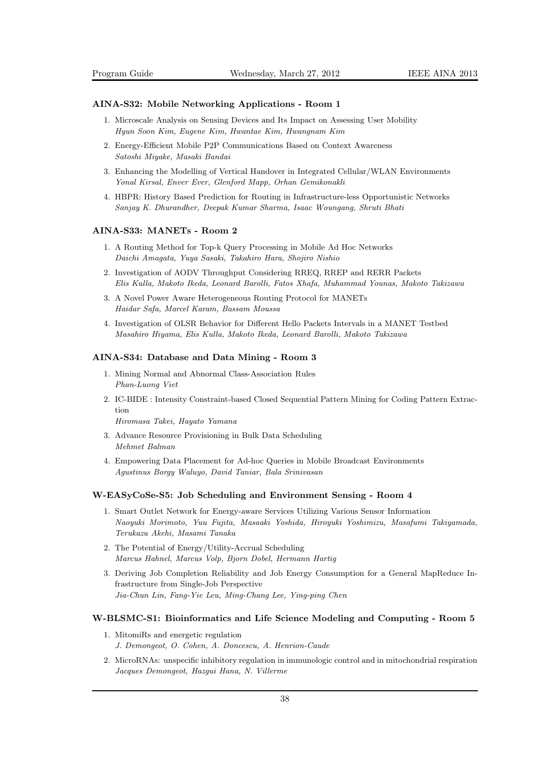### AINA-S32: Mobile Networking Applications - Room 1

1. Microscale Analysis on Sensing Devices and Its Impact on Assessing User Mobility
   *Hyun Soon Kim, Eugene Kim, Hwantae Kim, Hwangnam Kim*
2. Energy-Efficient Mobile P2P Communications Based on Context Awareness
   *Satoshi Miyake, Masaki Bandai*
3. Enhancing the Modelling of Vertical Handover in Integrated Cellular/WLAN Environments
   *Yonal Kirsal, Enver Ever, Glenford Mapp, Orhan Gemikonakli*
4. HBPR: History Based Prediction for Routing in Infrastructure-less Opportunistic Networks
   *Sanjay K. Dhurandher, Deepak Kumar Sharma, Isaac Woungang, Shruti Bhati*

### AINA-S33: MANETs - Room 2

1. A Routing Method for Top-k Query Processing in Mobile Ad Hoc Networks
   *Daichi Amagata, Yuya Sasaki, Takahiro Hara, Shojiro Nishio*
2. Investigation of AODV Throughput Considering RREQ, RREP and RERR Packets
   *Elis Kulla, Makoto Ikeda, Leonard Barolli, Fatos Xhafa, Muhammad Younas, Makoto Takizawa*
3. A Novel Power Aware Heterogeneous Routing Protocol for MANETs
   *Haidar Safa, Marcel Karam, Bassam Moussa*
4. Investigation of OLSR Behavior for Different Hello Packets Intervals in a MANET Testbed
   *Masahiro Hiyama, Elis Kulla, Makoto Ikeda, Leonard Barolli, Makoto Takizawa*

### AINA-S34: Database and Data Mining - Room 3

1. Mining Normal and Abnormal Class-Association Rules
   *Phan-Luong Viet*
2. IC-BIDE : Intensity Constraint-based Closed Sequential Pattern Mining for Coding Pattern Extraction
   *Hiromasa Takei, Hayato Yamana*
3. Advance Resource Provisioning in Bulk Data Scheduling
   *Mehmet Balman*
4. Empowering Data Placement for Ad-hoc Queries in Mobile Broadcast Environments
   *Agustinus Borgy Waluyo, David Taniar, Bala Srinivasan*

### W-EASyCoSe-S5: Job Scheduling and Environment Sensing - Room 4

1. Smart Outlet Network for Energy-aware Services Utilizing Various Sensor Information
   *Naoyuki Morimoto, Yuu Fujita, Masaaki Yoshida, Hiroyuki Yoshimizu, Masafumi Takiyamada, Terukazu Akehi, Masami Tanaka*
2. The Potential of Energy/Utility-Accrual Scheduling
   *Marcus Hahnel, Marcus Volp, Bjorn Dobel, Hermann Hartig*
3. Deriving Job Completion Reliability and Job Energy Consumption for a General MapReduce Infrastructure from Single-Job Perspective
   *Jia-Chun Lin, Fang-Yie Leu, Ming-Chang Lee, Ying-ping Chen*

### W-BLSMC-S1: Bioinformatics and Life Science Modeling and Computing - Room 5

1. MitomiRs and energetic regulation
   *J. Demongeot, O. Cohen, A. Doncescu, A. Henrion-Caude*
2. MicroRNAs: unspecific inhibitory regulation in immunologic control and in mitochondrial respiration
   *Jacques Demongeot, Hazgui Hana, N. Villerme*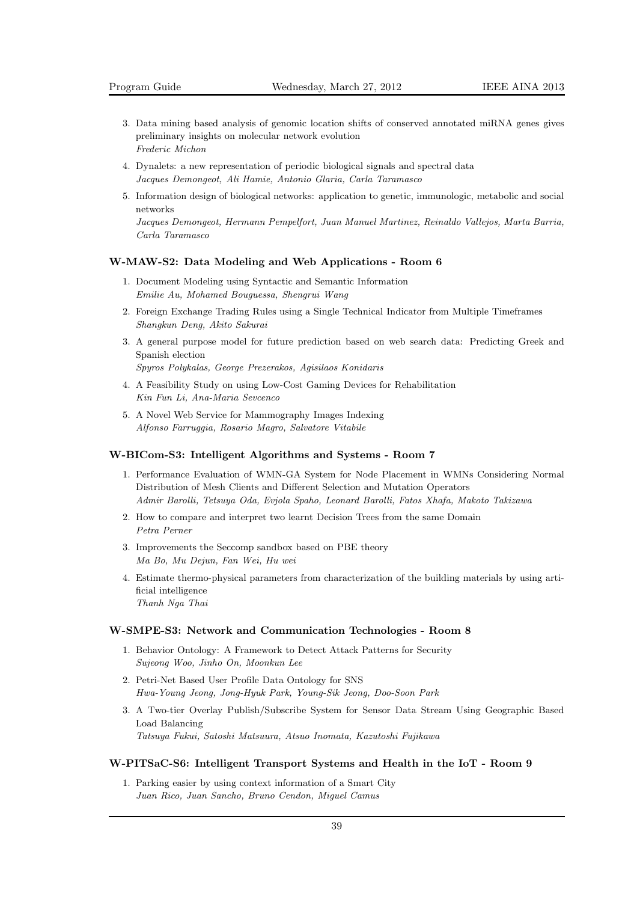3. Data mining based analysis of genomic location shifts of conserved annotated miRNA genes gives preliminary insights on molecular network evolution
   *Frederic Michon*

4. Dynalets: a new representation of periodic biological signals and spectral data
   *Jacques Demongeot, Ali Hamie, Antonio Glaria, Carla Taramasco*

5. Information design of biological networks: application to genetic, immunologic, metabolic and social networks
   *Jacques Demongeot, Hermann Pempelfort, Juan Manuel Martinez, Reinaldo Vallejos, Marta Barria, Carla Taramasco*

### W-MAW-S2: Data Modeling and Web Applications - Room 6

1. Document Modeling using Syntactic and Semantic Information
   *Emilie Au, Mohamed Bouguessa, Shengrui Wang*

2. Foreign Exchange Trading Rules using a Single Technical Indicator from Multiple Timeframes
   *Shangkun Deng, Akito Sakurai*

3. A general purpose model for future prediction based on web search data: Predicting Greek and Spanish election
   *Spyros Polykalas, George Prezerakos, Agisilaos Konidaris*

4. A Feasibility Study on using Low-Cost Gaming Devices for Rehabilitation
   *Kin Fun Li, Ana-Maria Sevcenco*

5. A Novel Web Service for Mammography Images Indexing
   *Alfonso Farruggia, Rosario Magro, Salvatore Vitabile*

### W-BICom-S3: Intelligent Algorithms and Systems - Room 7

1. Performance Evaluation of WMN-GA System for Node Placement in WMNs Considering Normal Distribution of Mesh Clients and Different Selection and Mutation Operators
   *Admir Barolli, Tetsuya Oda, Evjola Spaho, Leonard Barolli, Fatos Xhafa, Makoto Takizawa*

2. How to compare and interpret two learnt Decision Trees from the same Domain
   *Petra Perner*

3. Improvements the Seccomp sandbox based on PBE theory
   *Ma Bo, Mu Dejun, Fan Wei, Hu wei*

4. Estimate thermo-physical parameters from characterization of the building materials by using artificial intelligence
   *Thanh Nga Thai*

### W-SMPE-S3: Network and Communication Technologies - Room 8

1. Behavior Ontology: A Framework to Detect Attack Patterns for Security
   *Sujeong Woo, Jinho On, Moonkun Lee*

2. Petri-Net Based User Profile Data Ontology for SNS
   *Hwa-Young Jeong, Jong-Hyuk Park, Young-Sik Jeong, Doo-Soon Park*

3. A Two-tier Overlay Publish/Subscribe System for Sensor Data Stream Using Geographic Based Load Balancing
   *Tatsuya Fukui, Satoshi Matsuura, Atsuo Inomata, Kazutoshi Fujikawa*

### W-PITSaC-S6: Intelligent Transport Systems and Health in the IoT - Room 9

1. Parking easier by using context information of a Smart City
   *Juan Rico, Juan Sancho, Bruno Cendon, Miguel Camus*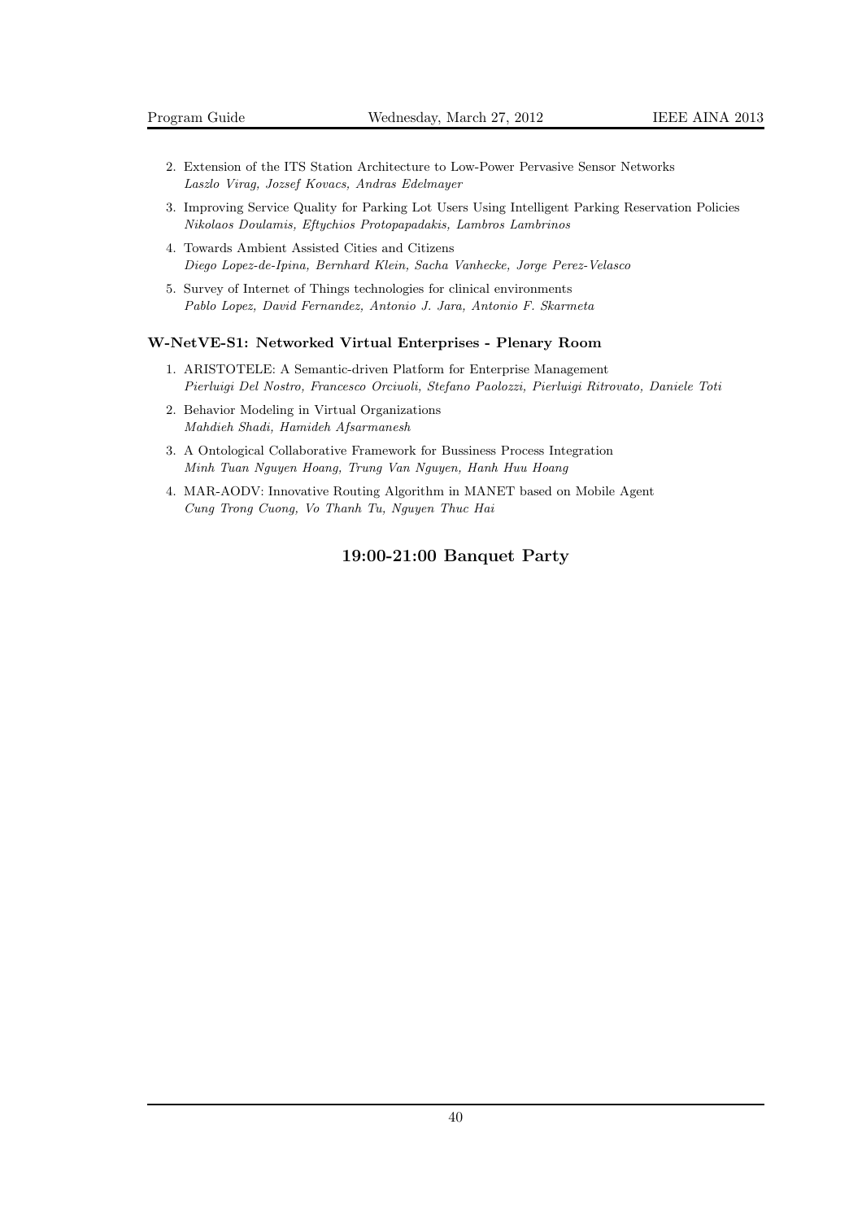2. Extension of the ITS Station Architecture to Low-Power Pervasive Sensor Networks
   *Laszlo Virag, Jozsef Kovacs, Andras Edelmayer*
3. Improving Service Quality for Parking Lot Users Using Intelligent Parking Reservation Policies
   *Nikolaos Doulamis, Eftychios Protopapadakis, Lambros Lambrinos*
4. Towards Ambient Assisted Cities and Citizens
   *Diego Lopez-de-Ipina, Bernhard Klein, Sacha Vanhecke, Jorge Perez-Velasco*
5. Survey of Internet of Things technologies for clinical environments
   *Pablo Lopez, David Fernandez, Antonio J. Jara, Antonio F. Skarmeta*

### W-NetVE-S1: Networked Virtual Enterprises - Plenary Room

1. ARISTOTELE: A Semantic-driven Platform for Enterprise Management
   *Pierluigi Del Nostro, Francesco Orciuoli, Stefano Paolozzi, Pierluigi Ritrovato, Daniele Toti*
2. Behavior Modeling in Virtual Organizations
   *Mahdieh Shadi, Hamideh Afsarmanesh*
3. A Ontological Collaborative Framework for Bussiness Process Integration
   *Minh Tuan Nguyen Hoang, Trung Van Nguyen, Hanh Huu Hoang*
4. MAR-AODV: Innovative Routing Algorithm in MANET based on Mobile Agent
   *Cung Trong Cuong, Vo Thanh Tu, Nguyen Thuc Hai*

## 19:00-21:00 Banquet Party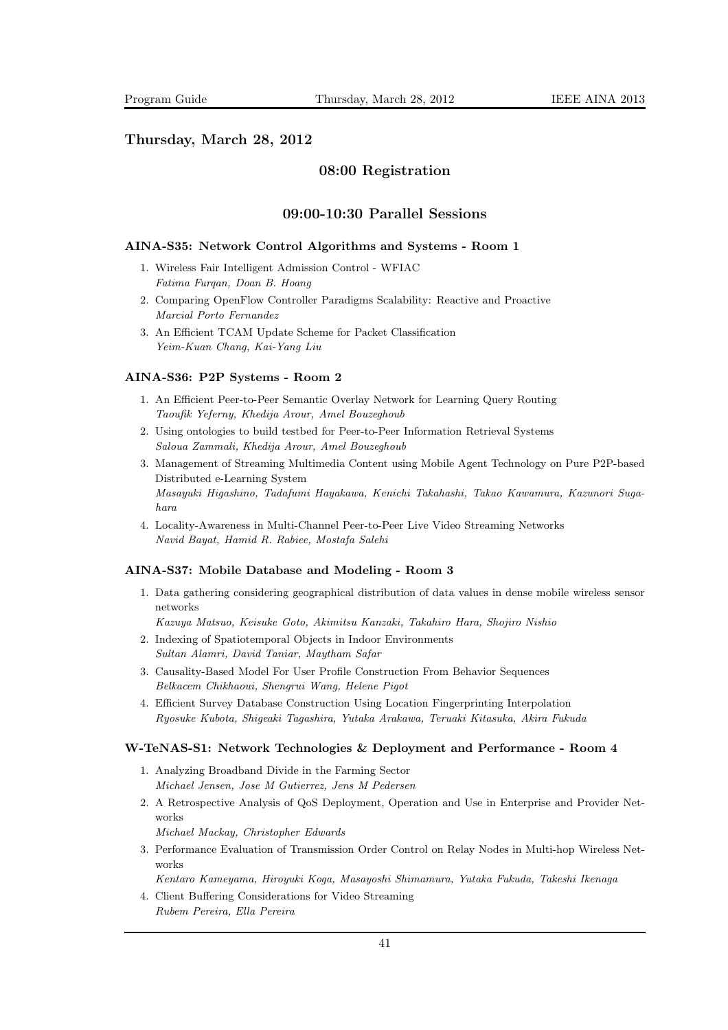## Thursday, March 28, 2012

### 08:00 Registration

### 09:00-10:30 Parallel Sessions

#### AINA-S35: Network Control Algorithms and Systems - Room 1

1. Wireless Fair Intelligent Admission Control - WFIAC
   *Fatima Furqan, Doan B. Hoang*
2. Comparing OpenFlow Controller Paradigms Scalability: Reactive and Proactive
   *Marcial Porto Fernandez*
3. An Efficient TCAM Update Scheme for Packet Classification
   *Yeim-Kuan Chang, Kai-Yang Liu*

#### AINA-S36: P2P Systems - Room 2

1. An Efficient Peer-to-Peer Semantic Overlay Network for Learning Query Routing
   *Taoufik Yeferny, Khedija Arour, Amel Bouzeghoub*
2. Using ontologies to build testbed for Peer-to-Peer Information Retrieval Systems
   *Saloua Zammali, Khedija Arour, Amel Bouzeghoub*
3. Management of Streaming Multimedia Content using Mobile Agent Technology on Pure P2P-based Distributed e-Learning System
   *Masayuki Higashino, Tadafumi Hayakawa, Kenichi Takahashi, Takao Kawamura, Kazunori Sugahara*
4. Locality-Awareness in Multi-Channel Peer-to-Peer Live Video Streaming Networks
   *Navid Bayat, Hamid R. Rabiee, Mostafa Salehi*

#### AINA-S37: Mobile Database and Modeling - Room 3

1. Data gathering considering geographical distribution of data values in dense mobile wireless sensor networks
   *Kazuya Matsuo, Keisuke Goto, Akimitsu Kanzaki, Takahiro Hara, Shojiro Nishio*
2. Indexing of Spatiotemporal Objects in Indoor Environments
   *Sultan Alamri, David Taniar, Maytham Safar*
3. Causality-Based Model For User Profile Construction From Behavior Sequences
   *Belkacem Chikhaoui, Shengrui Wang, Helene Pigot*
4. Efficient Survey Database Construction Using Location Fingerprinting Interpolation
   *Ryosuke Kubota, Shigeaki Tagashira, Yutaka Arakawa, Teruaki Kitasuka, Akira Fukuda*

#### W-TeNAS-S1: Network Technologies & Deployment and Performance - Room 4

1. Analyzing Broadband Divide in the Farming Sector
   *Michael Jensen, Jose M Gutierrez, Jens M Pedersen*
2. A Retrospective Analysis of QoS Deployment, Operation and Use in Enterprise and Provider Networks
   *Michael Mackay, Christopher Edwards*
3. Performance Evaluation of Transmission Order Control on Relay Nodes in Multi-hop Wireless Networks
   *Kentaro Kameyama, Hiroyuki Koga, Masayoshi Shimamura, Yutaka Fukuda, Takeshi Ikenaga*
4. Client Buffering Considerations for Video Streaming
   *Rubem Pereira, Ella Pereira*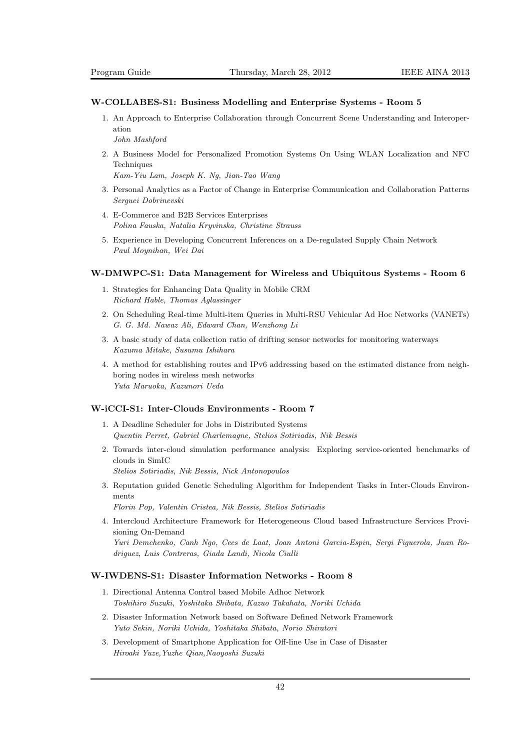### W-COLLABES-S1: Business Modelling and Enterprise Systems - Room 5

1. An Approach to Enterprise Collaboration through Concurrent Scene Understanding and Interoperation
   *John Mashford*
2. A Business Model for Personalized Promotion Systems On Using WLAN Localization and NFC Techniques
   *Kam-Yiu Lam, Joseph K. Ng, Jian-Tao Wang*
3. Personal Analytics as a Factor of Change in Enterprise Communication and Collaboration Patterns
   *Serguei Dobrinevski*
4. E-Commerce and B2B Services Enterprises
   *Polina Fauska, Natalia Kryvinska, Christine Strauss*
5. Experience in Developing Concurrent Inferences on a De-regulated Supply Chain Network
   *Paul Moynihan, Wei Dai*

### W-DMWPC-S1: Data Management for Wireless and Ubiquitous Systems - Room 6

1. Strategies for Enhancing Data Quality in Mobile CRM
   *Richard Hable, Thomas Aglassinger*
2. On Scheduling Real-time Multi-item Queries in Multi-RSU Vehicular Ad Hoc Networks (VANETs)
   *G. G. Md. Nawaz Ali, Edward Chan, Wenzhong Li*
3. A basic study of data collection ratio of drifting sensor networks for monitoring waterways
   *Kazuma Mitake, Susumu Ishihara*
4. A method for establishing routes and IPv6 addressing based on the estimated distance from neighboring nodes in wireless mesh networks
   *Yuta Maruoka, Kazunori Ueda*

### W-iCCI-S1: Inter-Clouds Environments - Room 7

1. A Deadline Scheduler for Jobs in Distributed Systems
   *Quentin Perret, Gabriel Charlemagne, Stelios Sotiriadis, Nik Bessis*
2. Towards inter-cloud simulation performance analysis: Exploring service-oriented benchmarks of clouds in SimIC
   *Stelios Sotiriadis, Nik Bessis, Nick Antonopoulos*
3. Reputation guided Genetic Scheduling Algorithm for Independent Tasks in Inter-Clouds Environments
   *Florin Pop, Valentin Cristea, Nik Bessis, Stelios Sotiriadis*
4. Intercloud Architecture Framework for Heterogeneous Cloud based Infrastructure Services Provisioning On-Demand
   *Yuri Demchenko, Canh Ngo, Cees de Laat, Joan Antoni Garcia-Espin, Sergi Figuerola, Juan Rodriguez, Luis Contreras, Giada Landi, Nicola Ciulli*

### W-IWDENS-S1: Disaster Information Networks - Room 8

1. Directional Antenna Control based Mobile Adhoc Network
   *Toshihiro Suzuki, Yoshitaka Shibata, Kazuo Takahata, Noriki Uchida*
2. Disaster Information Network based on Software Defined Network Framework
   *Yuto Sekin, Noriki Uchida, Yoshitaka Shibata, Norio Shiratori*
3. Development of Smartphone Application for Off-line Use in Case of Disaster
   *Hiroaki Yuze,Yuzhe Qian,Naoyoshi Suzuki*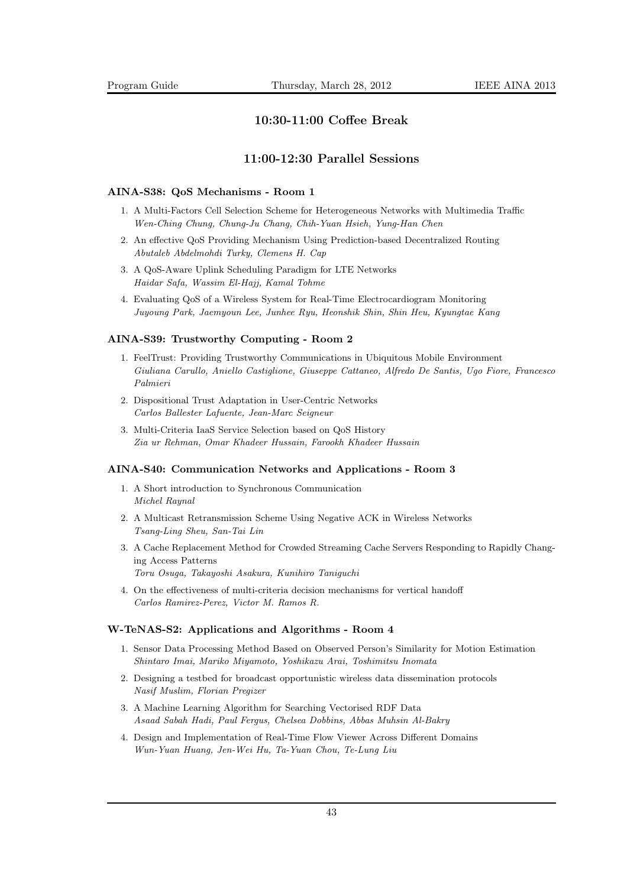## 10:30-11:00 Coffee Break

## 11:00-12:30 Parallel Sessions

### AINA-S38: QoS Mechanisms - Room 1

1. A Multi-Factors Cell Selection Scheme for Heterogeneous Networks with Multimedia Traffic
   *Wen-Ching Chung, Chung-Ju Chang, Chih-Yuan Hsieh, Yung-Han Chen*
2. An effective QoS Providing Mechanism Using Prediction-based Decentralized Routing
   *Abutaleb Abdelmohdi Turky, Clemens H. Cap*
3. A QoS-Aware Uplink Scheduling Paradigm for LTE Networks
   *Haidar Safa, Wassim El-Hajj, Kamal Tohme*
4. Evaluating QoS of a Wireless System for Real-Time Electrocardiogram Monitoring
   *Juyoung Park, Jaemyoun Lee, Junhee Ryu, Heonshik Shin, Shin Heu, Kyungtae Kang*

### AINA-S39: Trustworthy Computing - Room 2

1. FeelTrust: Providing Trustworthy Communications in Ubiquitous Mobile Environment
   *Giuliana Carullo, Aniello Castiglione, Giuseppe Cattaneo, Alfredo De Santis, Ugo Fiore, Francesco Palmieri*
2. Dispositional Trust Adaptation in User-Centric Networks
   *Carlos Ballester Lafuente, Jean-Marc Seigneur*
3. Multi-Criteria IaaS Service Selection based on QoS History
   *Zia ur Rehman, Omar Khadeer Hussain, Farookh Khadeer Hussain*

### AINA-S40: Communication Networks and Applications - Room 3

1. A Short introduction to Synchronous Communication
   *Michel Raynal*
2. A Multicast Retransmission Scheme Using Negative ACK in Wireless Networks
   *Tsang-Ling Sheu, San-Tai Lin*
3. A Cache Replacement Method for Crowded Streaming Cache Servers Responding to Rapidly Changing Access Patterns
   *Toru Osuga, Takayoshi Asakura, Kunihiro Taniguchi*
4. On the effectiveness of multi-criteria decision mechanisms for vertical handoff
   *Carlos Ramirez-Perez, Victor M. Ramos R.*

### W-TeNAS-S2: Applications and Algorithms - Room 4

1. Sensor Data Processing Method Based on Observed Person's Similarity for Motion Estimation
   *Shintaro Imai, Mariko Miyamoto, Yoshikazu Arai, Toshimitsu Inomata*
2. Designing a testbed for broadcast opportunistic wireless data dissemination protocols
   *Nasif Muslim, Florian Pregizer*
3. A Machine Learning Algorithm for Searching Vectorised RDF Data
   *Asaad Sabah Hadi, Paul Fergus, Chelsea Dobbins, Abbas Muhsin Al-Bakry*
4. Design and Implementation of Real-Time Flow Viewer Across Different Domains
   *Wun-Yuan Huang, Jen-Wei Hu, Ta-Yuan Chou, Te-Lung Liu*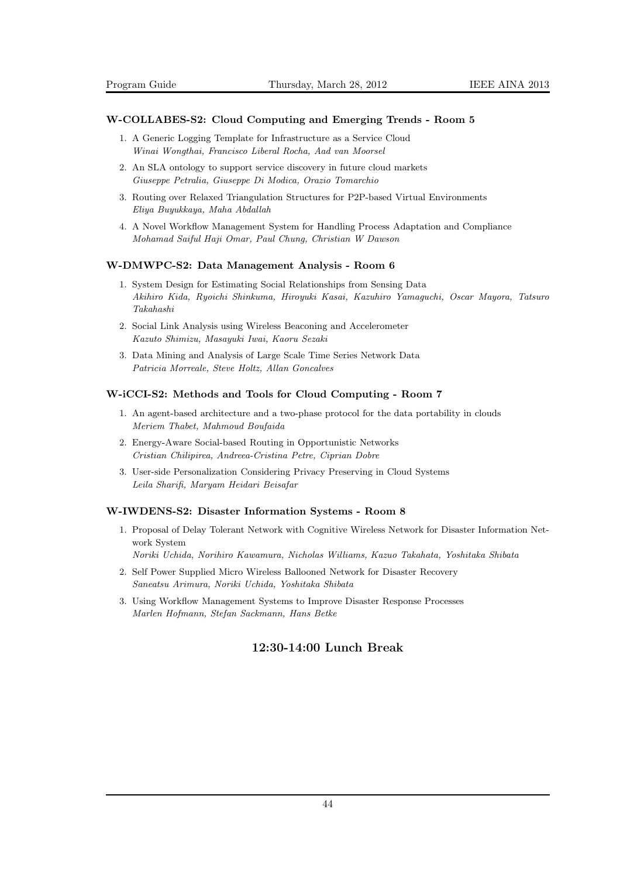### W-COLLABES-S2: Cloud Computing and Emerging Trends - Room 5

1. A Generic Logging Template for Infrastructure as a Service Cloud
   *Winai Wongthai, Francisco Liberal Rocha, Aad van Moorsel*
2. An SLA ontology to support service discovery in future cloud markets
   *Giuseppe Petralia, Giuseppe Di Modica, Orazio Tomarchio*
3. Routing over Relaxed Triangulation Structures for P2P-based Virtual Environments
   *Eliya Buyukkaya, Maha Abdallah*
4. A Novel Workflow Management System for Handling Process Adaptation and Compliance
   *Mohamad Saiful Haji Omar, Paul Chung, Christian W Dawson*

### W-DMWPC-S2: Data Management Analysis - Room 6

1. System Design for Estimating Social Relationships from Sensing Data
   *Akihiro Kida, Ryoichi Shinkuma, Hiroyuki Kasai, Kazuhiro Yamaguchi, Oscar Mayora, Tatsuro Takahashi*
2. Social Link Analysis using Wireless Beaconing and Accelerometer
   *Kazuto Shimizu, Masayuki Iwai, Kaoru Sezaki*
3. Data Mining and Analysis of Large Scale Time Series Network Data
   *Patricia Morreale, Steve Holtz, Allan Goncalves*

### W-iCCI-S2: Methods and Tools for Cloud Computing - Room 7

1. An agent-based architecture and a two-phase protocol for the data portability in clouds
   *Meriem Thabet, Mahmoud Boufaida*
2. Energy-Aware Social-based Routing in Opportunistic Networks
   *Cristian Chilipirea, Andreea-Cristina Petre, Ciprian Dobre*
3. User-side Personalization Considering Privacy Preserving in Cloud Systems
   *Leila Sharifi, Maryam Heidari Beisafar*

### W-IWDENS-S2: Disaster Information Systems - Room 8

1. Proposal of Delay Tolerant Network with Cognitive Wireless Network for Disaster Information Network System
   *Noriki Uchida, Norihiro Kawamura, Nicholas Williams, Kazuo Takahata, Yoshitaka Shibata*
2. Self Power Supplied Micro Wireless Ballooned Network for Disaster Recovery
   *Saneatsu Arimura, Noriki Uchida, Yoshitaka Shibata*
3. Using Workflow Management Systems to Improve Disaster Response Processes
   *Marlen Hofmann, Stefan Sackmann, Hans Betke*

## 12:30-14:00 Lunch Break